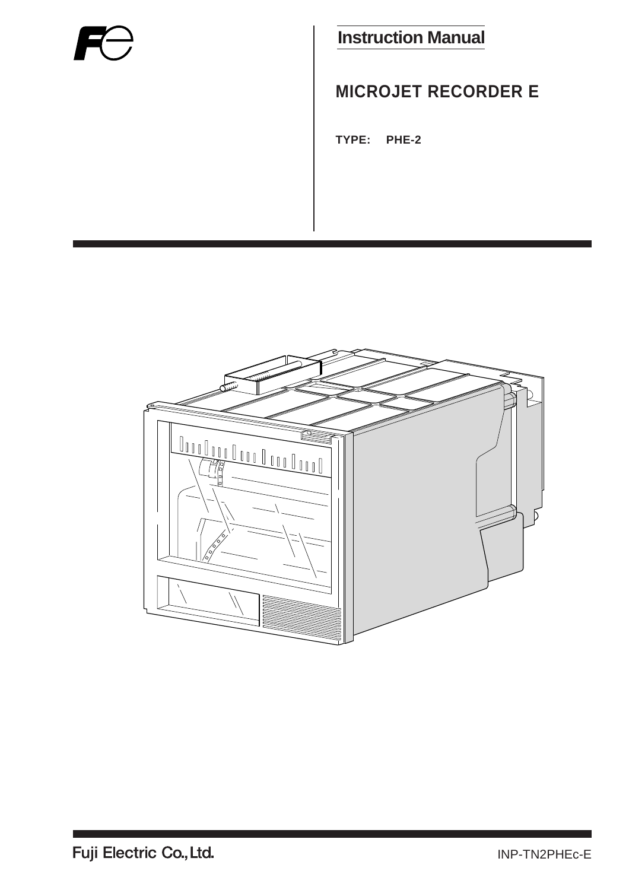**Instruction Manual**

# MICROJET RECORDER E

**TYPE: PHE-2**

Fuji Electric Co., Ltd.

INP-TN2PHEc-E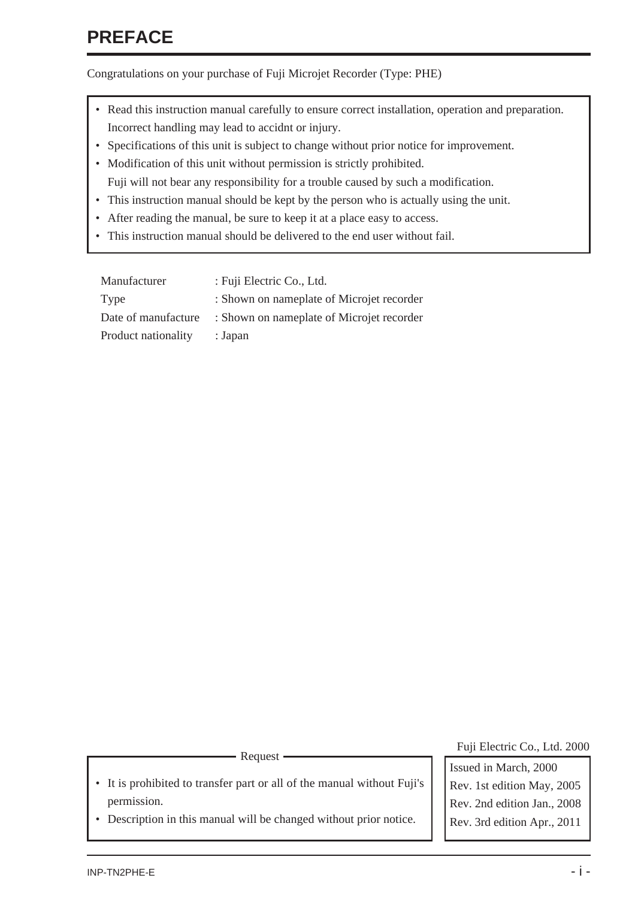# PREFACE

Congratulations on your purchase of Fuji Microjet Recorder (Type: PHE)

- Read this instruction manual carefully to ensure correct installation, operation and preparation. Incorrect handling may lead to accidnt or injury.
- Specifications of this unit is subject to change without prior notice for improvement.
- Modification of this unit without permission is strictly prohibited.
  Fuji will not bear any responsibility for a trouble caused by such a modification.
- This instruction manual should be kept by the person who is actually using the unit.
- After reading the manual, be sure to keep it at a place easy to access.
- This instruction manual should be delivered to the end user without fail.

| | |
|---|---|
| Manufacturer | : Fuji Electric Co., Ltd. |
| Type | : Shown on nameplate of Microjet recorder |
| Date of manufacture | : Shown on nameplate of Microjet recorder |
| Product nationality | : Japan |

**Request**

- It is prohibited to transfer part or all of the manual without Fuji's permission.
- Description in this manual will be changed without prior notice.

Fuji Electric Co., Ltd. 2000

Issued in March, 2000
Rev. 1st edition May, 2005
Rev. 2nd edition Jan., 2008
Rev. 3rd edition Apr., 2011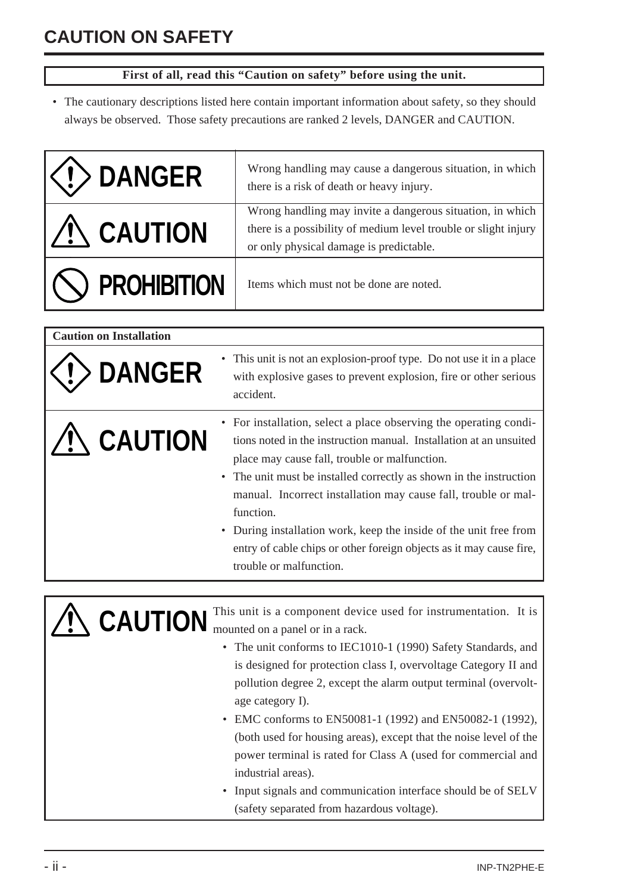# CAUTION ON SAFETY

**First of all, read this "Caution on safety" before using the unit.**

- The cautionary descriptions listed here contain important information about safety, so they should always be observed. Those safety precautions are ranked 2 levels, DANGER and CAUTION.

| | |
|---|---|
| **DANGER** | Wrong handling may cause a dangerous situation, in which there is a risk of death or heavy injury. |
| **CAUTION** | Wrong handling may invite a dangerous situation, in which there is a possibility of medium level trouble or slight injury or only physical damage is predictable. |
| **PROHIBITION** | Items which must not be done are noted. |

**Caution on Installation**

| | |
|---|---|
| **DANGER** | • This unit is not an explosion-proof type. Do not use it in a place with explosive gases to prevent explosion, fire or other serious accident. |
| **CAUTION** | • For installation, select a place observing the operating conditions noted in the instruction manual. Installation at an unsuited place may cause fall, trouble or malfunction.<br>• The unit must be installed correctly as shown in the instruction manual. Incorrect installation may cause fall, trouble or malfunction.<br>• During installation work, keep the inside of the unit free from entry of cable chips or other foreign objects as it may cause fire, trouble or malfunction. |

**CAUTION** This unit is a component device used for instrumentation. It is mounted on a panel or in a rack.

- The unit conforms to IEC1010-1 (1990) Safety Standards, and is designed for protection class I, overvoltage Category II and pollution degree 2, except the alarm output terminal (overvoltage category I).
- EMC conforms to EN50081-1 (1992) and EN50082-1 (1992), (both used for housing areas), except that the noise level of the power terminal is rated for Class A (used for commercial and industrial areas).
- Input signals and communication interface should be of SELV (safety separated from hazardous voltage).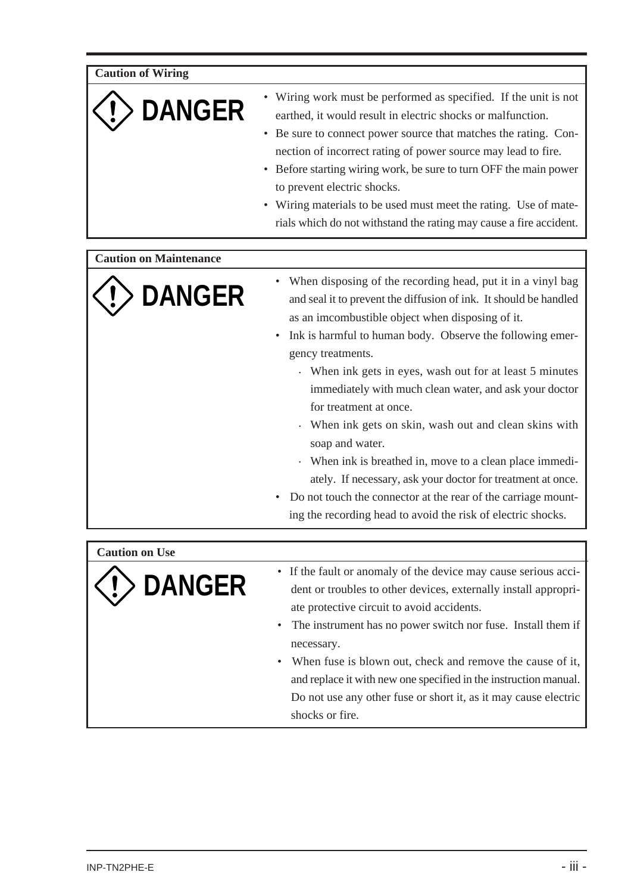## Caution of Wiring

**DANGER**

- Wiring work must be performed as specified. If the unit is not earthed, it would result in electric shocks or malfunction.
- Be sure to connect power source that matches the rating. Connection of incorrect rating of power source may lead to fire.
- Before starting wiring work, be sure to turn OFF the main power to prevent electric shocks.
- Wiring materials to be used must meet the rating. Use of materials which do not withstand the rating may cause a fire accident.

## Caution on Maintenance

**DANGER**

- When disposing of the recording head, put it in a vinyl bag and seal it to prevent the diffusion of ink. It should be handled as an imcombustible object when disposing of it.
- Ink is harmful to human body. Observe the following emergency treatments.
  - When ink gets in eyes, wash out for at least 5 minutes immediately with much clean water, and ask your doctor for treatment at once.
  - When ink gets on skin, wash out and clean skins with soap and water.
  - When ink is breathed in, move to a clean place immediately. If necessary, ask your doctor for treatment at once.
- Do not touch the connector at the rear of the carriage mounting the recording head to avoid the risk of electric shocks.

## Caution on Use

**DANGER**

- If the fault or anomaly of the device may cause serious accident or troubles to other devices, externally install appropriate protective circuit to avoid accidents.
- The instrument has no power switch nor fuse. Install them if necessary.
- When fuse is blown out, check and remove the cause of it, and replace it with new one specified in the instruction manual. Do not use any other fuse or short it, as it may cause electric shocks or fire.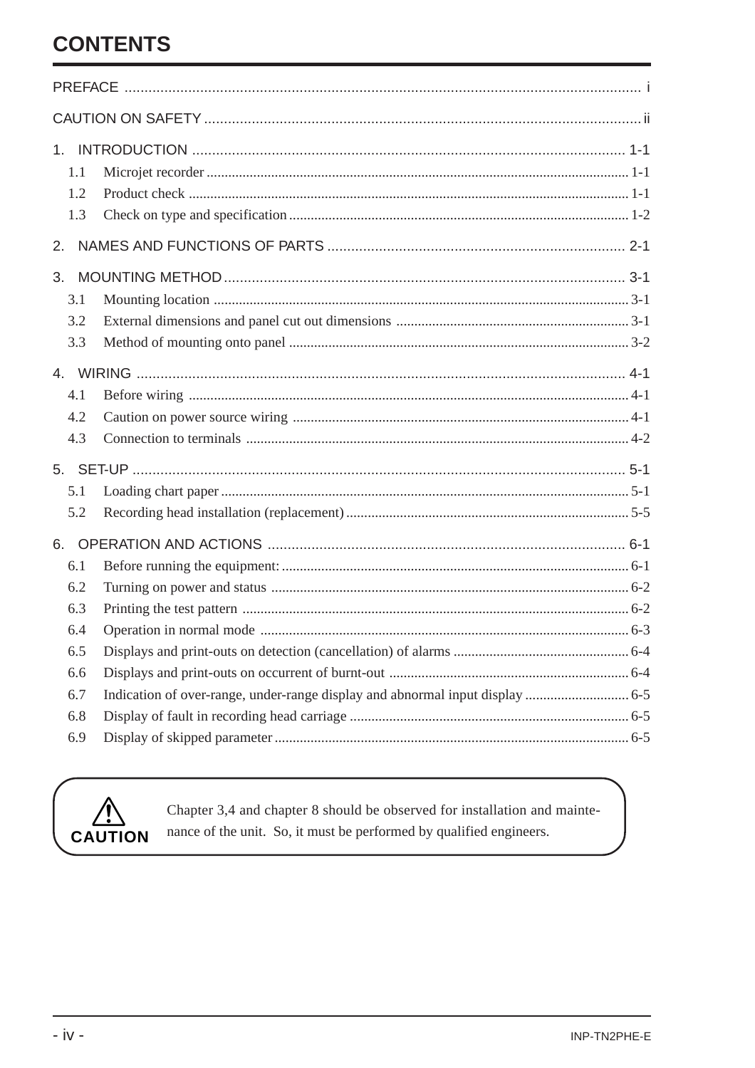# CONTENTS

PREFACE .................................................................................................................................. i

CAUTION ON SAFETY ............................................................................................................... ii

1. INTRODUCTION ................................................................................................................ 1-1
   - 1.1 Microjet recorder ........................................................................................................ 1-1
   - 1.2 Product check ............................................................................................................. 1-1
   - 1.3 Check on type and specification ................................................................................ 1-2

2. NAMES AND FUNCTIONS OF PARTS ............................................................................ 2-1

3. MOUNTING METHOD ....................................................................................................... 3-1
   - 3.1 Mounting location ....................................................................................................... 3-1
   - 3.2 External dimensions and panel cut out dimensions ................................................... 3-1
   - 3.3 Method of mounting onto panel ................................................................................. 3-2

4. WIRING ............................................................................................................................. 4-1
   - 4.1 Before wiring .............................................................................................................. 4-1
   - 4.2 Caution on power source wiring ................................................................................ 4-1
   - 4.3 Connection to terminals ............................................................................................. 4-2

5. SET-UP .............................................................................................................................. 5-1
   - 5.1 Loading chart paper ................................................................................................... 5-1
   - 5.2 Recording head installation (replacement) ................................................................. 5-5

6. OPERATION AND ACTIONS ............................................................................................ 6-1
   - 6.1 Before running the equipment: ................................................................................... 6-1
   - 6.2 Turning on power and status ..................................................................................... 6-2
   - 6.3 Printing the test pattern .............................................................................................. 6-2
   - 6.4 Operation in normal mode ......................................................................................... 6-3
   - 6.5 Displays and print-outs on detection (cancellation) of alarms .................................... 6-4
   - 6.6 Displays and print-outs on occurrent of burnt-out ..................................................... 6-4
   - 6.7 Indication of over-range, under-range display and abnormal input display ................ 6-5
   - 6.8 Display of fault in recording head carriage ................................................................ 6-5
   - 6.9 Display of skipped parameter .................................................................................... 6-5

**CAUTION**

Chapter 3,4 and chapter 8 should be observed for installation and maintenance of the unit. So, it must be performed by qualified engineers.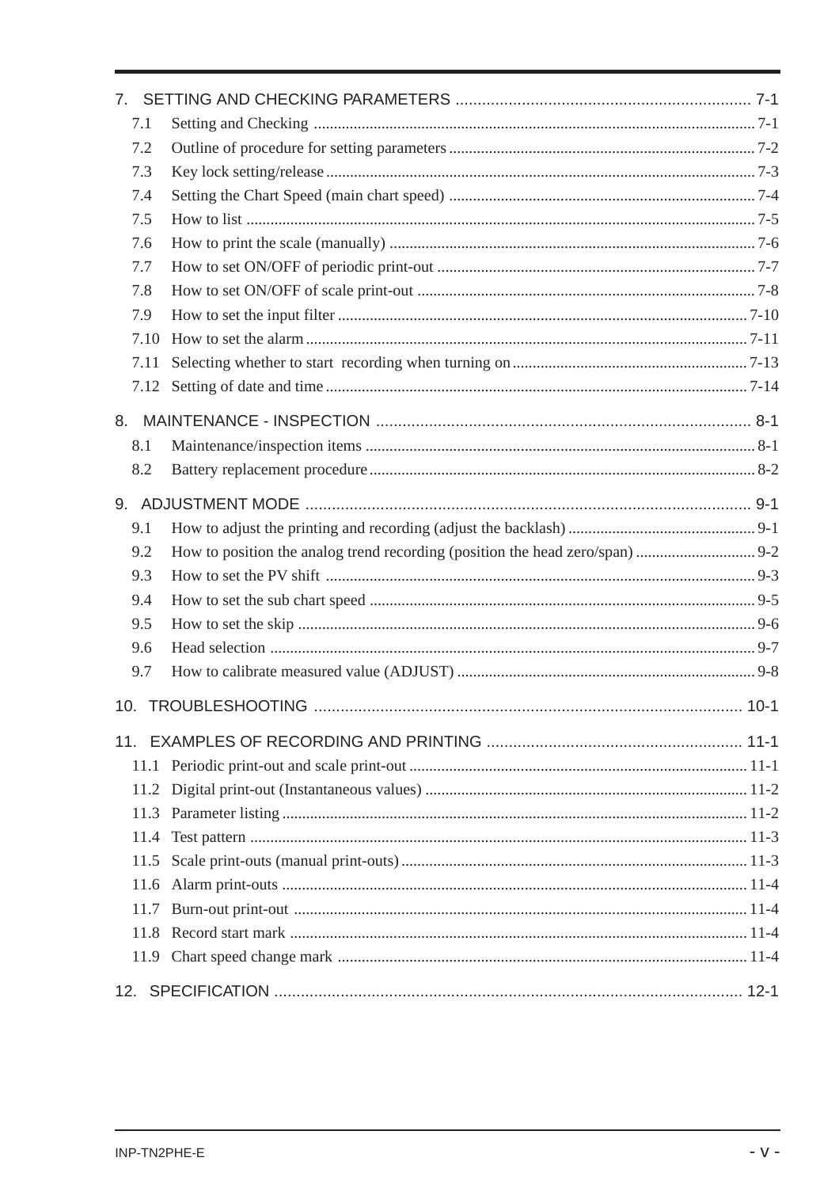7. SETTING AND CHECKING PARAMETERS ........................................................ 7-1

- 7.1 Setting and Checking ........................................................ 7-1
- 7.2 Outline of procedure for setting parameters ........................................................ 7-2
- 7.3 Key lock setting/release ........................................................ 7-3
- 7.4 Setting the Chart Speed (main chart speed) ........................................................ 7-4
- 7.5 How to list ........................................................ 7-5
- 7.6 How to print the scale (manually) ........................................................ 7-6
- 7.7 How to set ON/OFF of periodic print-out ........................................................ 7-7
- 7.8 How to set ON/OFF of scale print-out ........................................................ 7-8
- 7.9 How to set the input filter ........................................................ 7-10
- 7.10 How to set the alarm ........................................................ 7-11
- 7.11 Selecting whether to start recording when turning on ........................................................ 7-13
- 7.12 Setting of date and time ........................................................ 7-14

8. MAINTENANCE - INSPECTION ........................................................ 8-1

- 8.1 Maintenance/inspection items ........................................................ 8-1
- 8.2 Battery replacement procedure ........................................................ 8-2

9. ADJUSTMENT MODE ........................................................ 9-1

- 9.1 How to adjust the printing and recording (adjust the backlash) ........................................................ 9-1
- 9.2 How to position the analog trend recording (position the head zero/span) ........................................................ 9-2
- 9.3 How to set the PV shift ........................................................ 9-3
- 9.4 How to set the sub chart speed ........................................................ 9-5
- 9.5 How to set the skip ........................................................ 9-6
- 9.6 Head selection ........................................................ 9-7
- 9.7 How to calibrate measured value (ADJUST) ........................................................ 9-8

10. TROUBLESHOOTING ........................................................ 10-1

11. EXAMPLES OF RECORDING AND PRINTING ........................................................ 11-1

- 11.1 Periodic print-out and scale print-out ........................................................ 11-1
- 11.2 Digital print-out (Instantaneous values) ........................................................ 11-2
- 11.3 Parameter listing ........................................................ 11-2
- 11.4 Test pattern ........................................................ 11-3
- 11.5 Scale print-outs (manual print-outs) ........................................................ 11-3
- 11.6 Alarm print-outs ........................................................ 11-4
- 11.7 Burn-out print-out ........................................................ 11-4
- 11.8 Record start mark ........................................................ 11-4
- 11.9 Chart speed change mark ........................................................ 11-4

12. SPECIFICATION ........................................................ 12-1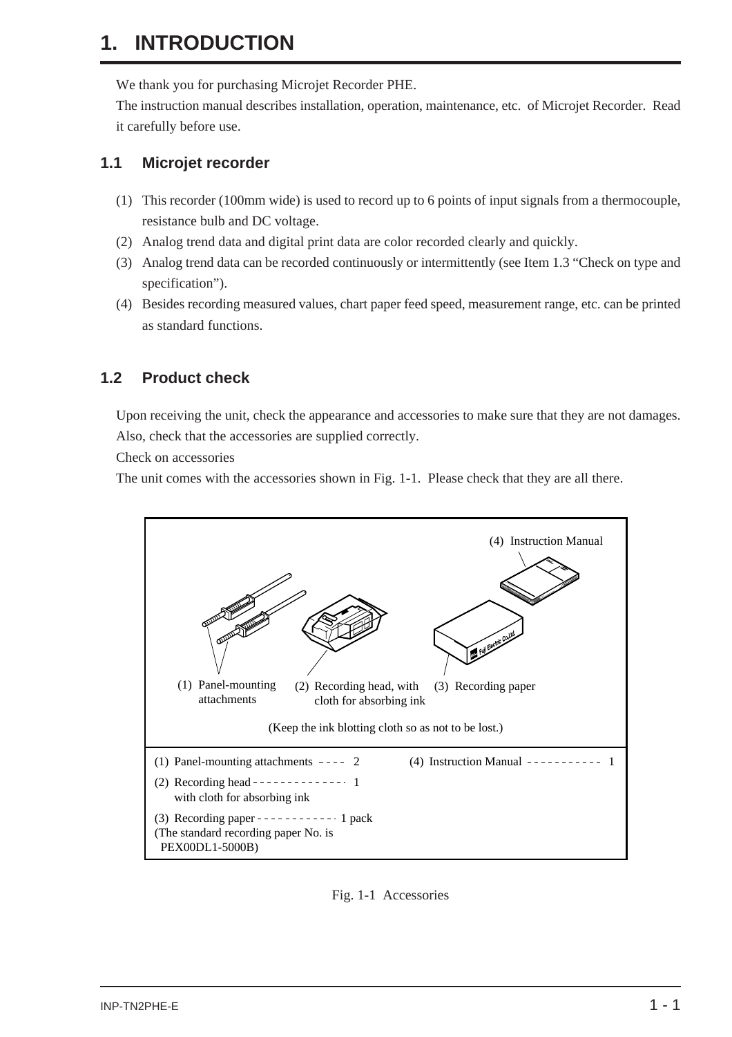# 1. INTRODUCTION

We thank you for purchasing Microjet Recorder PHE.

The instruction manual describes installation, operation, maintenance, etc. of Microjet Recorder. Read it carefully before use.

## 1.1 Microjet recorder

(1) This recorder (100mm wide) is used to record up to 6 points of input signals from a thermocouple, resistance bulb and DC voltage.

(2) Analog trend data and digital print data are color recorded clearly and quickly.

(3) Analog trend data can be recorded continuously or intermittently (see Item 1.3 "Check on type and specification").

(4) Besides recording measured values, chart paper feed speed, measurement range, etc. can be printed as standard functions.

## 1.2 Product check

Upon receiving the unit, check the appearance and accessories to make sure that they are not damages. Also, check that the accessories are supplied correctly.

Check on accessories

The unit comes with the accessories shown in Fig. 1-1. Please check that they are all there.

(1) Panel-mounting attachments
(2) Recording head, with cloth for absorbing ink
(3) Recording paper
(4) Instruction Manual

(Keep the ink blotting cloth so as not to be lost.)

| Item | Qty | Item | Qty |
|---|---|---|---|
| (1) Panel-mounting attachments | 2 | (4) Instruction Manual | 1 |
| (2) Recording head with cloth for absorbing ink | 1 | | |
| (3) Recording paper (The standard recording paper No. is PEX00DL1-5000B) | 1 pack | | |

Fig. 1-1 Accessories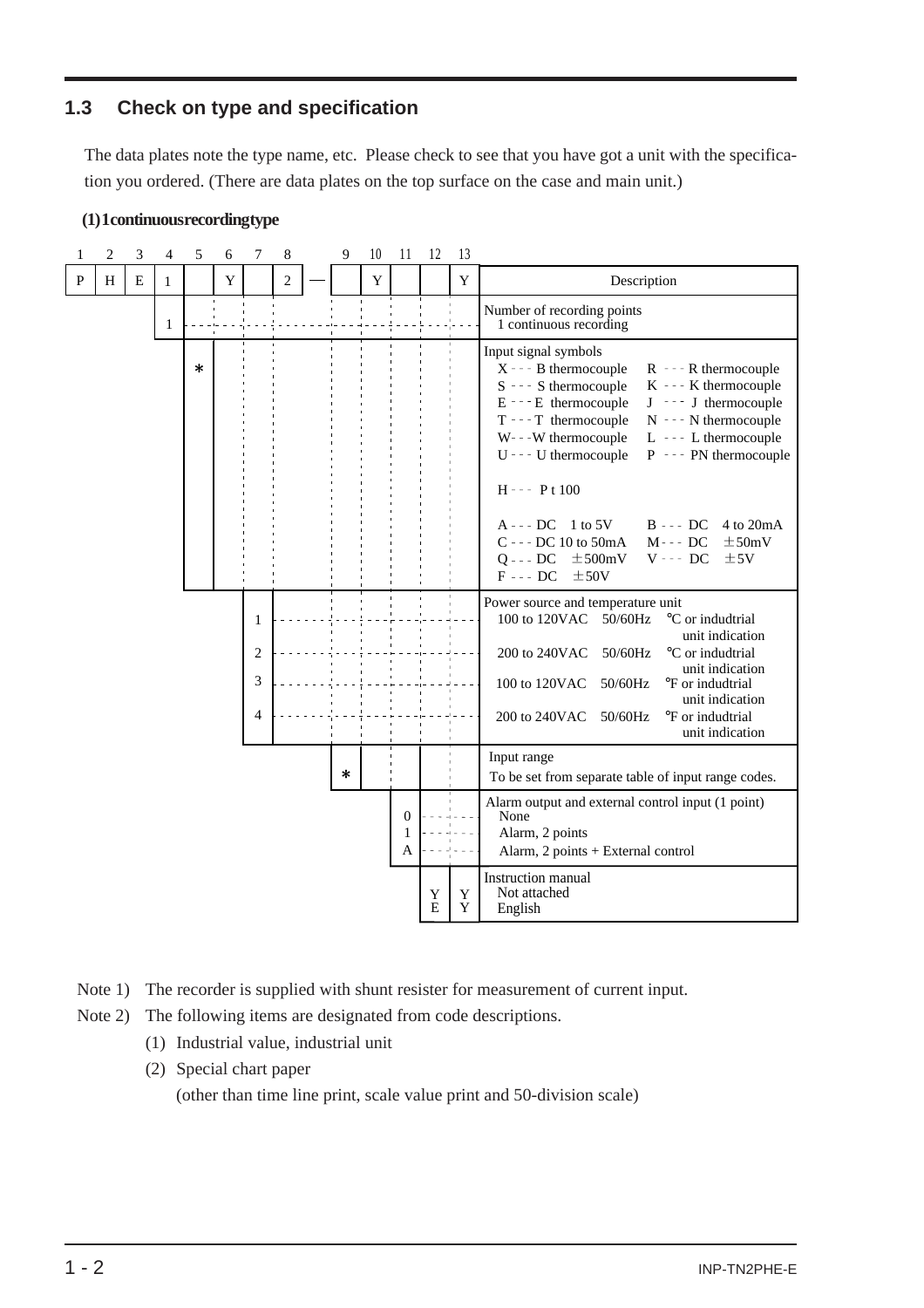## 1.3 Check on type and specification

The data plates note the type name, etc. Please check to see that you have got a unit with the specification you ordered. (There are data plates on the top surface on the case and main unit.)

**(1) 1 continuous recording type**

| 1 | 2 | 3 | 4 | 5 | 6 | 7 | 8 | | 9 | 10 | 11 | 12 | 13 | |
|---|---|---|---|---|---|---|---|---|---|---|---|---|---|---|
| P | H | E | 1 | | Y | | 2 | — | | Y | | | Y | Description |
| | | | 1 | | | | | | | | | | | Number of recording points<br>1 continuous recording |
| | | | | * | | | | | | | | | | Input signal symbols<br>X --- B thermocouple R --- R thermocouple<br>S --- S thermocouple K --- K thermocouple<br>E --- E thermocouple J --- J thermocouple<br>T --- T thermocouple N --- N thermocouple<br>W --- W thermocouple L --- L thermocouple<br>U --- U thermocouple P --- PN thermocouple<br>H --- P t 100<br>A --- DC 1 to 5V B --- DC 4 to 20mA<br>C --- DC 10 to 50mA M --- DC ±50mV<br>Q --- DC ±500mV V --- DC ±5V<br>F --- DC ±50V |
| | | | | | | 1 | | | | | | | | Power source and temperature unit<br>100 to 120VAC 50/60Hz °C or indudtrial unit indication |
| | | | | | | 2 | | | | | | | | 200 to 240VAC 50/60Hz °C or indudtrial unit indication |
| | | | | | | 3 | | | | | | | | 100 to 120VAC 50/60Hz °F or indudtrial unit indication |
| | | | | | | 4 | | | | | | | | 200 to 240VAC 50/60Hz °F or indudtrial unit indication |
| | | | | | | | | | * | | | | | Input range<br>To be set from separate table of input range codes. |
| | | | | | | | | | | | | | | Alarm output and external control input (1 point) |
| | | | | | | | | | | | 0 | | | None |
| | | | | | | | | | | | 1 | | | Alarm, 2 points |
| | | | | | | | | | | | A | | | Alarm, 2 points + External control |
| | | | | | | | | | | | | | | Instruction manual |
| | | | | | | | | | | | | Y | Y | Not attached |
| | | | | | | | | | | | | E | Y | English |

Note 1) The recorder is supplied with shunt resister for measurement of current input.

Note 2) The following items are designated from code descriptions.

(1) Industrial value, industrial unit

(2) Special chart paper

(other than time line print, scale value print and 50-division scale)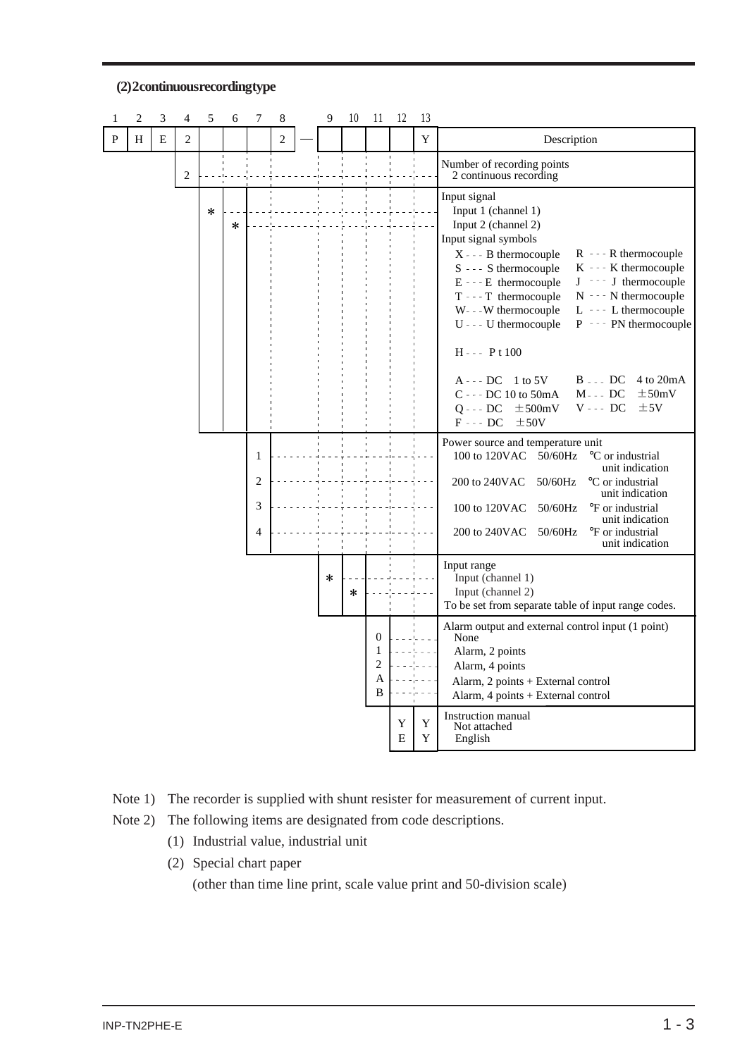### (2)2continuousrecordingtype

| 1 | 2 | 3 | 4 | 5 | 6 | 7 | 8 | | 9 | 10 | 11 | 12 | 13 | |
|---|---|---|---|---|---|---|---|---|---|---|---|---|---|---|
| P | H | E | 2 | | | | 2 | — | | | | | Y | Description |
| | | | 2 | | | | | | | | | | | Number of recording points<br>2 continuous recording |
| | | | | * | | | | | | | | | | Input signal<br>Input 1 (channel 1) |
| | | | | | * | | | | | | | | | Input 2 (channel 2)<br>Input signal symbols<br>X --- B thermocouple R --- R thermocouple<br>S --- S thermocouple K --- K thermocouple<br>E --- E thermocouple J --- J thermocouple<br>T --- T thermocouple N --- N thermocouple<br>W--- W thermocouple L --- L thermocouple<br>U --- U thermocouple P --- PN thermocouple<br>H --- Pt 100<br>A --- DC 1 to 5V B --- DC 4 to 20mA<br>C --- DC 10 to 50mA M --- DC ±50mV<br>Q --- DC ±500mV V --- DC ±5V<br>F --- DC ±50V |
| | | | | | | 1 | | | | | | | | Power source and temperature unit<br>100 to 120VAC 50/60Hz °C or industrial unit indication |
| | | | | | | 2 | | | | | | | | 200 to 240VAC 50/60Hz °C or industrial unit indication |
| | | | | | | 3 | | | | | | | | 100 to 120VAC 50/60Hz °F or industrial unit indication |
| | | | | | | 4 | | | | | | | | 200 to 240VAC 50/60Hz °F or industrial unit indication |
| | | | | | | | | | * | | | | | Input range<br>Input (channel 1) |
| | | | | | | | | | | * | | | | Input (channel 2)<br>To be set from separate table of input range codes. |
| | | | | | | | | | | | 0 | | | Alarm output and external control input (1 point)<br>None |
| | | | | | | | | | | | 1 | | | Alarm, 2 points |
| | | | | | | | | | | | 2 | | | Alarm, 4 points |
| | | | | | | | | | | | A | | | Alarm, 2 points + External control |
| | | | | | | | | | | | B | | | Alarm, 4 points + External control |
| | | | | | | | | | | | | Y | Y | Instruction manual<br>Not attached |
| | | | | | | | | | | | | E | Y | English |

Note 1) The recorder is supplied with shunt resister for measurement of current input.

Note 2) The following items are designated from code descriptions.

(1) Industrial value, industrial unit

(2) Special chart paper
(other than time line print, scale value print and 50-division scale)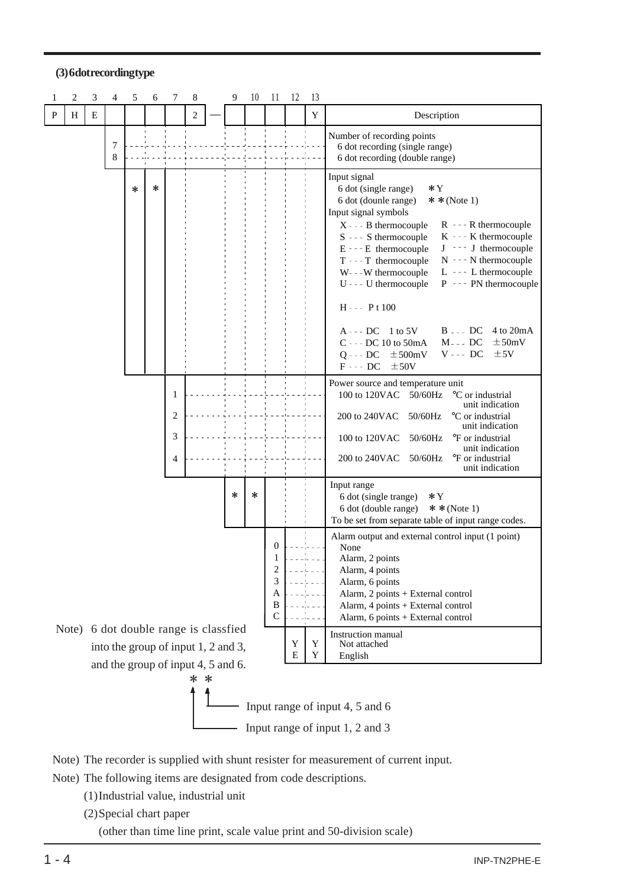### (3) 6 dot recording type

| 1 | 2 | 3 | 4 | 5 | 6 | 7 | 8 | | 9 | 10 | 11 | 12 | 13 | |
|---|---|---|---|---|---|---|---|---|---|---|---|---|---|---|
| P | H | E | | | | | 2 | — | | | | | Y | Description |
| | | | 7 | | | | | | | | | | | Number of recording points<br>6 dot recording (single range) |
| | | | 8 | | | | | | | | | | | 6 dot recording (double range) |
| | | | | * | * | | | | | | | | | Input signal<br>6 dot (single range) *Y<br>6 dot (dounle range) ** (Note 1)<br>Input signal symbols<br>X --- B thermocouple R --- R thermocouple<br>S --- S thermocouple K --- K thermocouple<br>E --- E thermocouple J --- J thermocouple<br>T --- T thermocouple N --- N thermocouple<br>W --- W thermocouple L --- L thermocouple<br>U --- U thermocouple P --- PN thermocouple<br>H --- Pt 100<br>A --- DC 1 to 5V B --- DC 4 to 20mA<br>C --- DC 10 to 50mA M --- DC ±50mV<br>Q --- DC ±500mV V --- DC ±5V<br>F --- DC ±50V |
| | | | | | | 1 | | | | | | | | Power source and temperature unit<br>100 to 120VAC 50/60Hz °C or industrial unit indication |
| | | | | | | 2 | | | | | | | | 200 to 240VAC 50/60Hz °C or industrial unit indication |
| | | | | | | 3 | | | | | | | | 100 to 120VAC 50/60Hz °F or industrial unit indication |
| | | | | | | 4 | | | | | | | | 200 to 240VAC 50/60Hz °F or industrial unit indication |
| | | | | | | | | | * | * | | | | Input range<br>6 dot (single trange) *Y<br>6 dot (double range) ** (Note 1)<br>To be set from separate table of input range codes. |
| | | | | | | | | | | | 0 | | | Alarm output and external control input (1 point)<br>None |
| | | | | | | | | | | | 1 | | | Alarm, 2 points |
| | | | | | | | | | | | 2 | | | Alarm, 4 points |
| | | | | | | | | | | | 3 | | | Alarm, 6 points |
| | | | | | | | | | | | A | | | Alarm, 2 points + External control |
| | | | | | | | | | | | B | | | Alarm, 4 points + External control |
| | | | | | | | | | | | C | | | Alarm, 6 points + External control |
| | | | | | | | | | | | | Y | Y | Instruction manual<br>Not attached |
| | | | | | | | | | | | | E | Y | English |

Note) 6 dot double range is classfied into the group of input 1, 2 and 3, and the group of input 4, 5 and 6.

\* \*
- First *: Input range of input 1, 2 and 3
- Second *: Input range of input 4, 5 and 6

Note) The recorder is supplied with shunt resister for measurement of current input.

Note) The following items are designated from code descriptions.

(1) Industrial value, industrial unit

(2) Special chart paper
(other than time line print, scale value print and 50-division scale)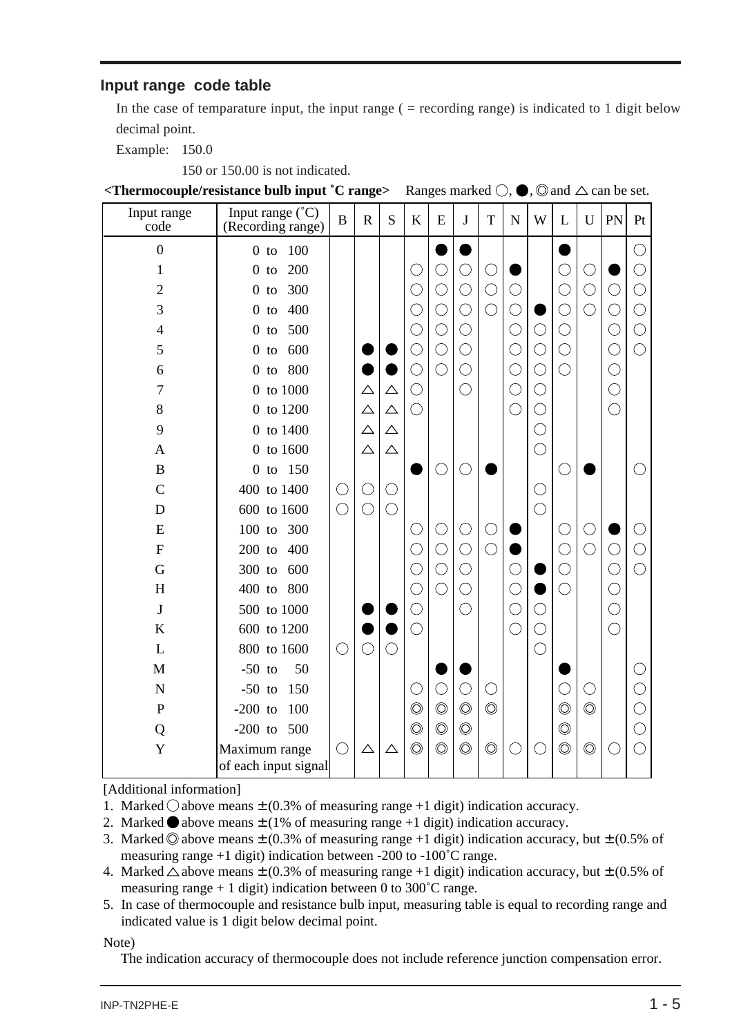## Input range code table

In the case of temparature input, the input range ( = recording range) is indicated to 1 digit below decimal point.

Example: 150.0

150 or 150.00 is not indicated.

**<Thermocouple/resistance bulb input ˚C range>** Ranges marked ○, ●, ◎ and △ can be set.

| Input range code | Input range (˚C) (Recording range) | B | R | S | K | E | J | T | N | W | L | U | PN | Pt |
|---|---|---|---|---|---|---|---|---|---|---|---|---|---|---|
| 0 | 0 to 100 | | | | | ● | ● | | | | ● | | | ○ |
| 1 | 0 to 200 | | | | ○ | ○ | ○ | ○ | ● | | ○ | ○ | ● | ○ |
| 2 | 0 to 300 | | | | ○ | ○ | ○ | ○ | ○ | | ○ | ○ | ○ | ○ |
| 3 | 0 to 400 | | | | ○ | ○ | ○ | ○ | ○ | ● | ○ | ○ | ○ | ○ |
| 4 | 0 to 500 | | | | ○ | ○ | ○ | | ○ | ○ | ○ | | ○ | ○ |
| 5 | 0 to 600 | | ● | ● | ○ | ○ | ○ | | ○ | ○ | ○ | | ○ | ○ |
| 6 | 0 to 800 | | ● | ● | ○ | ○ | ○ | | ○ | ○ | ○ | | ○ | |
| 7 | 0 to 1000 | | △ | △ | ○ | | ○ | | ○ | ○ | | | ○ | |
| 8 | 0 to 1200 | | △ | △ | ○ | | | | ○ | ○ | | | ○ | |
| 9 | 0 to 1400 | | △ | △ | | | | | | ○ | | | | |
| A | 0 to 1600 | | △ | △ | | | | | | ○ | | | | |
| B | 0 to 150 | | | | ● | ○ | ○ | ● | | | ○ | ● | | ○ |
| C | 400 to 1400 | ○ | ○ | ○ | | | | | | ○ | | | | |
| D | 600 to 1600 | ○ | ○ | ○ | | | | | | ○ | | | | |
| E | 100 to 300 | | | | ○ | ○ | ○ | ○ | ● | | ○ | ○ | ● | ○ |
| F | 200 to 400 | | | | ○ | ○ | ○ | ○ | ● | | ○ | ○ | ○ | ○ |
| G | 300 to 600 | | | | ○ | ○ | ○ | | ○ | ● | ○ | | ○ | ○ |
| H | 400 to 800 | | | | ○ | ○ | ○ | | ○ | ● | ○ | | ○ | |
| J | 500 to 1000 | | ● | ● | ○ | | ○ | | ○ | ○ | | | ○ | |
| K | 600 to 1200 | | ● | ● | ○ | | | | ○ | ○ | | | ○ | |
| L | 800 to 1600 | ○ | ○ | ○ | | | | | | ○ | | | | |
| M | -50 to 50 | | | | | ● | ● | | | | ● | | | ○ |
| N | -50 to 150 | | | | ○ | ○ | ○ | ○ | | | ○ | ○ | | ○ |
| P | -200 to 100 | | | | ◎ | ◎ | ◎ | ◎ | | | ◎ | ◎ | | ○ |
| Q | -200 to 500 | | | | ◎ | ◎ | ◎ | | | | ◎ | | | ○ |
| Y | Maximum range of each input signal | ○ | △ | △ | ◎ | ◎ | ◎ | ◎ | ○ | ○ | ◎ | ◎ | ○ | ○ |

[Additional information]

1. Marked ○ above means ± (0.3% of measuring range +1 digit) indication accuracy.
2. Marked ● above means ± (1% of measuring range +1 digit) indication accuracy.
3. Marked ◎ above means ± (0.3% of measuring range +1 digit) indication accuracy, but ± (0.5% of measuring range +1 digit) indication between -200 to -100˚C range.
4. Marked △ above means ± (0.3% of measuring range +1 digit) indication accuracy, but ± (0.5% of measuring range + 1 digit) indication between 0 to 300˚C range.
5. In case of thermocouple and resistance bulb input, measuring table is equal to recording range and indicated value is 1 digit below decimal point.

Note)

The indication accuracy of thermocouple does not include reference junction compensation error.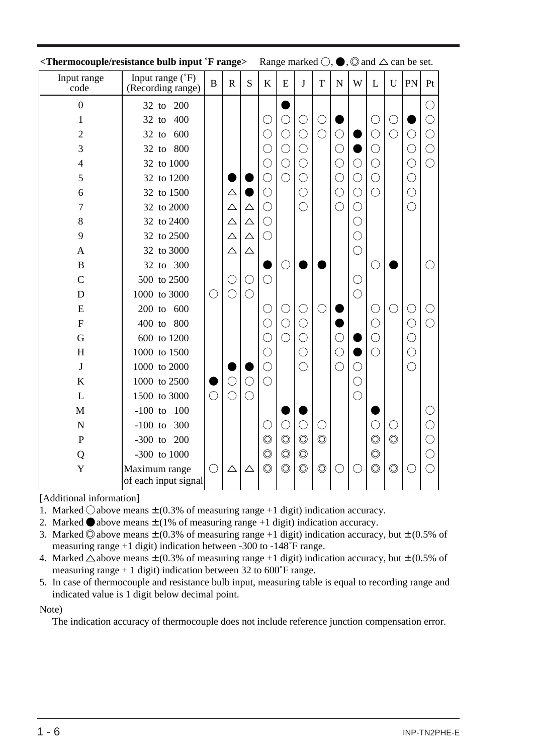**<Thermocouple/resistance bulb input ˚F range>** Range marked ◯, ●, ◎ and △ can be set.

| Input range code | Input range (˚F) (Recording range) | B | R | S | K | E | J | T | N | W | L | U | PN | Pt |
|---|---|---|---|---|---|---|---|---|---|---|---|---|---|---|
| 0 | 32 to 200 | | | | | ● | | | | | | | | ◯ |
| 1 | 32 to 400 | | | | ◯ | ◯ | ◯ | ◯ | ● | | ◯ | ◯ | ● | ◯ |
| 2 | 32 to 600 | | | | ◯ | ◯ | ◯ | ◯ | ◯ | ● | ◯ | ◯ | ◯ | ◯ |
| 3 | 32 to 800 | | | | ◯ | ◯ | ◯ | | ◯ | ● | ◯ | | ◯ | ◯ |
| 4 | 32 to 1000 | | | | ◯ | ◯ | ◯ | | ◯ | ◯ | ◯ | | ◯ | ◯ |
| 5 | 32 to 1200 | | ● | ● | ◯ | ◯ | ◯ | | ◯ | ◯ | ◯ | | ◯ | |
| 6 | 32 to 1500 | | △ | ● | ◯ | | ◯ | | ◯ | ◯ | ◯ | | ◯ | |
| 7 | 32 to 2000 | | △ | △ | ◯ | | ◯ | | ◯ | ◯ | | | ◯ | |
| 8 | 32 to 2400 | | △ | △ | ◯ | | | | | ◯ | | | | |
| 9 | 32 to 2500 | | △ | △ | ◯ | | | | | ◯ | | | | |
| A | 32 to 3000 | | △ | △ | | | | | | ◯ | | | | |
| B | 32 to 300 | | | | ● | ◯ | ● | ● | | | ◯ | ● | | ◯ |
| C | 500 to 2500 | | ◯ | ◯ | ◯ | | | | | ◯ | | | | |
| D | 1000 to 3000 | ◯ | ◯ | ◯ | | | | | | ◯ | | | | |
| E | 200 to 600 | | | | ◯ | ◯ | ◯ | ◯ | ● | | ◯ | ◯ | ◯ | ◯ |
| F | 400 to 800 | | | | ◯ | ◯ | ◯ | | ● | | ◯ | | ◯ | ◯ |
| G | 600 to 1200 | | | | ◯ | ◯ | ◯ | | ◯ | ● | ◯ | | ◯ | |
| H | 1000 to 1500 | | | | ◯ | | ◯ | | ◯ | ● | ◯ | | ◯ | |
| J | 1000 to 2000 | | ● | ● | ◯ | | ◯ | | ◯ | ◯ | | | ◯ | |
| K | 1000 to 2500 | ● | ◯ | ◯ | ◯ | | | | | ◯ | | | | |
| L | 1500 to 3000 | ◯ | ◯ | ◯ | | | | | | ◯ | | | | |
| M | -100 to 100 | | | | | ● | ● | | | | ● | | | ◯ |
| N | -100 to 300 | | | | ◯ | ◯ | ◯ | ◯ | | | ◯ | ◯ | | ◯ |
| P | -300 to 200 | | | | ◎ | ◎ | ◎ | ◎ | | | ◎ | ◎ | | ◯ |
| Q | -300 to 1000 | | | | ◎ | ◎ | ◎ | | | | ◎ | | | ◯ |
| Y | Maximum range of each input signal | ◯ | △ | △ | ◎ | ◎ | ◎ | ◎ | ◯ | ◯ | ◎ | ◎ | ◯ | ◯ |

[Additional information]

1. Marked ◯ above means ± (0.3% of measuring range +1 digit) indication accuracy.
2. Marked ● above means ± (1% of measuring range +1 digit) indication accuracy.
3. Marked ◎ above means ± (0.3% of measuring range +1 digit) indication accuracy, but ± (0.5% of measuring range +1 digit) indication between -300 to -148˚F range.
4. Marked △ above means ± (0.3% of measuring range +1 digit) indication accuracy, but ± (0.5% of measuring range + 1 digit) indication between 32 to 600˚F range.
5. In case of thermocouple and resistance bulb input, measuring table is equal to recording range and indicated value is 1 digit below decimal point.

Note)

The indication accuracy of thermocouple does not include reference junction compensation error.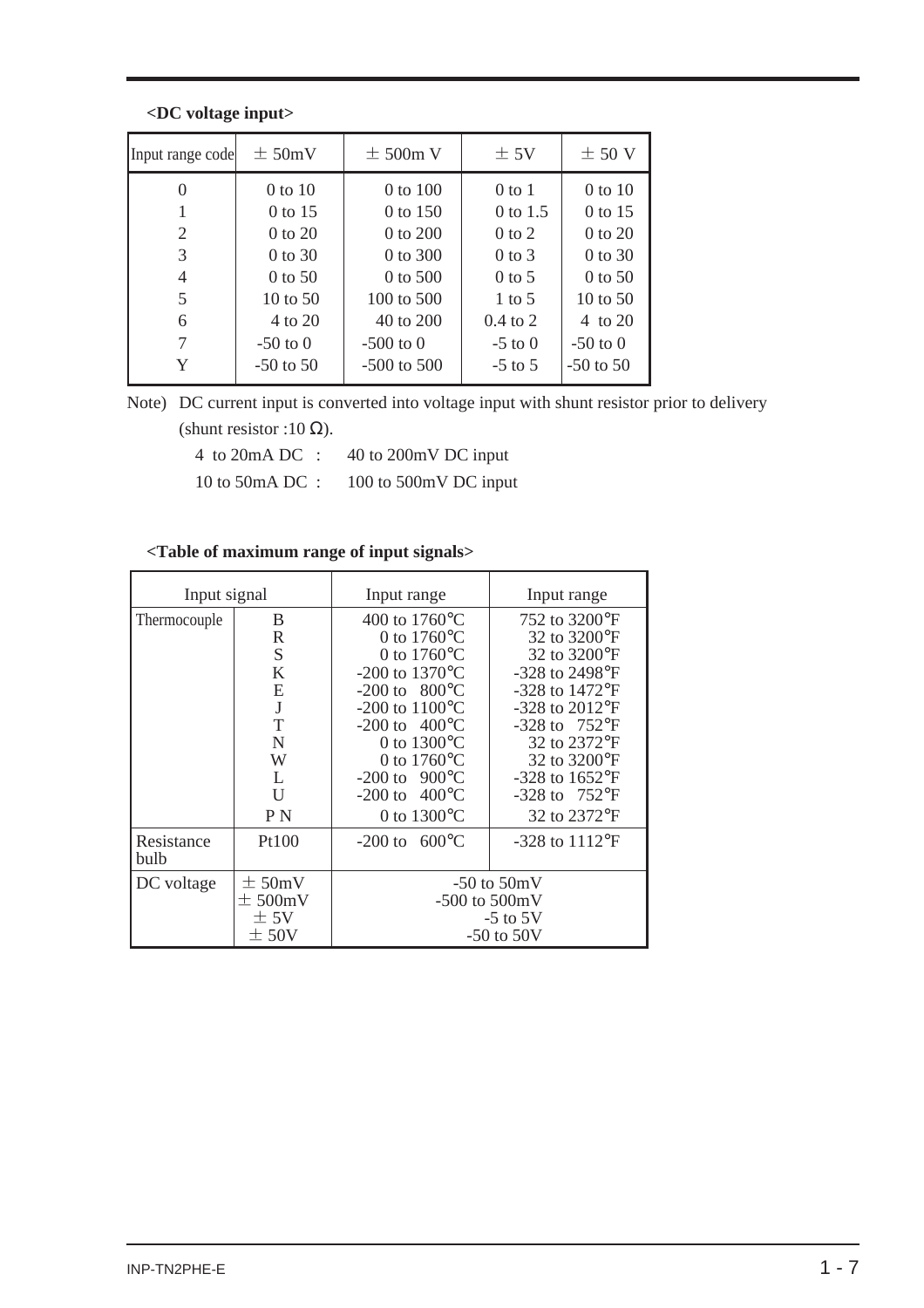**<DC voltage input>**

| Input range code | ± 50mV | ± 500m V | ± 5V | ± 50 V |
|---|---|---|---|---|
| 0 | 0 to 10 | 0 to 100 | 0 to 1 | 0 to 10 |
| 1 | 0 to 15 | 0 to 150 | 0 to 1.5 | 0 to 15 |
| 2 | 0 to 20 | 0 to 200 | 0 to 2 | 0 to 20 |
| 3 | 0 to 30 | 0 to 300 | 0 to 3 | 0 to 30 |
| 4 | 0 to 50 | 0 to 500 | 0 to 5 | 0 to 50 |
| 5 | 10 to 50 | 100 to 500 | 1 to 5 | 10 to 50 |
| 6 | 4 to 20 | 40 to 200 | 0.4 to 2 | 4 to 20 |
| 7 | -50 to 0 | -500 to 0 | -5 to 0 | -50 to 0 |
| Y | -50 to 50 | -500 to 500 | -5 to 5 | -50 to 50 |

Note) DC current input is converted into voltage input with shunt resistor prior to delivery (shunt resistor :10 Ω).

4 to 20mA DC : 40 to 200mV DC input

10 to 50mA DC : 100 to 500mV DC input

**<Table of maximum range of input signals>**

| Input signal | | Input range | Input range |
|---|---|---|---|
| Thermocouple | B | 400 to 1760°C | 752 to 3200°F |
| | R | 0 to 1760°C | 32 to 3200°F |
| | S | 0 to 1760°C | 32 to 3200°F |
| | K | -200 to 1370°C | -328 to 2498°F |
| | E | -200 to 800°C | -328 to 1472°F |
| | J | -200 to 1100°C | -328 to 2012°F |
| | T | -200 to 400°C | -328 to 752°F |
| | N | 0 to 1300°C | 32 to 2372°F |
| | W | 0 to 1760°C | 32 to 3200°F |
| | L | -200 to 900°C | -328 to 1652°F |
| | U | -200 to 400°C | -328 to 752°F |
| | P N | 0 to 1300°C | 32 to 2372°F |
| Resistance bulb | Pt100 | -200 to 600°C | -328 to 1112°F |
| DC voltage | ± 50mV | -50 to 50mV | |
| | ± 500mV | -500 to 500mV | |
| | ± 5V | -5 to 5V | |
| | ± 50V | -50 to 50V | |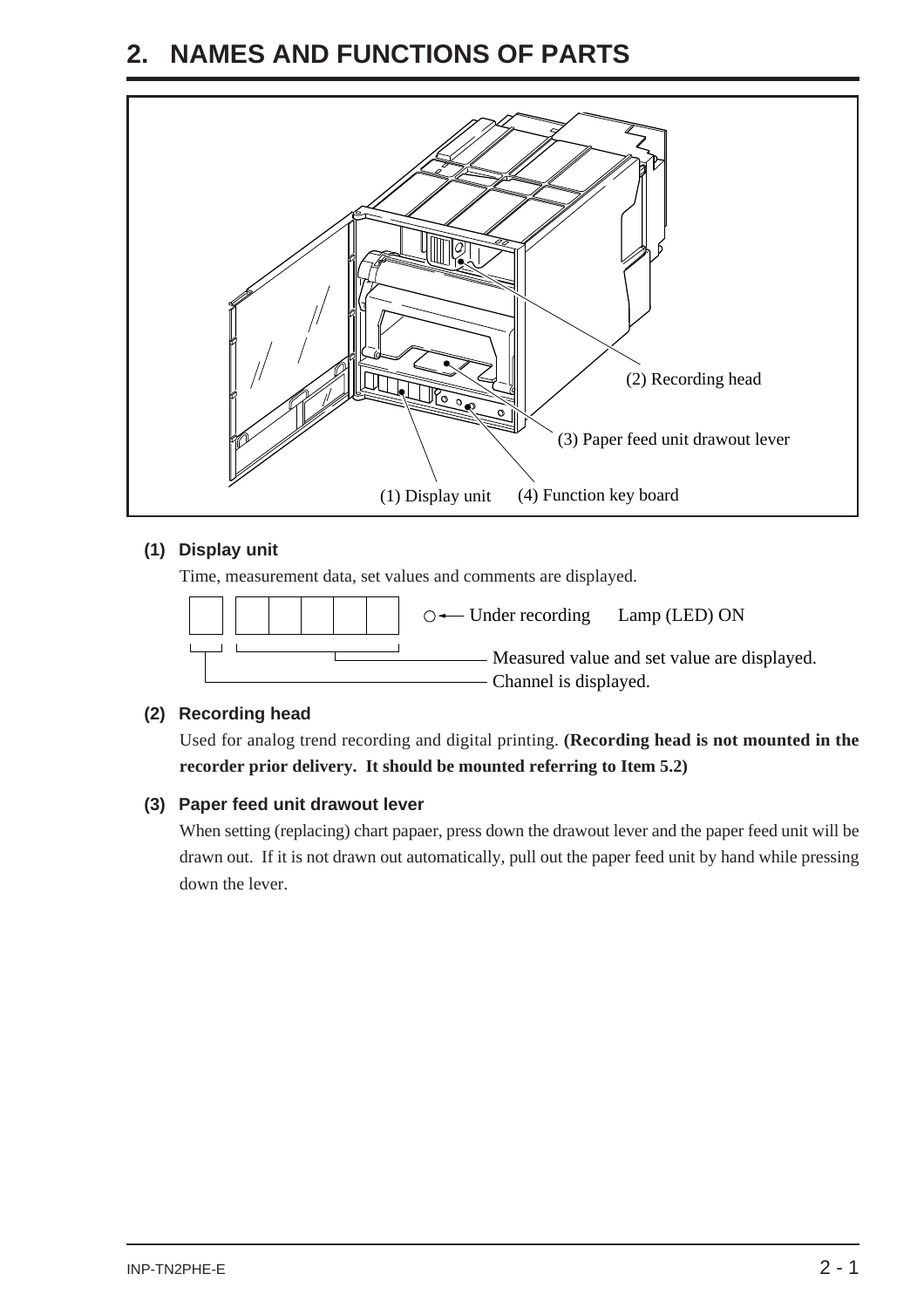# 2. NAMES AND FUNCTIONS OF PARTS

(2) Recording head

(3) Paper feed unit drawout lever

(1) Display unit (4) Function key board

### (1) Display unit

Time, measurement data, set values and comments are displayed.

○ ← Under recording Lamp (LED) ON

Measured value and set value are displayed.

Channel is displayed.

### (2) Recording head

Used for analog trend recording and digital printing. **(Recording head is not mounted in the recorder prior delivery. It should be mounted referring to Item 5.2)**

### (3) Paper feed unit drawout lever

When setting (replacing) chart papaer, press down the drawout lever and the paper feed unit will be drawn out. If it is not drawn out automatically, pull out the paper feed unit by hand while pressing down the lever.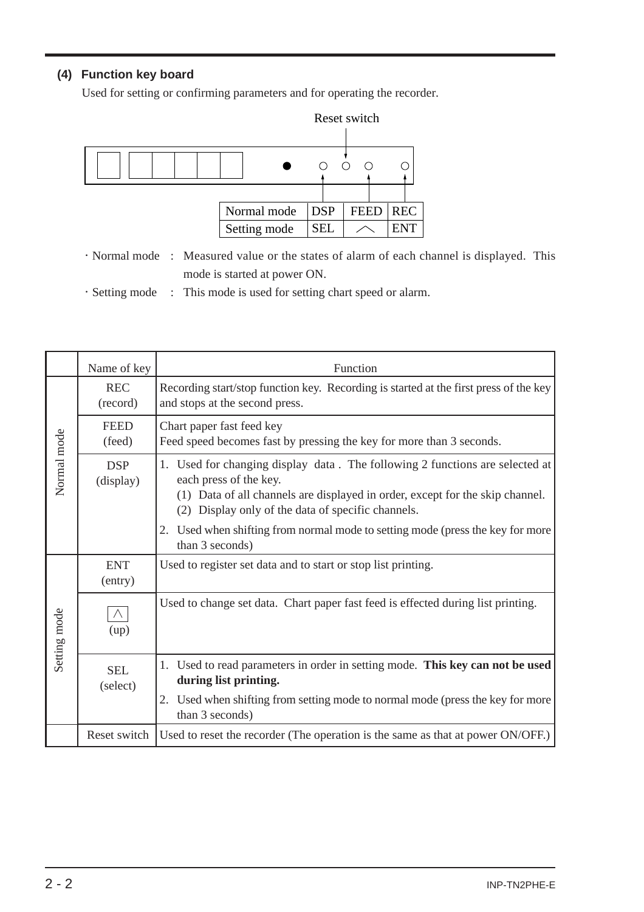### (4) Function key board

Used for setting or confirming parameters and for operating the recorder.

Reset switch

| Normal mode | DSP | FEED | REC |
|---|---|---|---|
| Setting mode | SEL | ∧ | ENT |

· Normal mode : Measured value or the states of alarm of each channel is displayed. This mode is started at power ON.

· Setting mode : This mode is used for setting chart speed or alarm.

| | Name of key | Function |
|---|---|---|
| Normal mode | REC (record) | Recording start/stop function key. Recording is started at the first press of the key and stops at the second press. |
| | FEED (feed) | Chart paper fast feed key<br>Feed speed becomes fast by pressing the key for more than 3 seconds. |
| | DSP (display) | 1. Used for changing display data . The following 2 functions are selected at each press of the key.<br>(1) Data of all channels are displayed in order, except for the skip channel.<br>(2) Display only of the data of specific channels.<br>2. Used when shifting from normal mode to setting mode (press the key for more than 3 seconds) |
| Setting mode | ENT (entry) | Used to register set data and to start or stop list printing. |
| | ∧ (up) | Used to change set data. Chart paper fast feed is effected during list printing. |
| | SEL (select) | 1. Used to read parameters in order in setting mode. **This key can not be used during list printing.**<br>2. Used when shifting from setting mode to normal mode (press the key for more than 3 seconds) |
| | Reset switch | Used to reset the recorder (The operation is the same as that at power ON/OFF.) |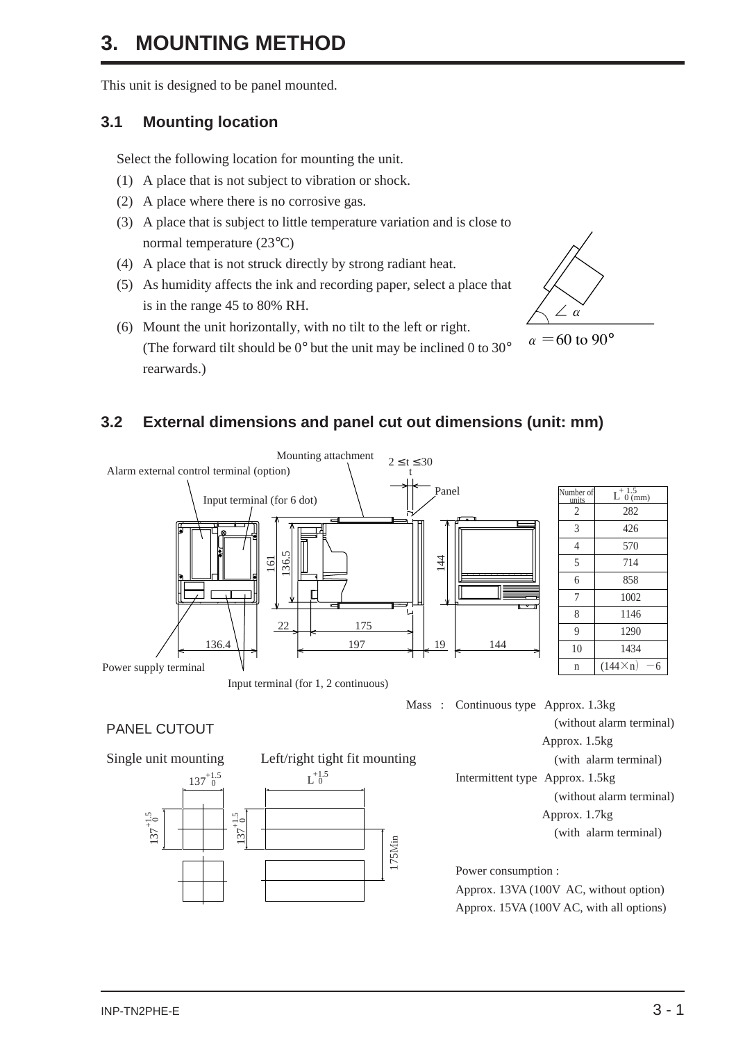# 3. MOUNTING METHOD

This unit is designed to be panel mounted.

## 3.1 Mounting location

Select the following location for mounting the unit.

(1) A place that is not subject to vibration or shock.

(2) A place where there is no corrosive gas.

(3) A place that is subject to little temperature variation and is close to normal temperature (23°C)

(4) A place that is not struck directly by strong radiant heat.

(5) As humidity affects the ink and recording paper, select a place that is in the range 45 to 80% RH.

(6) Mount the unit horizontally, with no tilt to the left or right. (The forward tilt should be 0° but the unit may be inclined 0 to 30° rearwards.)

$\angle\alpha$

$\alpha$ = 60 to 90°

## 3.2 External dimensions and panel cut out dimensions (unit: mm)

Mounting attachment

$2 \le t \le 30$

Alarm external control terminal (option)

Input terminal (for 6 dot)

Panel

Power supply terminal

Input terminal (for 1, 2 continuous)

| Number of units | $L^{+1.5}_{0}$ (mm) |
|---|---|
| 2 | 282 |
| 3 | 426 |
| 4 | 570 |
| 5 | 714 |
| 6 | 858 |
| 7 | 1002 |
| 8 | 1146 |
| 9 | 1290 |
| 10 | 1434 |
| n | (144×n) −6 |

Mass : Continuous type Approx. 1.3kg (without alarm terminal)
Approx. 1.5kg (with alarm terminal)
Intermittent type Approx. 1.5kg (without alarm terminal)
Approx. 1.7kg (with alarm terminal)

PANEL CUTOUT

Single unit mounting: $137^{+1.5}_{0}$ × $137^{+1.5}_{0}$

Left/right tight fit mounting: $L^{+1.5}_{0}$ × $137^{+1.5}_{0}$, 175Min

Power consumption :
Approx. 13VA (100V AC, without option)
Approx. 15VA (100V AC, with all options)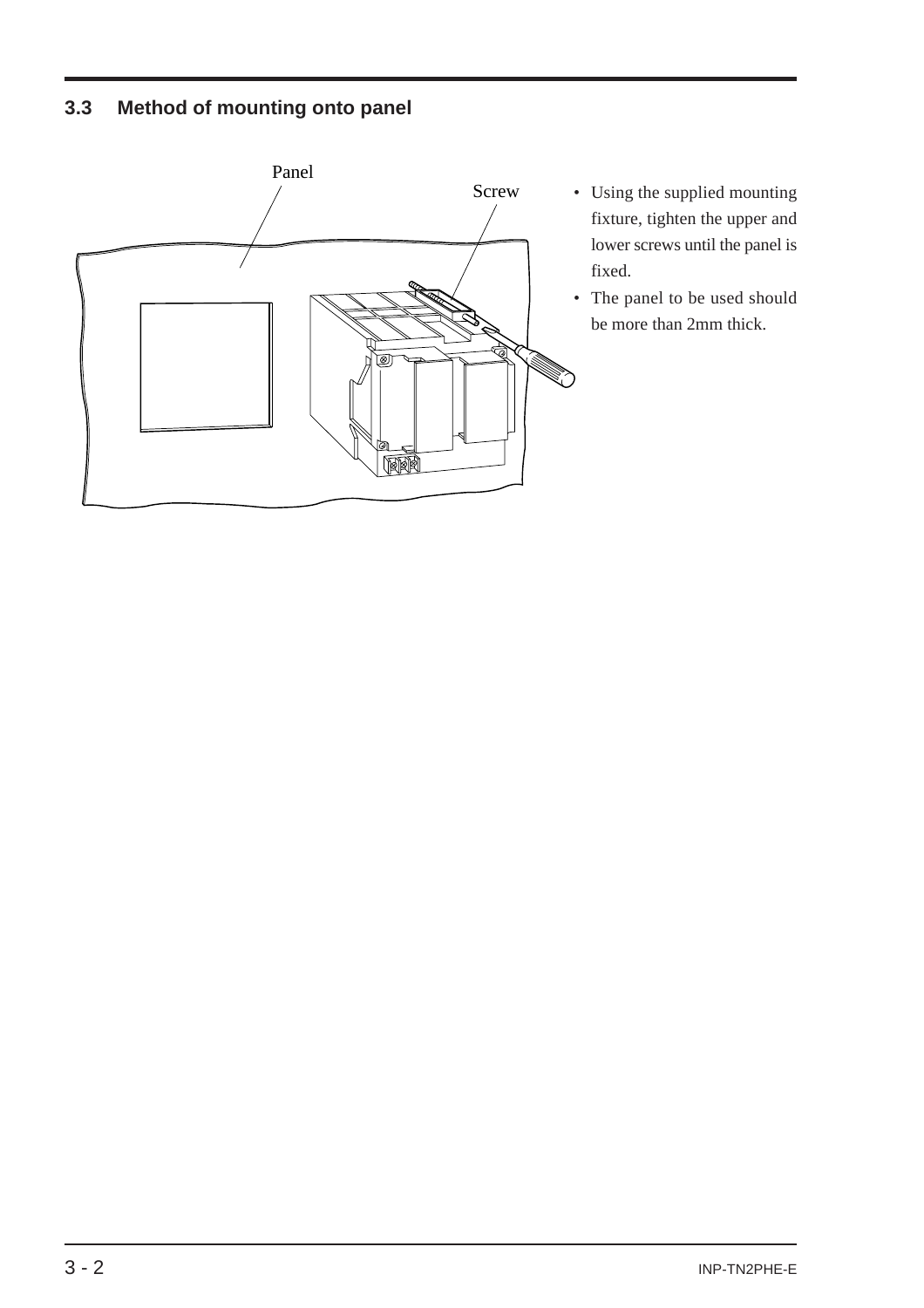### 3.3 Method of mounting onto panel

Panel

Screw

- Using the supplied mounting fixture, tighten the upper and lower screws until the panel is fixed.
- The panel to be used should be more than 2mm thick.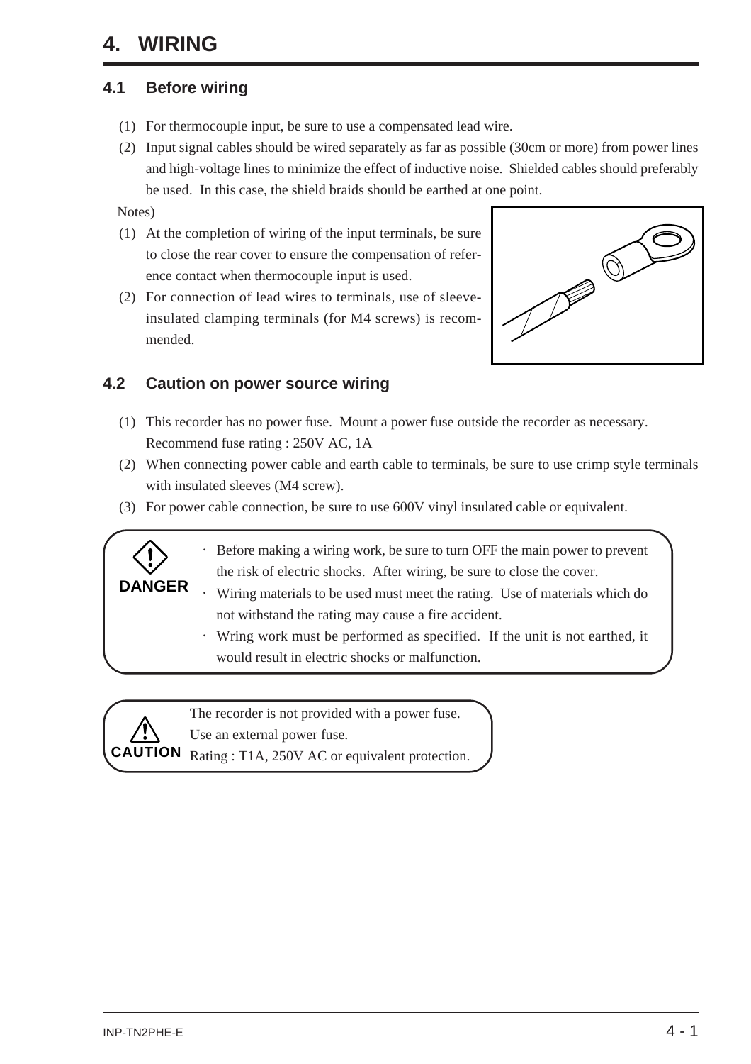# 4. WIRING

## 4.1 Before wiring

(1) For thermocouple input, be sure to use a compensated lead wire.

(2) Input signal cables should be wired separately as far as possible (30cm or more) from power lines and high-voltage lines to minimize the effect of inductive noise. Shielded cables should preferably be used. In this case, the shield braids should be earthed at one point.

Notes)

(1) At the completion of wiring of the input terminals, be sure to close the rear cover to ensure the compensation of reference contact when thermocouple input is used.

(2) For connection of lead wires to terminals, use of sleeve-insulated clamping terminals (for M4 screws) is recommended.

## 4.2 Caution on power source wiring

(1) This recorder has no power fuse. Mount a power fuse outside the recorder as necessary.
Recommend fuse rating : 250V AC, 1A

(2) When connecting power cable and earth cable to terminals, be sure to use crimp style terminals with insulated sleeves (M4 screw).

(3) For power cable connection, be sure to use 600V vinyl insulated cable or equivalent.

**DANGER**

- Before making a wiring work, be sure to turn OFF the main power to prevent the risk of electric shocks. After wiring, be sure to close the cover.
- Wiring materials to be used must meet the rating. Use of materials which do not withstand the rating may cause a fire accident.
- Wring work must be performed as specified. If the unit is not earthed, it would result in electric shocks or malfunction.

**CAUTION**

The recorder is not provided with a power fuse.
Use an external power fuse.
Rating : T1A, 250V AC or equivalent protection.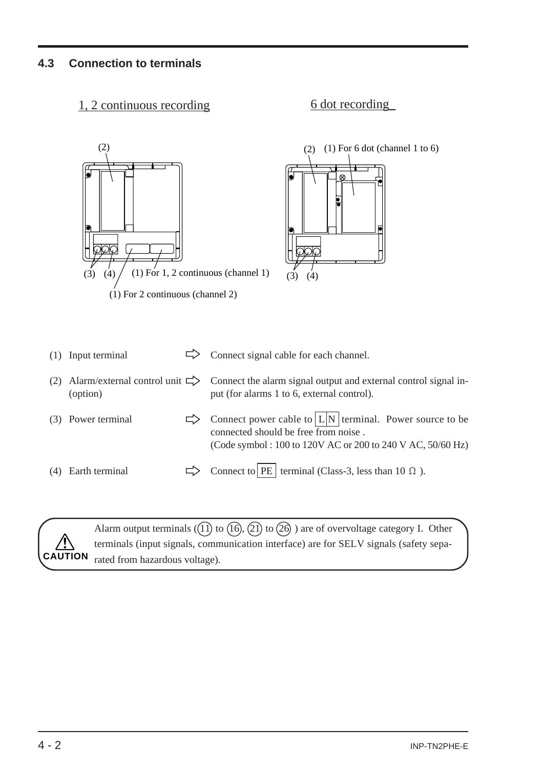## 4.3 Connection to terminals

1, 2 continuous recording

6 dot recording

(2)

(3) (4) (1) For 1, 2 continuous (channel 1)

(1) For 2 continuous (channel 2)

(2) (1) For 6 dot (channel 1 to 6)

(3) (4)

| | | |
|---|---|---|
| (1) Input terminal | ⇨ | Connect signal cable for each channel. |
| (2) Alarm/external control unit (option) | ⇨ | Connect the alarm signal output and external control signal input (for alarms 1 to 6, external control). |
| (3) Power terminal | ⇨ | Connect power cable to L N terminal. Power source to be connected should be free from noise. (Code symbol : 100 to 120V AC or 200 to 240 V AC, 50/60 Hz) |
| (4) Earth terminal | ⇨ | Connect to PE terminal (Class-3, less than 10 Ω ). |

> ⚠ **CAUTION** Alarm output terminals ((11) to (16), (21) to (26) ) are of overvoltage category I. Other terminals (input signals, communication interface) are for SELV signals (safety separated from hazardous voltage).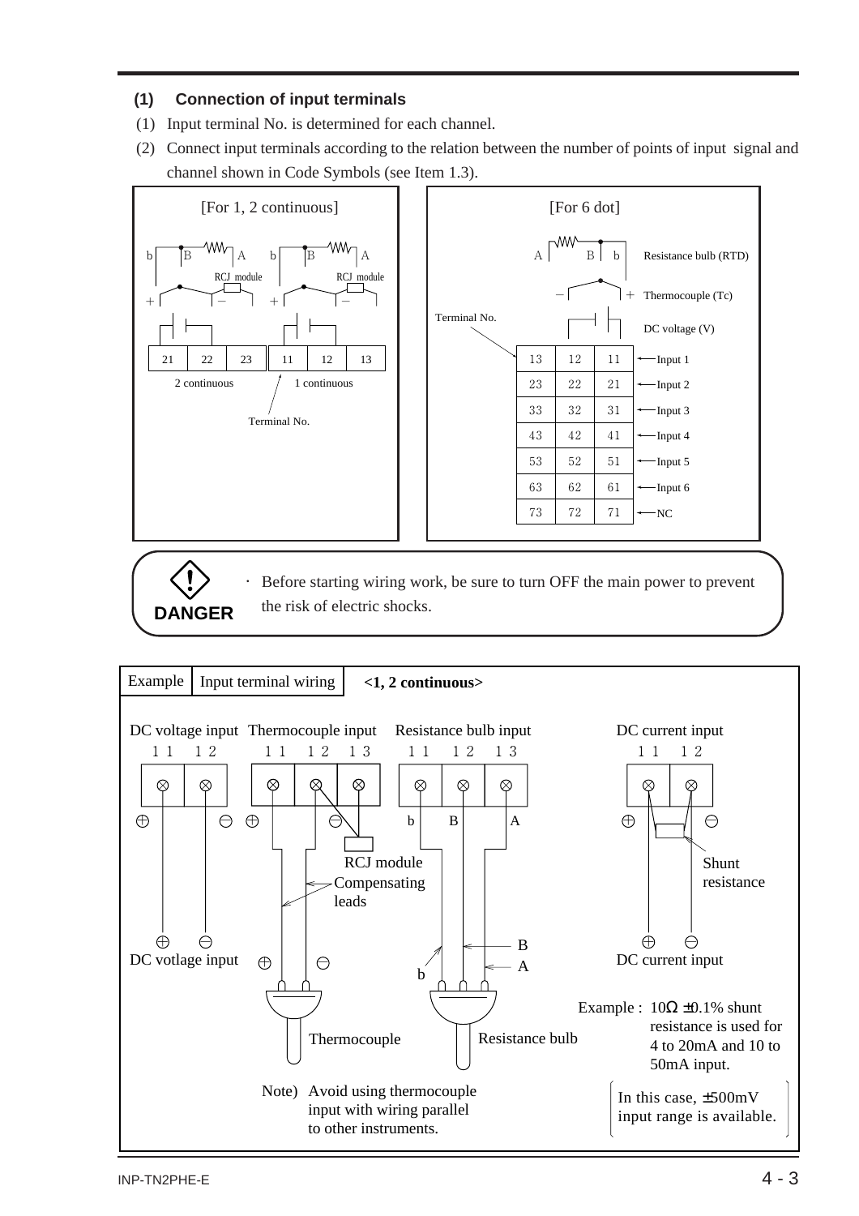### (1) Connection of input terminals

(1) Input terminal No. is determined for each channel.

(2) Connect input terminals according to the relation between the number of points of input signal and channel shown in Code Symbols (see Item 1.3).

**[For 1, 2 continuous]**

| 21 | 22 | 23 | 11 | 12 | 13 |
|---|---|---|---|---|---|
| 2 continuous | | | 1 continuous | | |

(Terminal No.; b / B / A: Resistance bulb; + / −: Thermocouple with RCJ module)

**[For 6 dot]**

| A | B | b | Resistance bulb (RTD) |
|---|---|---|---|
| − | | + | Thermocouple (Tc) |
| | | | DC voltage (V) |
| 13 | 12 | 11 | ← Input 1 |
| 23 | 22 | 21 | ← Input 2 |
| 33 | 32 | 31 | ← Input 3 |
| 43 | 42 | 41 | ← Input 4 |
| 53 | 52 | 51 | ← Input 5 |
| 63 | 62 | 61 | ← Input 6 |
| 73 | 72 | 71 | ← NC |

(Terminal No.)

**DANGER**

- Before starting wiring work, be sure to turn OFF the main power to prevent the risk of electric shocks.

**Example: Input terminal wiring <1, 2 continuous>**

- DC voltage input: terminals 11 (⊕), 12 (⊖) — DC votlage input
- Thermocouple input: terminals 11 (⊕), 12 (⊖), 13 — RCJ module, Compensating leads, Thermocouple
- Resistance bulb input: terminals 11 (b), 12 (B), 13 (A) — Resistance bulb
- DC current input: terminals 11 (⊕), 12 (⊖) — Shunt resistance, DC current input

Example : 10Ω ±0.1% shunt resistance is used for 4 to 20mA and 10 to 50mA input.

In this case, ±500mV input range is available.

Note) Avoid using thermocouple input with wiring parallel to other instruments.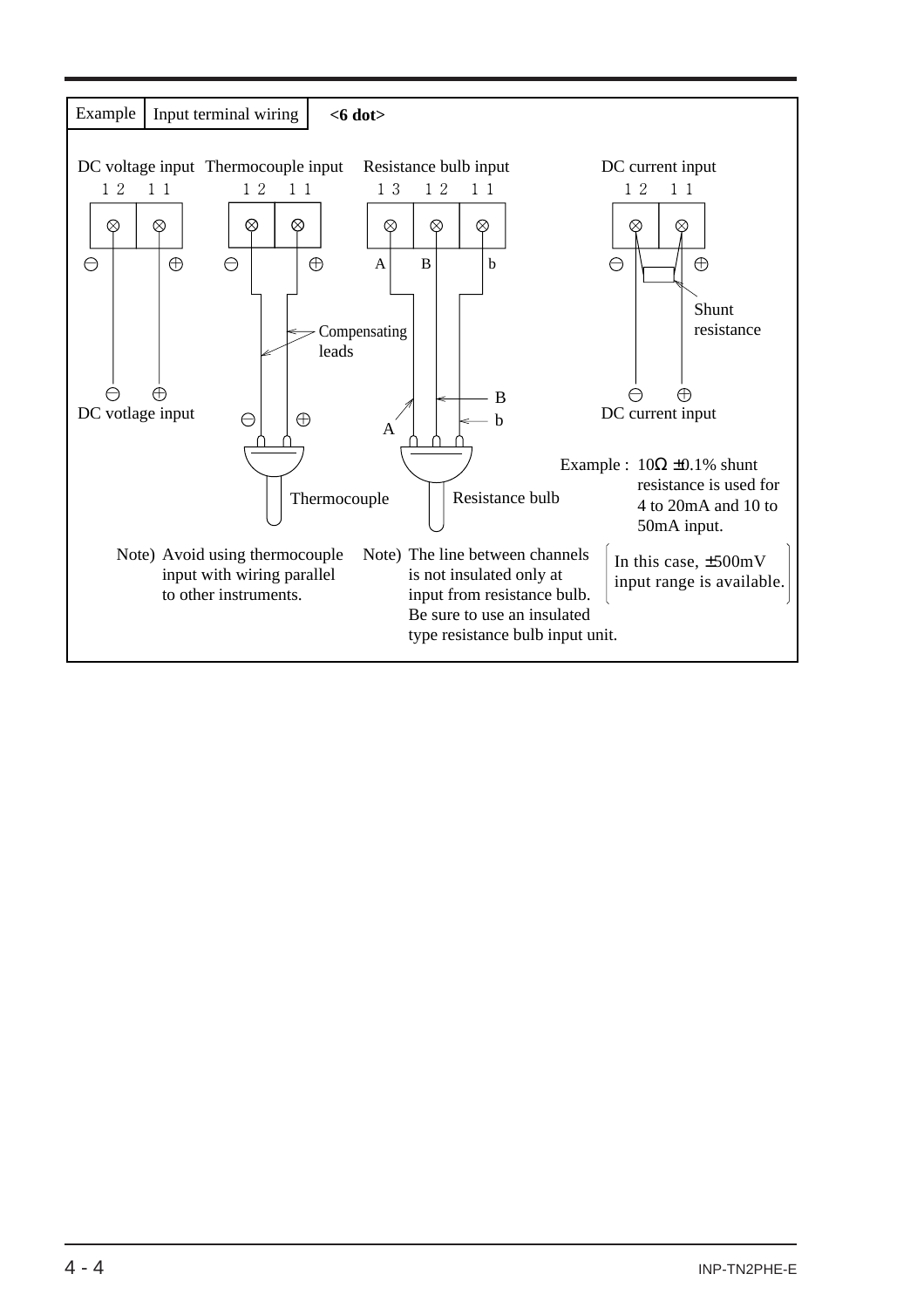Example | Input terminal wiring **<6 dot>**

DC voltage input

12 11

⊖ ⊕

⊖ ⊕

DC votlage input

Thermocouple input

12 11

⊖ ⊕

Compensating leads

⊖ ⊕

Thermocouple

Resistance bulb input

13 12 11

A B b

B

b

A

Resistance bulb

DC current input

12 11

⊖ ⊕

Shunt resistance

⊖ ⊕

DC current input

Example : 10Ω ±0.1% shunt resistance is used for 4 to 20mA and 10 to 50mA input.

Note) Avoid using thermocouple input with wiring parallel to other instruments.

Note) The line between channels is not insulated only at input from resistance bulb. Be sure to use an insulated type resistance bulb input unit.

(In this case, ±500mV input range is available.)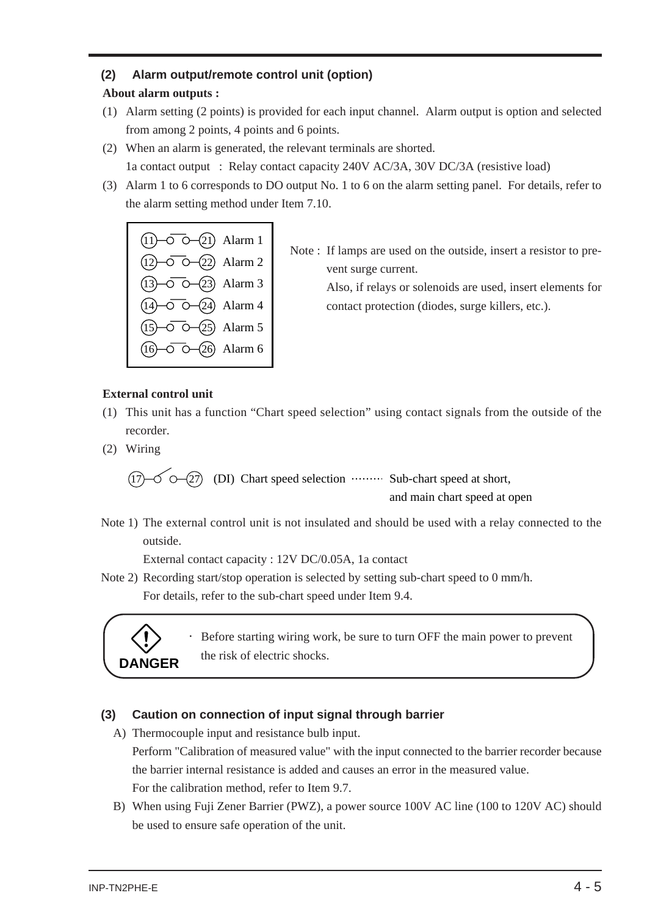### (2) Alarm output/remote control unit (option)

**About alarm outputs :**

(1) Alarm setting (2 points) is provided for each input channel. Alarm output is option and selected from among 2 points, 4 points and 6 points.

(2) When an alarm is generated, the relevant terminals are shorted.
1a contact output : Relay contact capacity 240V AC/3A, 30V DC/3A (resistive load)

(3) Alarm 1 to 6 corresponds to DO output No. 1 to 6 on the alarm setting panel. For details, refer to the alarm setting method under Item 7.10.

| Terminals | Alarm |
|---|---|
| (11)—o o—(21) | Alarm 1 |
| (12)—o o—(22) | Alarm 2 |
| (13)—o o—(23) | Alarm 3 |
| (14)—o o—(24) | Alarm 4 |
| (15)—o o—(25) | Alarm 5 |
| (16)—o o—(26) | Alarm 6 |

Note : If lamps are used on the outside, insert a resistor to prevent surge current.
Also, if relays or solenoids are used, insert elements for contact protection (diodes, surge killers, etc.).

**External control unit**

(1) This unit has a function "Chart speed selection" using contact signals from the outside of the recorder.

(2) Wiring

(17)—o o—(27) (DI) Chart speed selection ········ Sub-chart speed at short, and main chart speed at open

Note 1) The external control unit is not insulated and should be used with a relay connected to the outside.
External contact capacity : 12V DC/0.05A, 1a contact

Note 2) Recording start/stop operation is selected by setting sub-chart speed to 0 mm/h.
For details, refer to the sub-chart speed under Item 9.4.

**DANGER**

· Before starting wiring work, be sure to turn OFF the main power to prevent the risk of electric shocks.

### (3) Caution on connection of input signal through barrier

A) Thermocouple input and resistance bulb input.
Perform "Calibration of measured value" with the input connected to the barrier recorder because the barrier internal resistance is added and causes an error in the measured value.
For the calibration method, refer to Item 9.7.

B) When using Fuji Zener Barrier (PWZ), a power source 100V AC line (100 to 120V AC) should be used to ensure safe operation of the unit.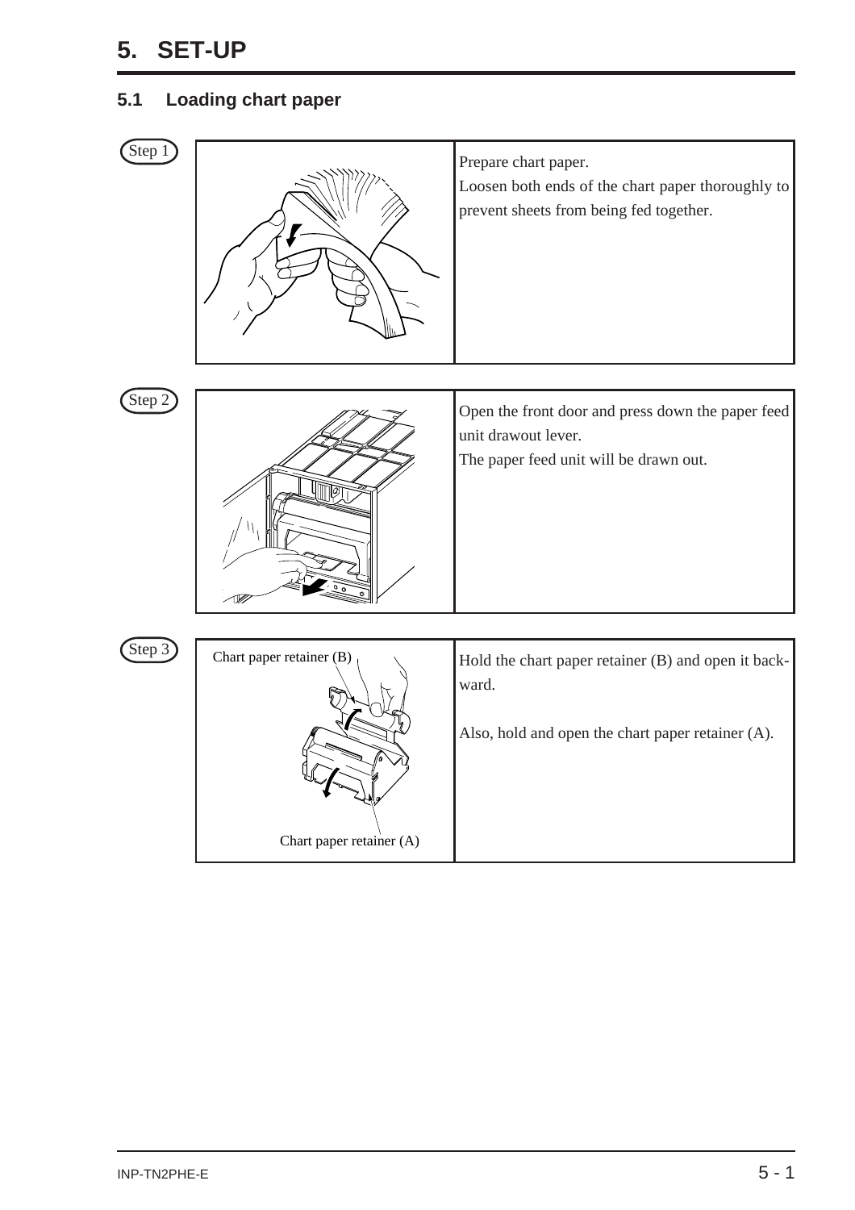# 5. SET-UP

## 5.1 Loading chart paper

**Step 1**

Prepare chart paper.
Loosen both ends of the chart paper thoroughly to prevent sheets from being fed together.

**Step 2**

Open the front door and press down the paper feed unit drawout lever.
The paper feed unit will be drawn out.

**Step 3**

Chart paper retainer (B)

Chart paper retainer (A)

Hold the chart paper retainer (B) and open it backward.

Also, hold and open the chart paper retainer (A).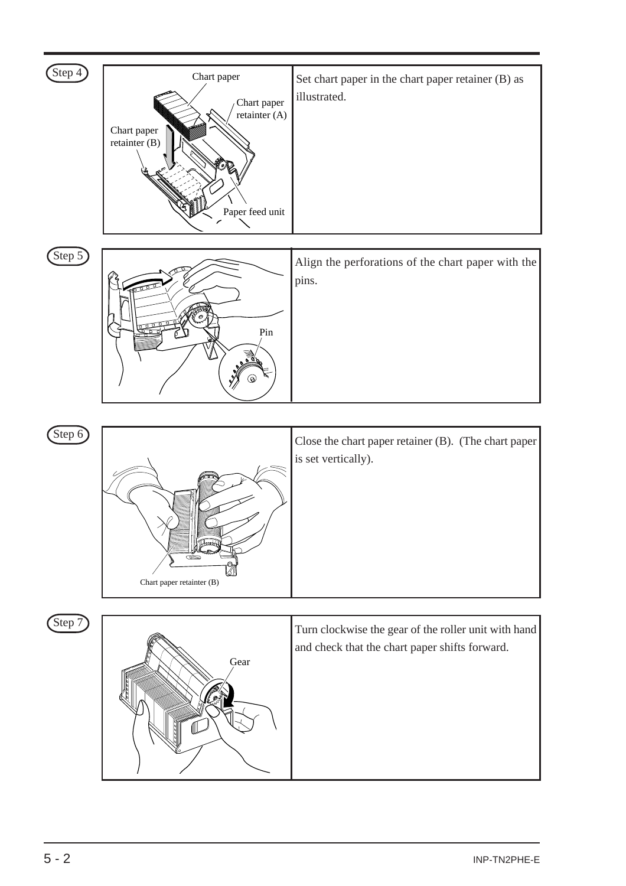**Step 4**

Set chart paper in the chart paper retainer (B) as illustrated.

**Step 5**

Align the perforations of the chart paper with the pins.

**Step 6**

Close the chart paper retainer (B). (The chart paper is set vertically).

**Step 7**

Turn clockwise the gear of the roller unit with hand and check that the chart paper shifts forward.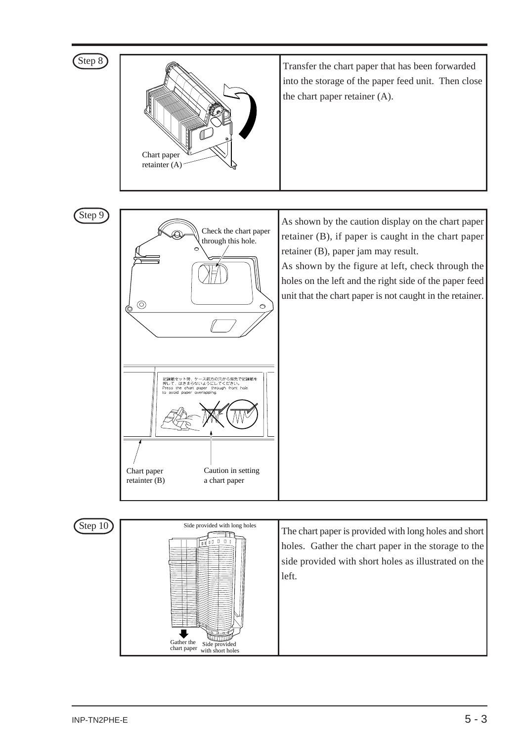**Step 8**

Chart paper retainter (A)

Transfer the chart paper that has been forwarded into the storage of the paper feed unit. Then close the chart paper retainer (A).

**Step 9**

Check the chart paper through this hole.

記録紙セット時、ケース前方の穴から指先で記録紙を押して、はさまらないようにしてください。
Press the chart paper through front hole to avoid paper overlapping.

Chart paper retainter (B)

Caution in setting a chart paper

As shown by the caution display on the chart paper retainer (B), if paper is caught in the chart paper retainer (B), paper jam may result.

As shown by the figure at left, check through the holes on the left and the right side of the paper feed unit that the chart paper is not caught in the retainer.

**Step 10**

Side provided with long holes

Gather the chart paper

Side provided with short holes

The chart paper is provided with long holes and short holes. Gather the chart paper in the storage to the side provided with short holes as illustrated on the left.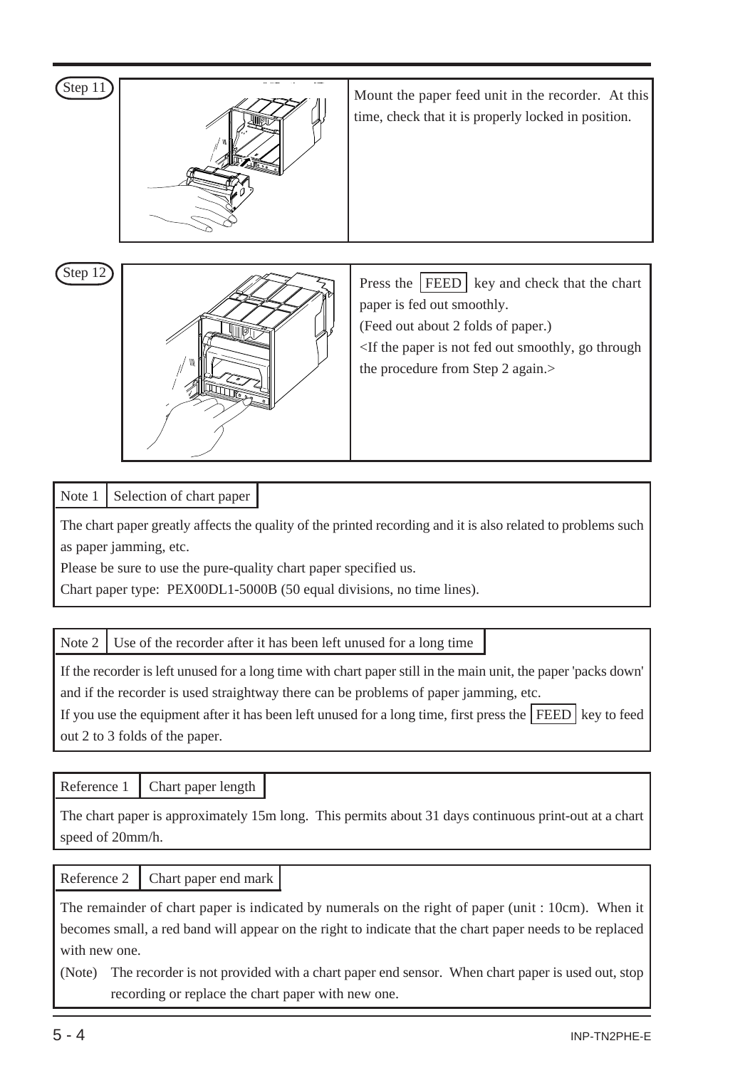**Step 11**

Mount the paper feed unit in the recorder. At this time, check that it is properly locked in position.

**Step 12**

Press the FEED key and check that the chart paper is fed out smoothly.
(Feed out about 2 folds of paper.)
<If the paper is not fed out smoothly, go through the procedure from Step 2 again.>

**Note 1 | Selection of chart paper**

The chart paper greatly affects the quality of the printed recording and it is also related to problems such as paper jamming, etc.
Please be sure to use the pure-quality chart paper specified us.
Chart paper type: PEX00DL1-5000B (50 equal divisions, no time lines).

**Note 2 | Use of the recorder after it has been left unused for a long time**

If the recorder is left unused for a long time with chart paper still in the main unit, the paper 'packs down' and if the recorder is used straightway there can be problems of paper jamming, etc.
If you use the equipment after it has been left unused for a long time, first press the FEED key to feed out 2 to 3 folds of the paper.

**Reference 1 | Chart paper length**

The chart paper is approximately 15m long. This permits about 31 days continuous print-out at a chart speed of 20mm/h.

**Reference 2 | Chart paper end mark**

The remainder of chart paper is indicated by numerals on the right of paper (unit : 10cm). When it becomes small, a red band will appear on the right to indicate that the chart paper needs to be replaced with new one.

(Note) The recorder is not provided with a chart paper end sensor. When chart paper is used out, stop recording or replace the chart paper with new one.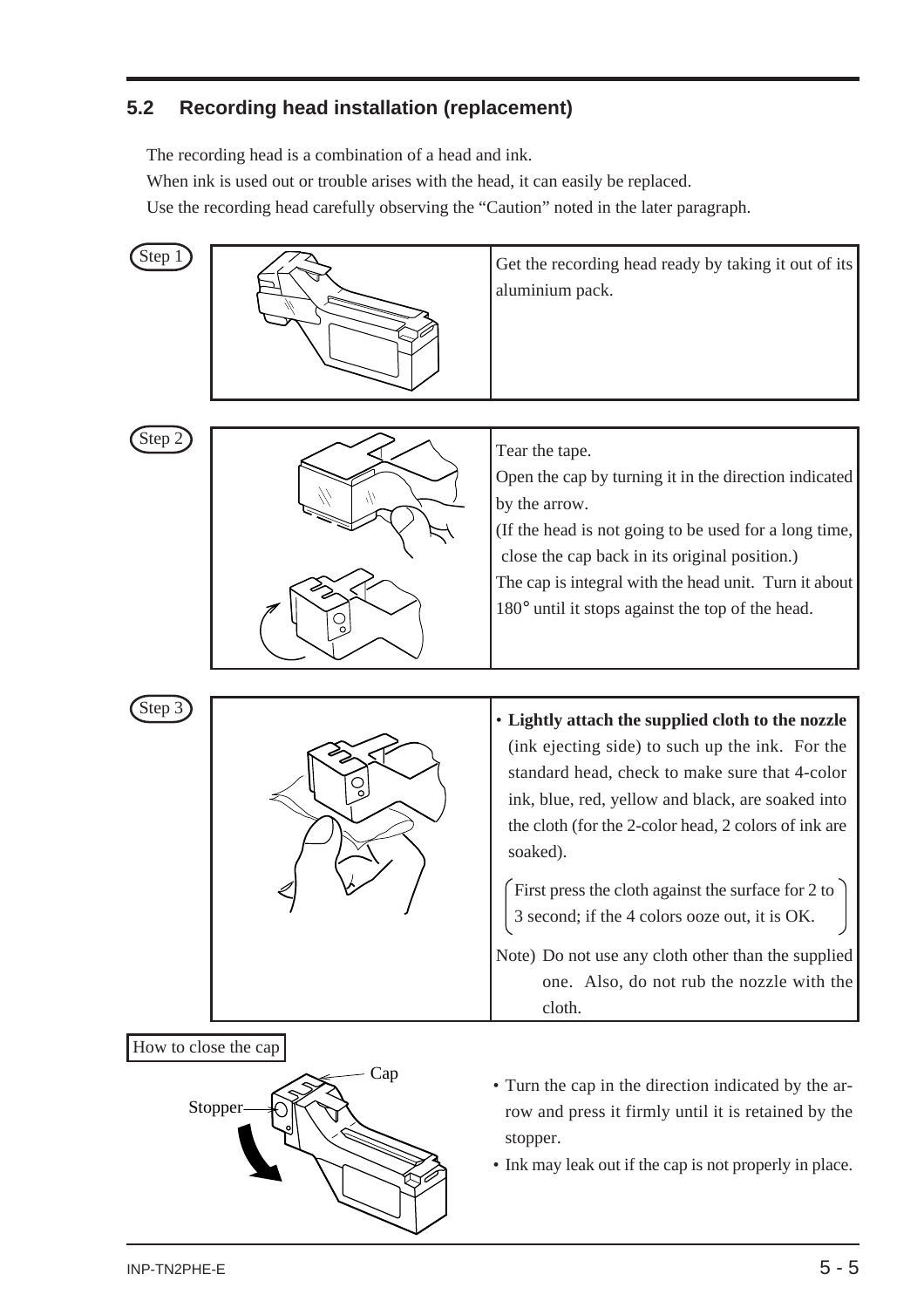## 5.2 Recording head installation (replacement)

The recording head is a combination of a head and ink.

When ink is used out or trouble arises with the head, it can easily be replaced.

Use the recording head carefully observing the "Caution" noted in the later paragraph.

**Step 1**

Get the recording head ready by taking it out of its aluminium pack.

**Step 2**

Tear the tape.

Open the cap by turning it in the direction indicated by the arrow.

(If the head is not going to be used for a long time, close the cap back in its original position.)

The cap is integral with the head unit. Turn it about 180° until it stops against the top of the head.

**Step 3**

- **Lightly attach the supplied cloth to the nozzle** (ink ejecting side) to such up the ink. For the standard head, check to make sure that 4-color ink, blue, red, yellow and black, are soaked into the cloth (for the 2-color head, 2 colors of ink are soaked).

  (First press the cloth against the surface for 2 to 3 second; if the 4 colors ooze out, it is OK.)

Note) Do not use any cloth other than the supplied one. Also, do not rub the nozzle with the cloth.

**How to close the cap**

Cap

Stopper

- Turn the cap in the direction indicated by the arrow and press it firmly until it is retained by the stopper.
- Ink may leak out if the cap is not properly in place.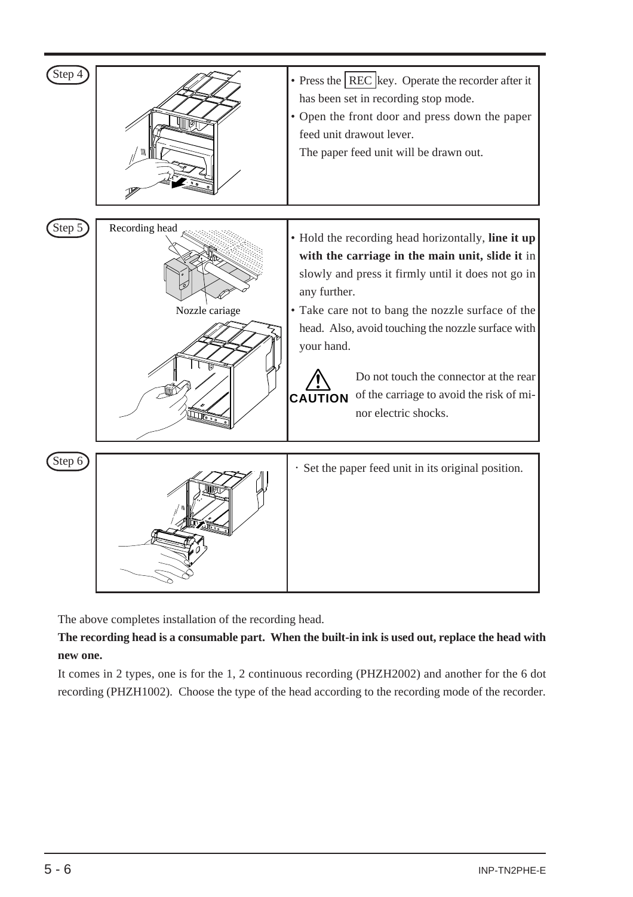**Step 4**

- Press the REC key. Operate the recorder after it has been set in recording stop mode.
- Open the front door and press down the paper feed unit drawout lever.
  The paper feed unit will be drawn out.

**Step 5**

Recording head

Nozzle cariage

- Hold the recording head horizontally, **line it up with the carriage in the main unit, slide it** in slowly and press it firmly until it does not go in any further.
- Take care not to bang the nozzle surface of the head. Also, avoid touching the nozzle surface with your hand.

**CAUTION** Do not touch the connector at the rear of the carriage to avoid the risk of minor electric shocks.

**Step 6**

- Set the paper feed unit in its original position.

The above completes installation of the recording head.

**The recording head is a consumable part. When the built-in ink is used out, replace the head with new one.**

It comes in 2 types, one is for the 1, 2 continuous recording (PHZH2002) and another for the 6 dot recording (PHZH1002). Choose the type of the head according to the recording mode of the recorder.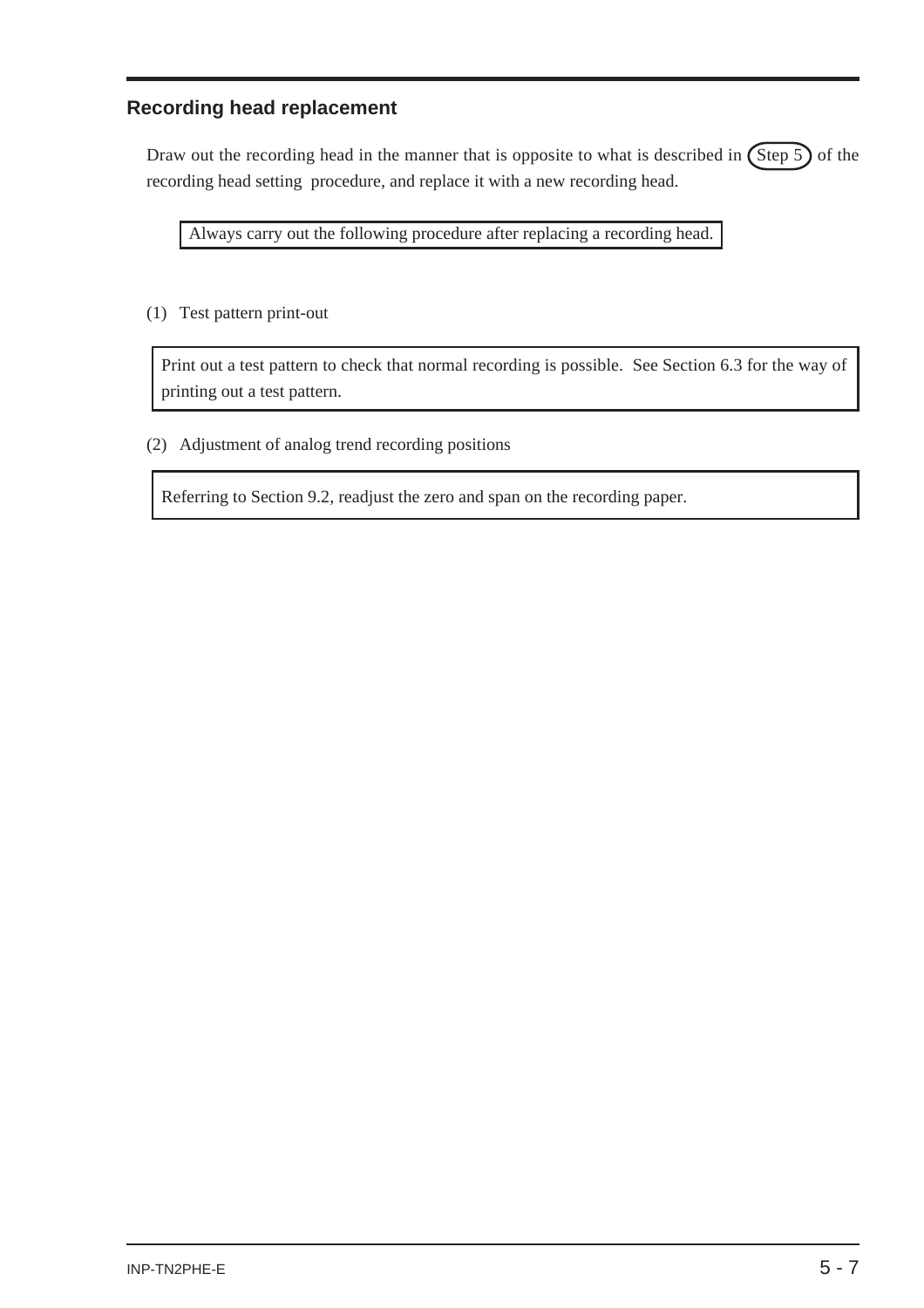## Recording head replacement

Draw out the recording head in the manner that is opposite to what is described in (Step 5) of the recording head setting procedure, and replace it with a new recording head.

> Always carry out the following procedure after replacing a recording head.

(1) Test pattern print-out

> Print out a test pattern to check that normal recording is possible. See Section 6.3 for the way of printing out a test pattern.

(2) Adjustment of analog trend recording positions

> Referring to Section 9.2, readjust the zero and span on the recording paper.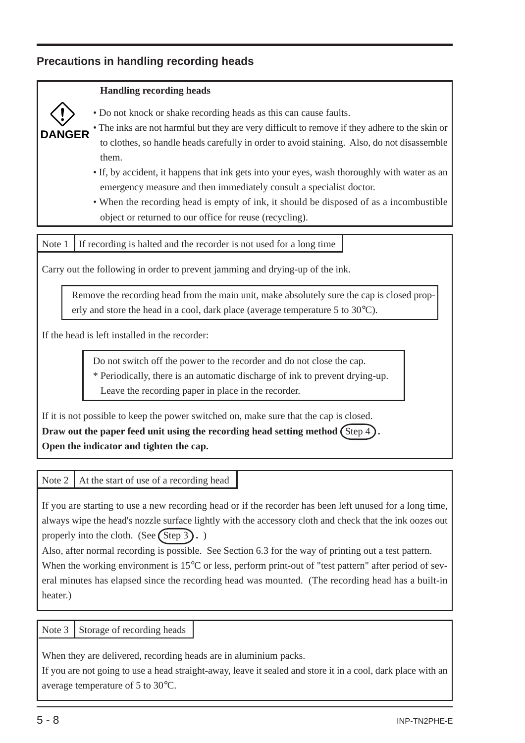## Precautions in handling recording heads

**DANGER**

**Handling recording heads**

- Do not knock or shake recording heads as this can cause faults.
- The inks are not harmful but they are very difficult to remove if they adhere to the skin or to clothes, so handle heads carefully in order to avoid staining. Also, do not disassemble them.
- If, by accident, it happens that ink gets into your eyes, wash thoroughly with water as an emergency measure and then immediately consult a specialist doctor.
- When the recording head is empty of ink, it should be disposed of as a incombustible object or returned to our office for reuse (recycling).

Note 1 | If recording is halted and the recorder is not used for a long time

Carry out the following in order to prevent jamming and drying-up of the ink.

> Remove the recording head from the main unit, make absolutely sure the cap is closed properly and store the head in a cool, dark place (average temperature 5 to 30°C).

If the head is left installed in the recorder:

> Do not switch off the power to the recorder and do not close the cap.
> * Periodically, there is an automatic discharge of ink to prevent drying-up.
> Leave the recording paper in place in the recorder.

If it is not possible to keep the power switched on, make sure that the cap is closed.
**Draw out the paper feed unit using the recording head setting method (Step 4).**
**Open the indicator and tighten the cap.**

Note 2 | At the start of use of a recording head

If you are starting to use a new recording head or if the recorder has been left unused for a long time, always wipe the head's nozzle surface lightly with the accessory cloth and check that the ink oozes out properly into the cloth. (See (Step 3).)
Also, after normal recording is possible. See Section 6.3 for the way of printing out a test pattern.
When the working environment is 15°C or less, perform print-out of "test pattern" after period of several minutes has elapsed since the recording head was mounted. (The recording head has a built-in heater.)

Note 3 | Storage of recording heads

When they are delivered, recording heads are in aluminium packs.
If you are not going to use a head straight-away, leave it sealed and store it in a cool, dark place with an average temperature of 5 to 30°C.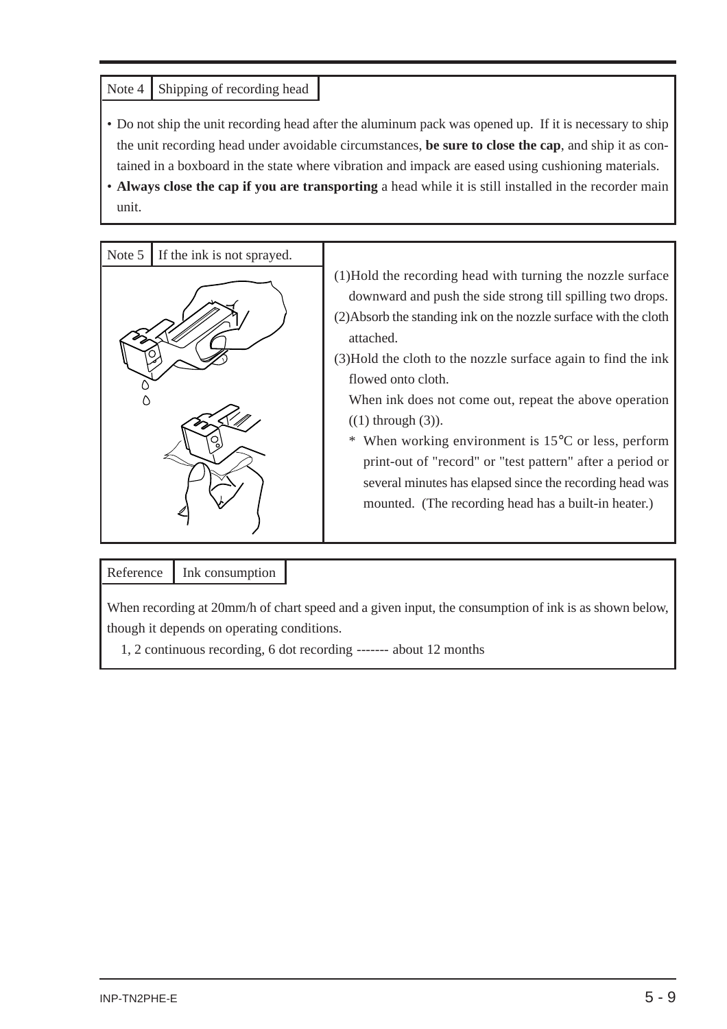**Note 4** | **Shipping of recording head**

- Do not ship the unit recording head after the aluminum pack was opened up. If it is necessary to ship the unit recording head under avoidable circumstances, **be sure to close the cap**, and ship it as contained in a boxboard in the state where vibration and impack are eased using cushioning materials.
- **Always close the cap if you are transporting** a head while it is still installed in the recorder main unit.

**Note 5** | **If the ink is not sprayed.**

(1)Hold the recording head with turning the nozzle surface downward and push the side strong till spilling two drops.

(2)Absorb the standing ink on the nozzle surface with the cloth attached.

(3)Hold the cloth to the nozzle surface again to find the ink flowed onto cloth.

When ink does not come out, repeat the above operation ((1) through (3)).

\* When working environment is 15°C or less, perform print-out of "record" or "test pattern" after a period or several minutes has elapsed since the recording head was mounted. (The recording head has a built-in heater.)

**Reference** | **Ink consumption**

When recording at 20mm/h of chart speed and a given input, the consumption of ink is as shown below, though it depends on operating conditions.

1, 2 continuous recording, 6 dot recording ------- about 12 months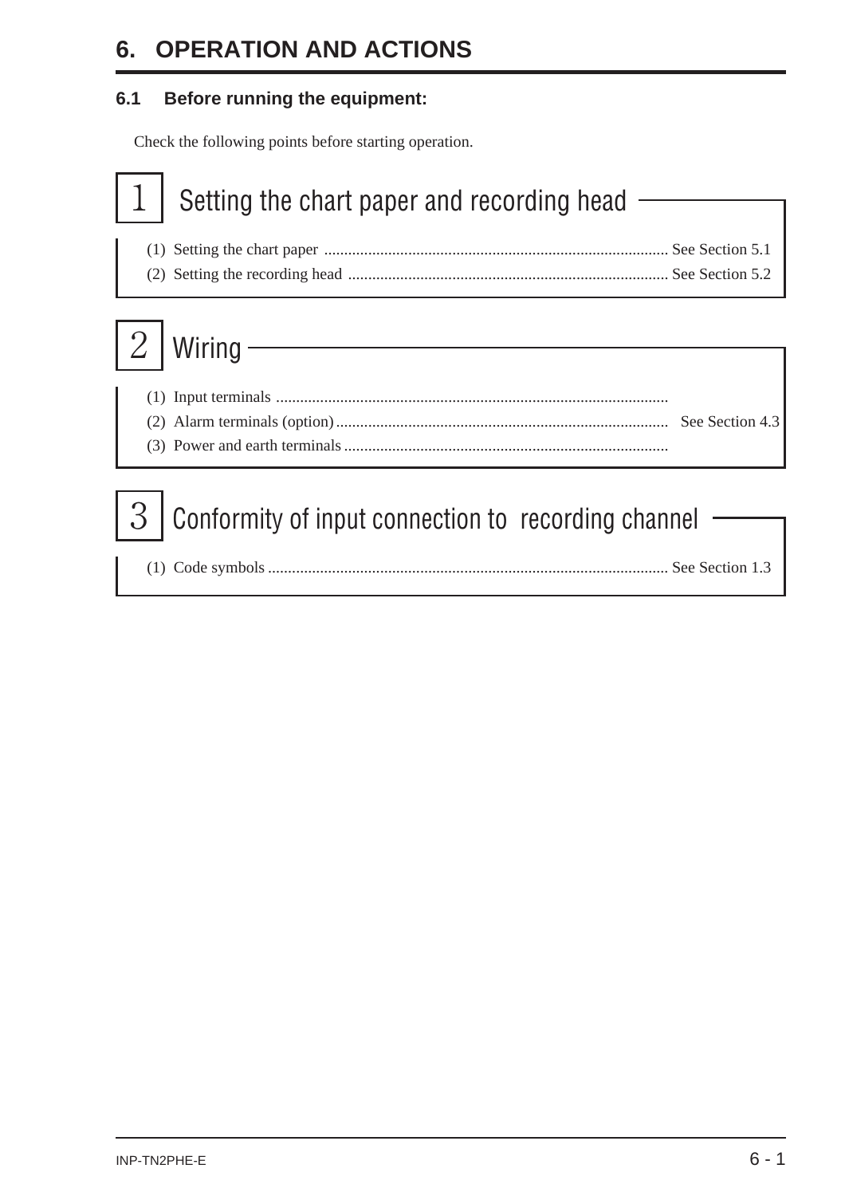# 6. OPERATION AND ACTIONS

## 6.1 Before running the equipment:

Check the following points before starting operation.

### 1 Setting the chart paper and recording head

(1) Setting the chart paper ..................................................................................... See Section 5.1

(2) Setting the recording head ............................................................................... See Section 5.2

### 2 Wiring

(1) Input terminals .................................................................................................

(2) Alarm terminals (option) .................................................................................. See Section 4.3

(3) Power and earth terminals ................................................................................

### 3 Conformity of input connection to recording channel

(1) Code symbols ................................................................................................... See Section 1.3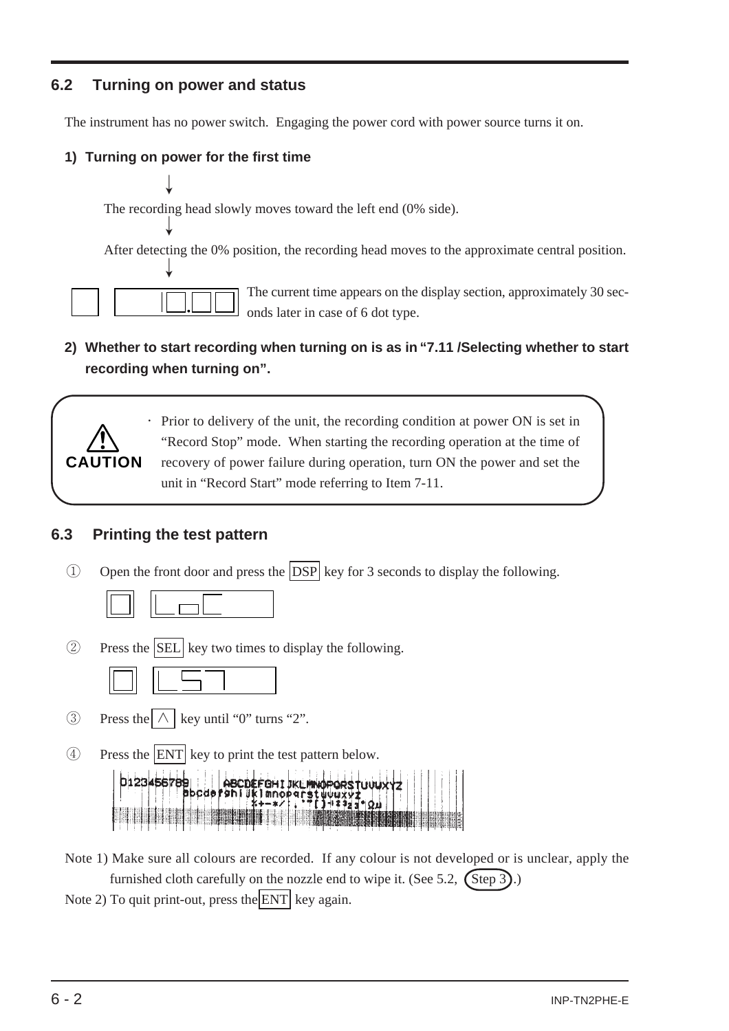## 6.2 Turning on power and status

The instrument has no power switch. Engaging the power cord with power source turns it on.

**1) Turning on power for the first time**

↓

The recording head slowly moves toward the left end (0% side).

↓

After detecting the 0% position, the recording head moves to the approximate central position.

↓

The current time appears on the display section, approximately 30 seconds later in case of 6 dot type.

**2) Whether to start recording when turning on is as in "7.11 /Selecting whether to start recording when turning on".**

> **CAUTION**
>
> · Prior to delivery of the unit, the recording condition at power ON is set in "Record Stop" mode. When starting the recording operation at the time of recovery of power failure during operation, turn ON the power and set the unit in "Record Start" mode referring to Item 7-11.

## 6.3 Printing the test pattern

① Open the front door and press the DSP key for 3 seconds to display the following.

② Press the SEL key two times to display the following.

③ Press the ∧ key until "0" turns "2".

④ Press the ENT key to print the test pattern below.

Note 1) Make sure all colours are recorded. If any colour is not developed or is unclear, apply the furnished cloth carefully on the nozzle end to wipe it. (See 5.2, (Step 3).)

Note 2) To quit print-out, press the ENT key again.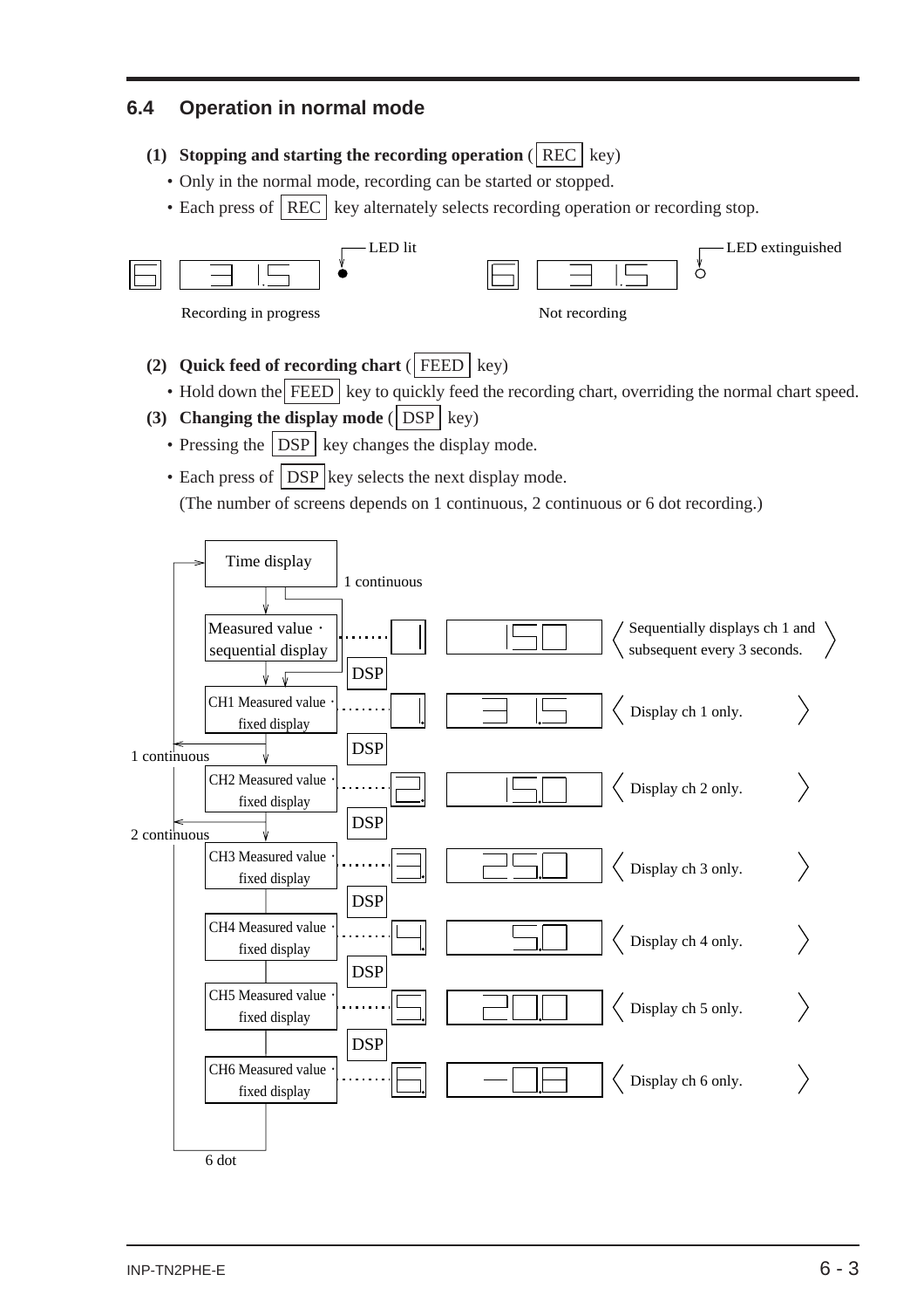## 6.4 Operation in normal mode

**(1) Stopping and starting the recording operation** ( REC key)

- Only in the normal mode, recording can be started or stopped.
- Each press of REC key alternately selects recording operation or recording stop.

| Display | LED | State |
|---|---|---|
| 6 &nbsp; 31.5 | LED lit | Recording in progress |
| 6 &nbsp; 31.5 | LED extinguished | Not recording |

**(2) Quick feed of recording chart** ( FEED key)

- Hold down the FEED key to quickly feed the recording chart, overriding the normal chart speed.

**(3) Changing the display mode** ( DSP key)

- Pressing the DSP key changes the display mode.
- Each press of DSP key selects the next display mode.
  (The number of screens depends on 1 continuous, 2 continuous or 6 dot recording.)

Display mode sequence (each step selected by DSP):

| Display mode | Channel display | Value display | Description |
|---|---|---|---|
| Time display | | | (1 continuous: skips to CH1 Measured value · fixed display) |
| Measured value · sequential display | 1 | 150 | Sequentially displays ch 1 and subsequent every 3 seconds. |
| CH1 Measured value · fixed display | 1. | 31.5 | Display ch 1 only. (1 continuous: returns to Time display) |
| CH2 Measured value · fixed display | 2. | 15.0 | Display ch 2 only. (2 continuous: returns to Time display) |
| CH3 Measured value · fixed display | 3. | 25.0 | Display ch 3 only. |
| CH4 Measured value · fixed display | 4. | 5.0 | Display ch 4 only. |
| CH5 Measured value · fixed display | 5. | 20.0 | Display ch 5 only. |
| CH6 Measured value · fixed display | 6. | -0.8 | Display ch 6 only. (6 dot: returns to Time display) |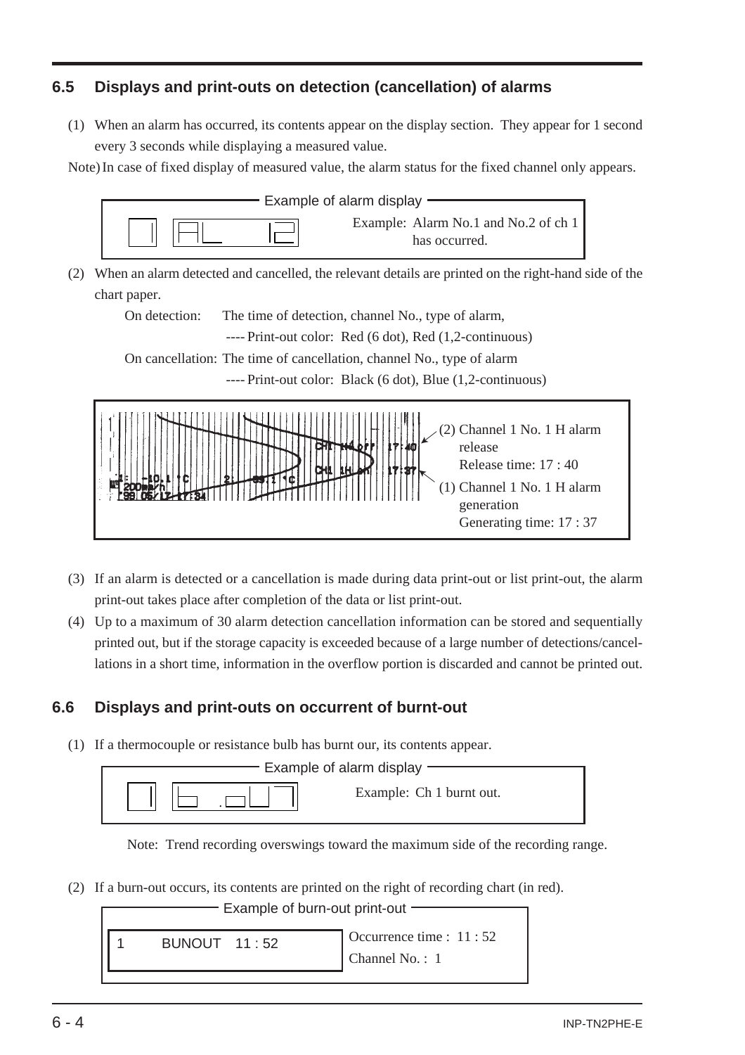## 6.5 Displays and print-outs on detection (cancellation) of alarms

(1) When an alarm has occurred, its contents appear on the display section. They appear for 1 second every 3 seconds while displaying a measured value.

Note) In case of fixed display of measured value, the alarm status for the fixed channel only appears.

Example of alarm display

1 | AL 12

Example: Alarm No.1 and No.2 of ch 1 has occurred.

(2) When an alarm detected and cancelled, the relevant details are printed on the right-hand side of the chart paper.

On detection: The time of detection, channel No., type of alarm,
---- Print-out color: Red (6 dot), Red (1,2-continuous)

On cancellation: The time of cancellation, channel No., type of alarm
---- Print-out color: Black (6 dot), Blue (1,2-continuous)

(2) Channel 1 No. 1 H alarm release
Release time: 17 : 40

(1) Channel 1 No. 1 H alarm generation
Generating time: 17 : 37

(3) If an alarm is detected or a cancellation is made during data print-out or list print-out, the alarm print-out takes place after completion of the data or list print-out.

(4) Up to a maximum of 30 alarm detection cancellation information can be stored and sequentially printed out, but if the storage capacity is exceeded because of a large number of detections/cancellations in a short time, information in the overflow portion is discarded and cannot be printed out.

## 6.6 Displays and print-outs on occurrent of burnt-out

(1) If a thermocouple or resistance bulb has burnt our, its contents appear.

Example of alarm display

1 | b. oUT

Example: Ch 1 burnt out.

Note: Trend recording overswings toward the maximum side of the recording range.

(2) If a burn-out occurs, its contents are printed on the right of recording chart (in red).

Example of burn-out print-out

1 BUNOUT 11 : 52

Occurrence time : 11 : 52
Channel No. : 1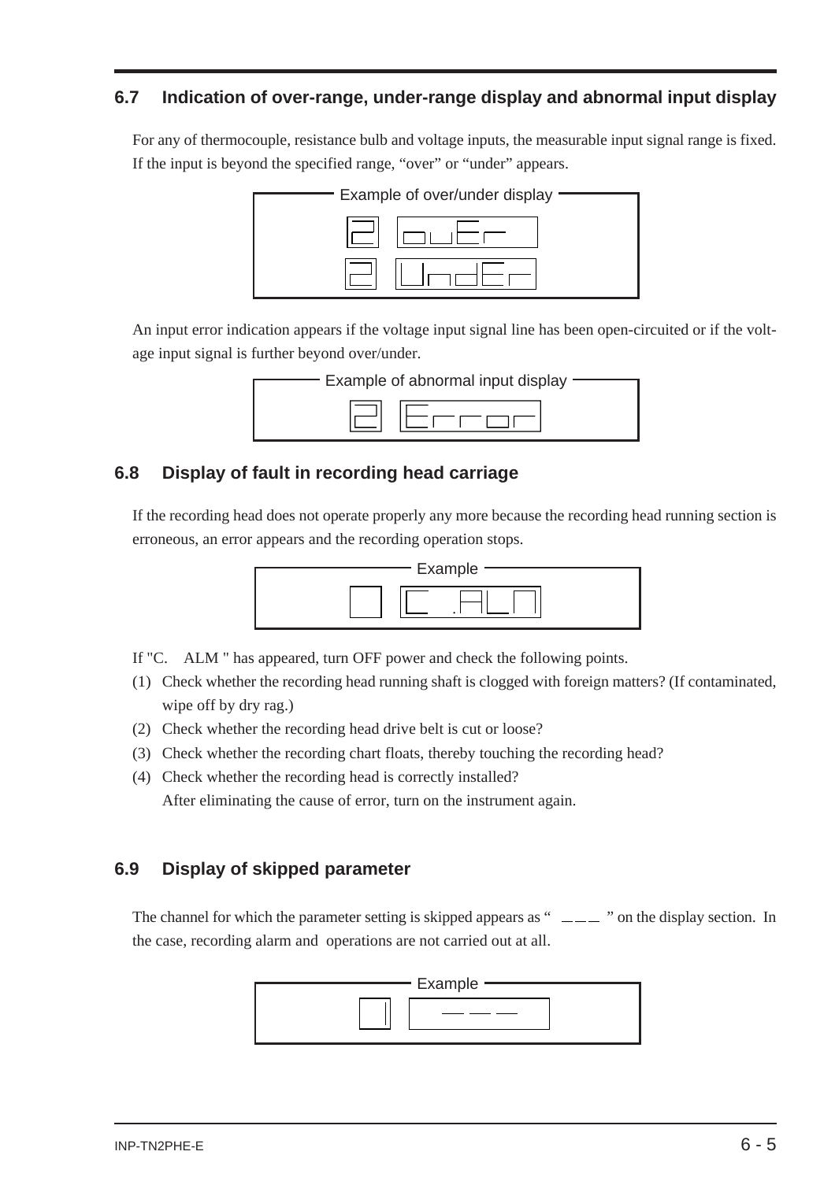## 6.7 Indication of over-range, under-range display and abnormal input display

For any of thermocouple, resistance bulb and voltage inputs, the measurable input signal range is fixed. If the input is beyond the specified range, "over" or "under" appears.

Example of over/under display

```
2  ouEr
2  UndEr
```

An input error indication appears if the voltage input signal line has been open-circuited or if the voltage input signal is further beyond over/under.

Example of abnormal input display

```
2  Error
```

## 6.8 Display of fault in recording head carriage

If the recording head does not operate properly any more because the recording head running section is erroneous, an error appears and the recording operation stops.

Example

```
   C .ALM
```

If "C. ALM " has appeared, turn OFF power and check the following points.

(1) Check whether the recording head running shaft is clogged with foreign matters? (If contaminated, wipe off by dry rag.)

(2) Check whether the recording head drive belt is cut or loose?

(3) Check whether the recording chart floats, thereby touching the recording head?

(4) Check whether the recording head is correctly installed?
After eliminating the cause of error, turn on the instrument again.

## 6.9 Display of skipped parameter

The channel for which the parameter setting is skipped appears as " ___ " on the display section. In the case, recording alarm and operations are not carried out at all.

Example

```
1  ___
```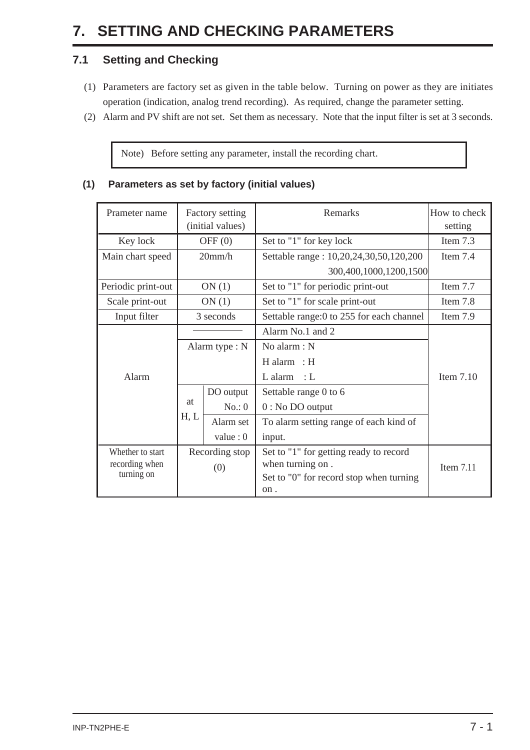// 7. SETTING AND CHECKING PARAMETERS

## 7.1 Setting and Checking

(1) Parameters are factory set as given in the table below. Turning on power as they are initiates operation (indication, analog trend recording). As required, change the parameter setting.

(2) Alarm and PV shift are not set. Set them as necessary. Note that the input filter is set at 3 seconds.

> Note) Before setting any parameter, install the recording chart.

### (1) Parameters as set by factory (initial values)

| Prameter name | Factory setting (initial values) | | Remarks | How to check setting |
|---|---|---|---|---|
| Key lock | OFF (0) | | Set to "1" for key lock | Item 7.3 |
| Main chart speed | 20mm/h | | Settable range : 10,20,24,30,50,120,200 300,400,1000,1200,1500 | Item 7.4 |
| Periodic print-out | ON (1) | | Set to "1" for periodic print-out | Item 7.7 |
| Scale print-out | ON (1) | | Set to "1" for scale print-out | Item 7.8 |
| Input filter | 3 seconds | | Settable range:0 to 255 for each channel | Item 7.9 |
| Alarm | ———— | | Alarm No.1 and 2 | Item 7.10 |
| | Alarm type : N | | No alarm : N<br>H alarm : H<br>L alarm : L | |
| | at H, L | DO output No.: 0 | Settable range 0 to 6<br>0 : No DO output | |
| | | Alarm set value : 0 | To alarm setting range of each kind of input. | |
| Whether to start recording when turning on | Recording stop (0) | | Set to "1" for getting ready to record when turning on .<br>Set to "0" for record stop when turning on . | Item 7.11 |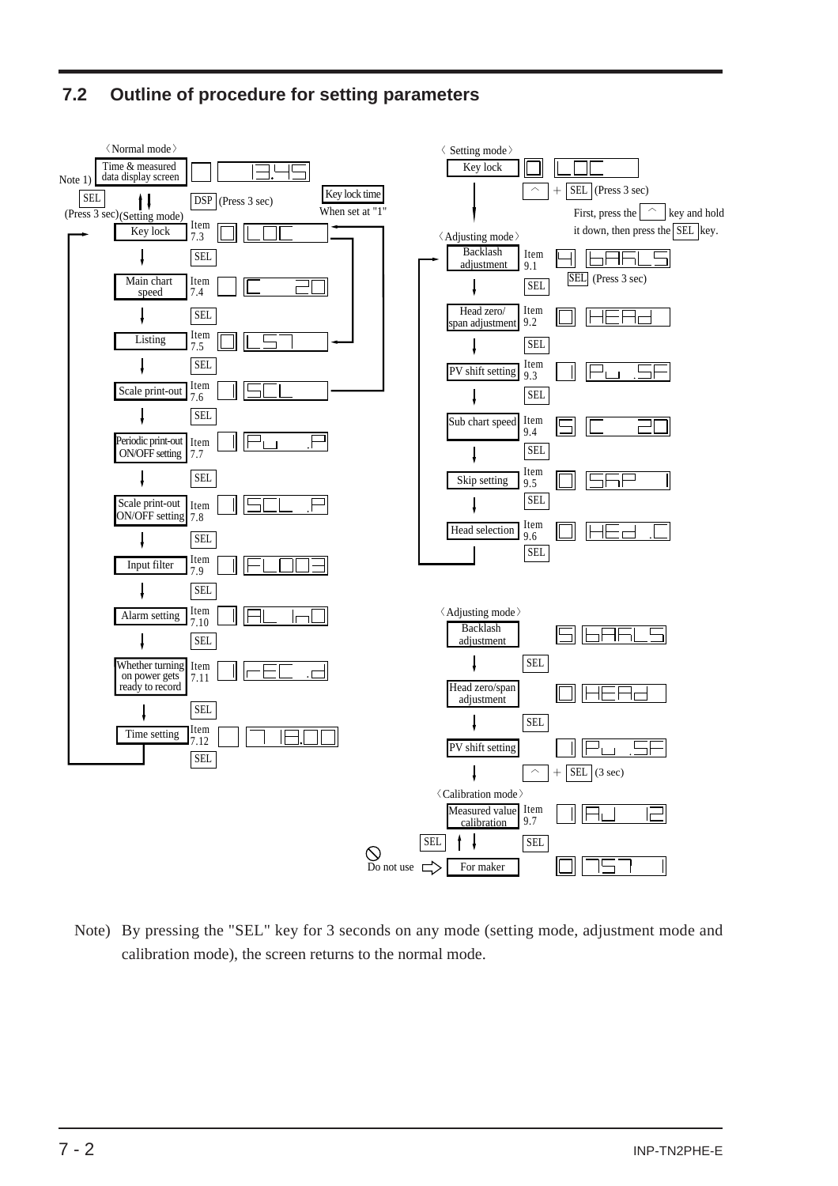## 7.2 Outline of procedure for setting parameters

〈Normal mode〉

- Time & measured data display screen (Note 1) — display: 13.45
  - DSP (Press 3 sec) → Key lock time (When set at "1")
  - SEL (Press 3 sec) → (Setting mode)

(Setting mode)

| Parameter | Item | Display | Next |
|---|---|---|---|
| Key lock | Item 7.3 | 0 LOC | SEL |
| Main chart speed | Item 7.4 | C 20 | SEL |
| Listing | Item 7.5 | 0 LST | SEL |
| Scale print-out | Item 7.6 | 1 SCL | SEL |
| Periodic print-out ON/OFF setting | Item 7.7 | 1 PU .P | SEL |
| Scale print-out ON/OFF setting | Item 7.8 | 1 SCL .P | SEL |
| Input filter | Item 7.9 | 1 FL003 | SEL |
| Alarm setting | Item 7.10 | 1 AL In0 | SEL |
| Whether turning on power gets ready to record | Item 7.11 | 1 rEC .d | SEL |
| Time setting | Item 7.12 | 7 18.00 | SEL (returns to Key lock) |

〈Setting mode〉

- Key lock — 0 LOC
  - ^ + SEL (Press 3 sec)
  - First, press the ^ key and hold it down, then press the SEL key.

〈Adjusting mode〉

| Parameter | Item | Display | Next |
|---|---|---|---|
| Backlash adjustment | Item 9.1 | 4 bAkLS | SEL (Press 3 sec) |
| Head zero/span adjustment | Item 9.2 | 0 HEAd | SEL |
| PV shift setting | Item 9.3 | 1 PU .SF | SEL |
| Sub chart speed | Item 9.4 | 5 C 20 | SEL |
| Skip setting | Item 9.5 | 0 SkP 1 | SEL |
| Head selection | Item 9.6 | 0 HEd .C | SEL (returns to Backlash adjustment) |

〈Adjusting mode〉

| Parameter | Display | Next |
|---|---|---|
| Backlash adjustment | 5 bAkLS | SEL |
| Head zero/span adjustment | 0 HEAd | SEL |
| PV shift setting | 1 PU .SF | ^ + SEL (3 sec) |

〈Calibration mode〉

| Parameter | Item | Display | Next |
|---|---|---|---|
| Measured value calibration | Item 9.7 | 1 AJ 12 | SEL |
| For maker (Do not use) | | 0 7S7 1 | SEL (returns to Measured value calibration) |

Note) By pressing the "SEL" key for 3 seconds on any mode (setting mode, adjustment mode and calibration mode), the screen returns to the normal mode.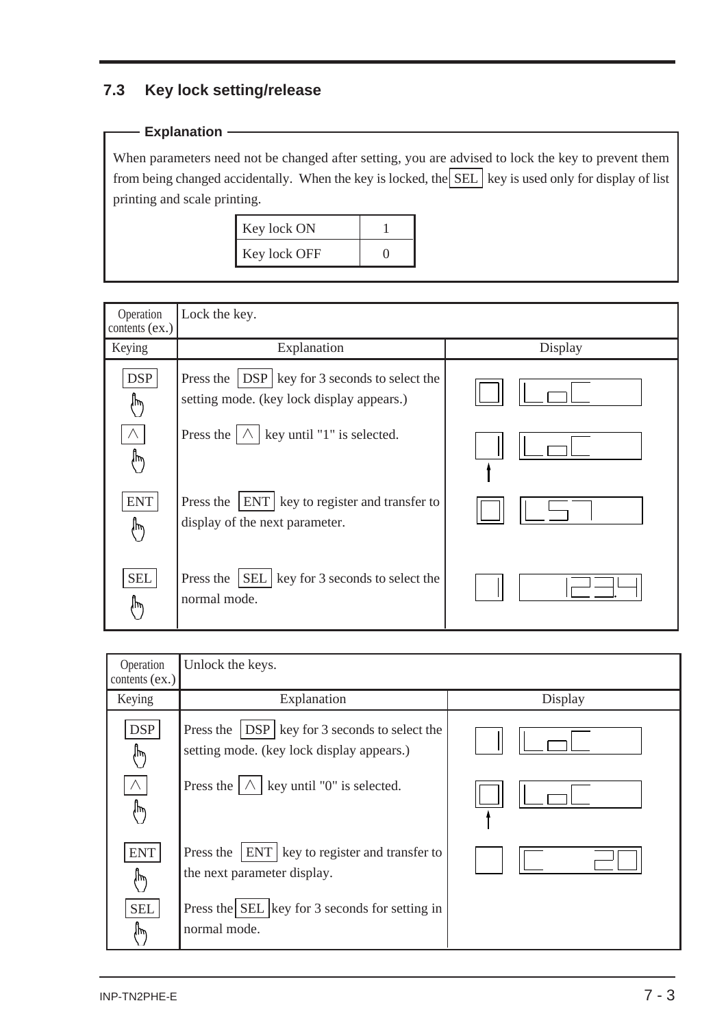## 7.3 Key lock setting/release

**Explanation**

When parameters need not be changed after setting, you are advised to lock the key to prevent them from being changed accidentally. When the key is locked, the SEL key is used only for display of list printing and scale printing.

| Key lock ON | 1 |
|---|---|
| Key lock OFF | 0 |

| Operation contents (ex.) | Lock the key. | |
|---|---|---|
| Keying | Explanation | Display |
| DSP | Press the DSP key for 3 seconds to select the setting mode. (key lock display appears.) | 0 LoC |
| ∧ | Press the ∧ key until "1" is selected. | 1 LoC |
| ENT | Press the ENT key to register and transfer to display of the next parameter. | 0 LST |
| SEL | Press the SEL key for 3 seconds to select the normal mode. | 1 123.4 |

| Operation contents (ex.) | Unlock the keys. | |
|---|---|---|
| Keying | Explanation | Display |
| DSP | Press the DSP key for 3 seconds to select the setting mode. (key lock display appears.) | 1 LoC |
| ∧ | Press the ∧ key until "0" is selected. | 0 LoC |
| ENT | Press the ENT key to register and transfer to the next parameter display. | C 20 |
| SEL | Press the SEL key for 3 seconds for setting in normal mode. | |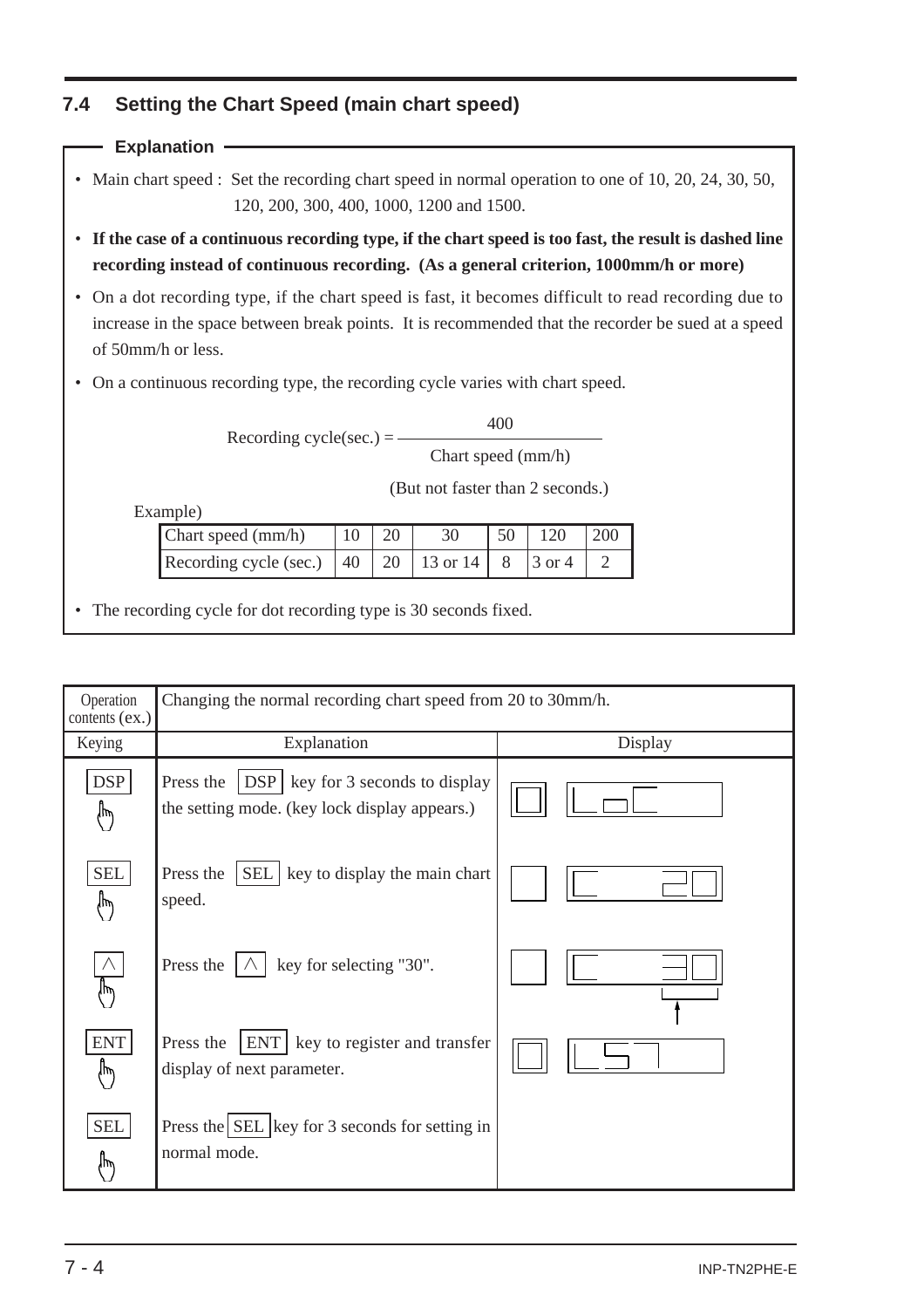## 7.4 Setting the Chart Speed (main chart speed)

**Explanation**

- Main chart speed : Set the recording chart speed in normal operation to one of 10, 20, 24, 30, 50, 120, 200, 300, 400, 1000, 1200 and 1500.
- **If the case of a continuous recording type, if the chart speed is too fast, the result is dashed line recording instead of continuous recording. (As a general criterion, 1000mm/h or more)**
- On a dot recording type, if the chart speed is fast, it becomes difficult to read recording due to increase in the space between break points. It is recommended that the recorder be sued at a speed of 50mm/h or less.
- On a continuous recording type, the recording cycle varies with chart speed.

$$\text{Recording cycle(sec.)} = \frac{400}{\text{Chart speed (mm/h)}}$$

(But not faster than 2 seconds.)

Example)

| Chart speed (mm/h) | 10 | 20 | 30 | 50 | 120 | 200 |
|---|---|---|---|---|---|---|
| Recording cycle (sec.) | 40 | 20 | 13 or 14 | 8 | 3 or 4 | 2 |

- The recording cycle for dot recording type is 30 seconds fixed.

| Operation contents (ex.) | Changing the normal recording chart speed from 20 to 30mm/h. | |
|---|---|---|
| Keying | Explanation | Display |
| DSP | Press the DSP key for 3 seconds to display the setting mode. (key lock display appears.) | LoC |
| SEL | Press the SEL key to display the main chart speed. | C 20 |
| ∧ | Press the ∧ key for selecting "30". | C 30 |
| ENT | Press the ENT key to register and transfer display of next parameter. | LST |
| SEL | Press the SEL key for 3 seconds for setting in normal mode. | |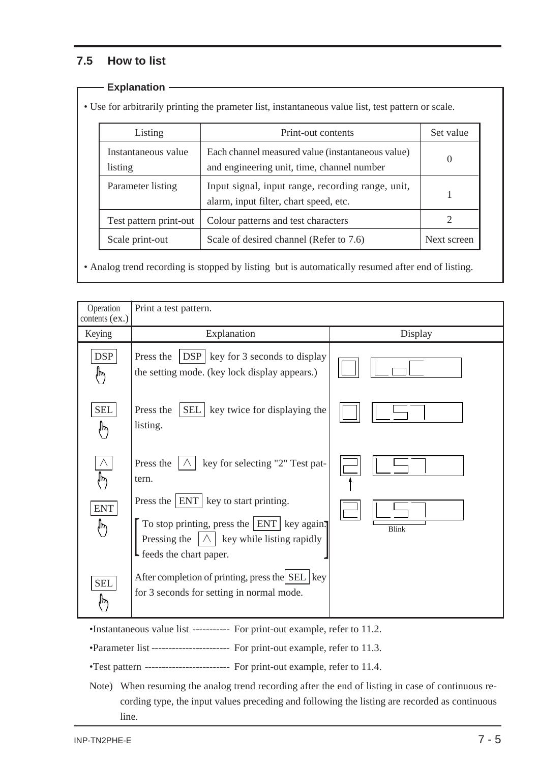## 7.5 How to list

**Explanation**

- Use for arbitrarily printing the prameter list, instantaneous value list, test pattern or scale.

| Listing | Print-out contents | Set value |
|---|---|---|
| Instantaneous value listing | Each channel measured value (instantaneous value) and engineering unit, time, channel number | 0 |
| Parameter listing | Input signal, input range, recording range, unit, alarm, input filter, chart speed, etc. | 1 |
| Test pattern print-out | Colour patterns and test characters | 2 |
| Scale print-out | Scale of desired channel (Refer to 7.6) | Next screen |

- Analog trend recording is stopped by listing but is automatically resumed after end of listing.

| Operation contents (ex.) | Print a test pattern. | |
|---|---|---|
| Keying | Explanation | Display |
| DSP | Press the DSP key for 3 seconds to display the setting mode. (key lock display appears.) | LoC |
| SEL | Press the SEL key twice for displaying the listing. | LST |
| ∧ | Press the ∧ key for selecting "2" Test pattern. | 2 LST |
| ENT | Press the ENT key to start printing. [To stop printing, press the ENT key again. Pressing the ∧ key while listing rapidly feeds the chart paper.] | 2 LST (Blink) |
| SEL | After completion of printing, press the SEL key for 3 seconds for setting in normal mode. | |

- Instantaneous value list ----------- For print-out example, refer to 11.2.
- Parameter list ----------------------- For print-out example, refer to 11.3.
- Test pattern ------------------------- For print-out example, refer to 11.4.

Note) When resuming the analog trend recording after the end of listing in case of continuous recording type, the input values preceding and following the listing are recorded as continuous line.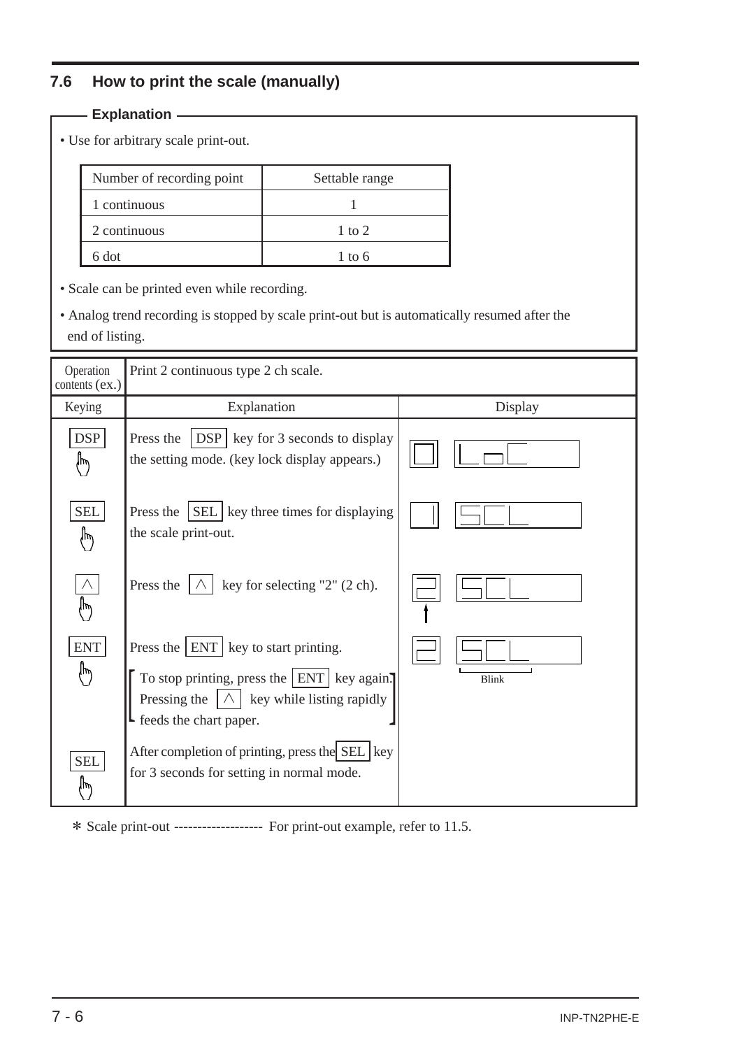## 7.6 How to print the scale (manually)

**Explanation**

- Use for arbitrary scale print-out.

| Number of recording point | Settable range |
|---|---|
| 1 continuous | 1 |
| 2 continuous | 1 to 2 |
| 6 dot | 1 to 6 |

- Scale can be printed even while recording.
- Analog trend recording is stopped by scale print-out but is automatically resumed after the end of listing.

| Operation contents (ex.) | Print 2 continuous type 2 ch scale. | |
|---|---|---|
| Keying | Explanation | Display |
| DSP | Press the DSP key for 3 seconds to display the setting mode. (key lock display appears.) | 0 LoC |
| SEL | Press the SEL key three times for displaying the scale print-out. | 1 SCL |
| ∧ | Press the ∧ key for selecting "2" (2 ch). | 2 SCL |
| ENT | Press the ENT key to start printing. [To stop printing, press the ENT key again. Pressing the ∧ key while listing rapidly feeds the chart paper.] | 2 SCL (Blink) |
| SEL | After completion of printing, press the SEL key for 3 seconds for setting in normal mode. | |

* Scale print-out ------------------- For print-out example, refer to 11.5.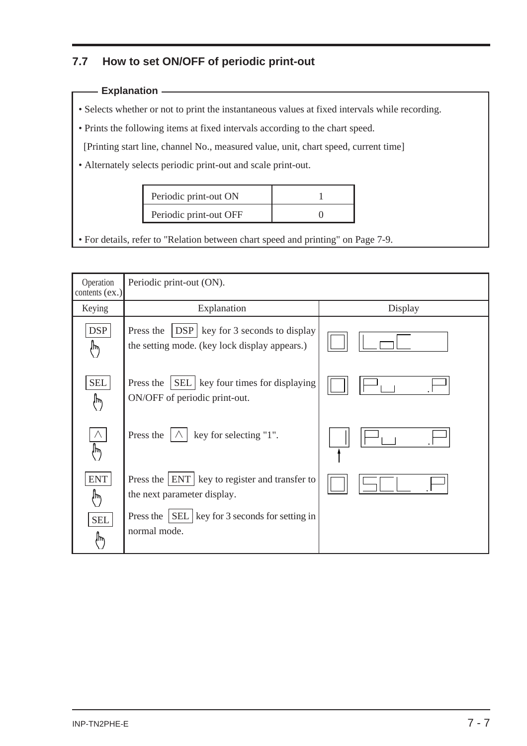## 7.7 How to set ON/OFF of periodic print-out

**Explanation**

- Selects whether or not to print the instantaneous values at fixed intervals while recording.
- Prints the following items at fixed intervals according to the chart speed.
  [Printing start line, channel No., measured value, unit, chart speed, current time]
- Alternately selects periodic print-out and scale print-out.

| | |
|---|---|
| Periodic print-out ON | 1 |
| Periodic print-out OFF | 0 |

- For details, refer to "Relation between chart speed and printing" on Page 7-9.

| Operation contents (ex.) | Periodic print-out (ON). | |
|---|---|---|
| Keying | Explanation | Display |
| DSP | Press the DSP key for 3 seconds to display the setting mode. (key lock display appears.) | LoC |
| SEL | Press the SEL key four times for displaying ON/OFF of periodic print-out. | Pu .P |
| ∧ | Press the ∧ key for selecting "1". | 1 Pu .P |
| ENT | Press the ENT key to register and transfer to the next parameter display. | SCL .P |
| SEL | Press the SEL key for 3 seconds for setting in normal mode. | |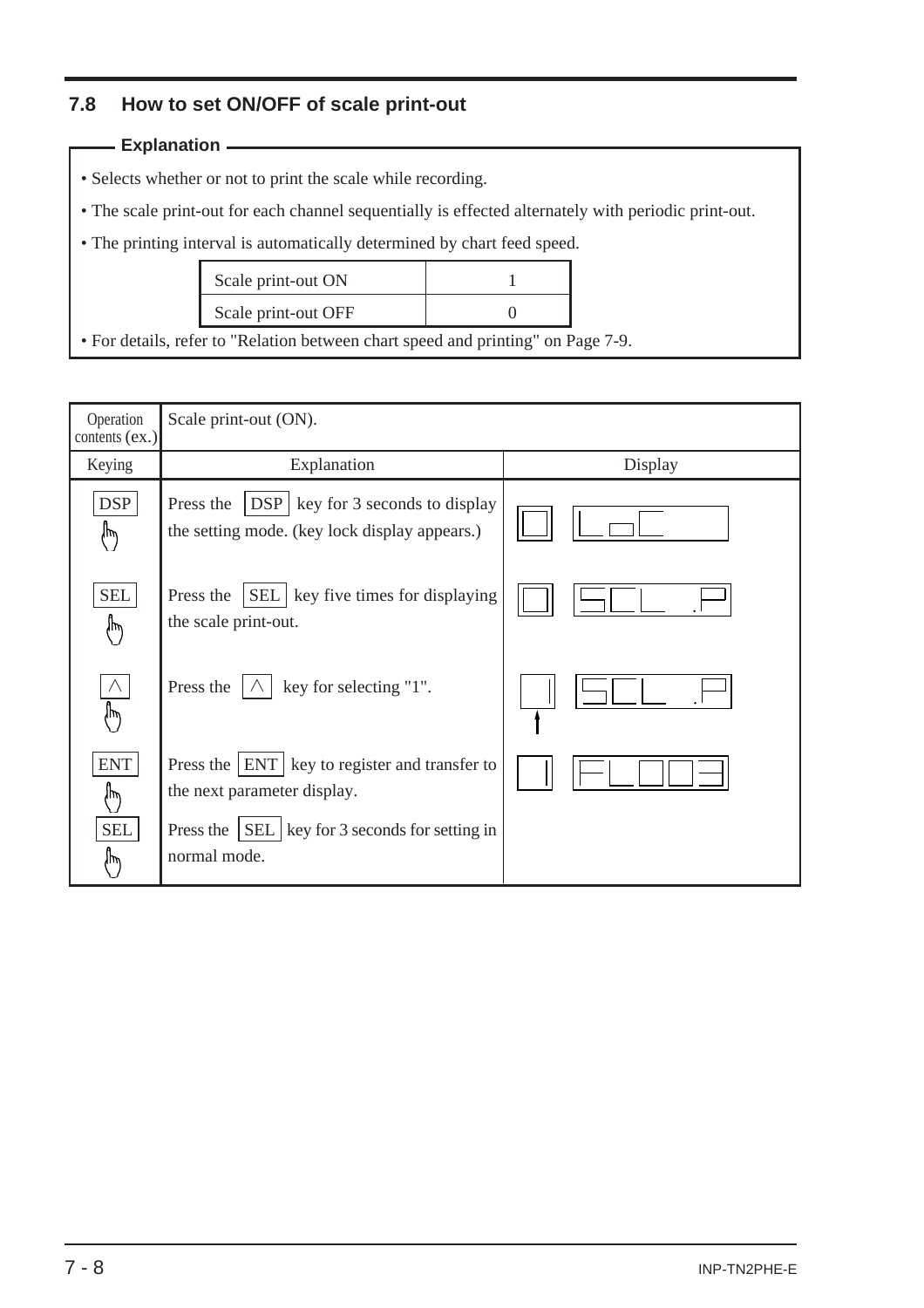## 7.8 How to set ON/OFF of scale print-out

**Explanation**

- Selects whether or not to print the scale while recording.
- The scale print-out for each channel sequentially is effected alternately with periodic print-out.
- The printing interval is automatically determined by chart feed speed.

| Scale print-out ON | 1 |
|---|---|
| Scale print-out OFF | 0 |

- For details, refer to "Relation between chart speed and printing" on Page 7-9.

| Operation contents (ex.) | Scale print-out (ON). | |
|---|---|---|
| Keying | Explanation | Display |
| DSP | Press the DSP key for 3 seconds to display the setting mode. (key lock display appears.) | 0 LoC |
| SEL | Press the SEL key five times for displaying the scale print-out. | 0 SCL .P |
| ∧ | Press the ∧ key for selecting "1". | 1 SCL .P |
| ENT | Press the ENT key to register and transfer to the next parameter display. | 1 FL003 |
| SEL | Press the SEL key for 3 seconds for setting in normal mode. | |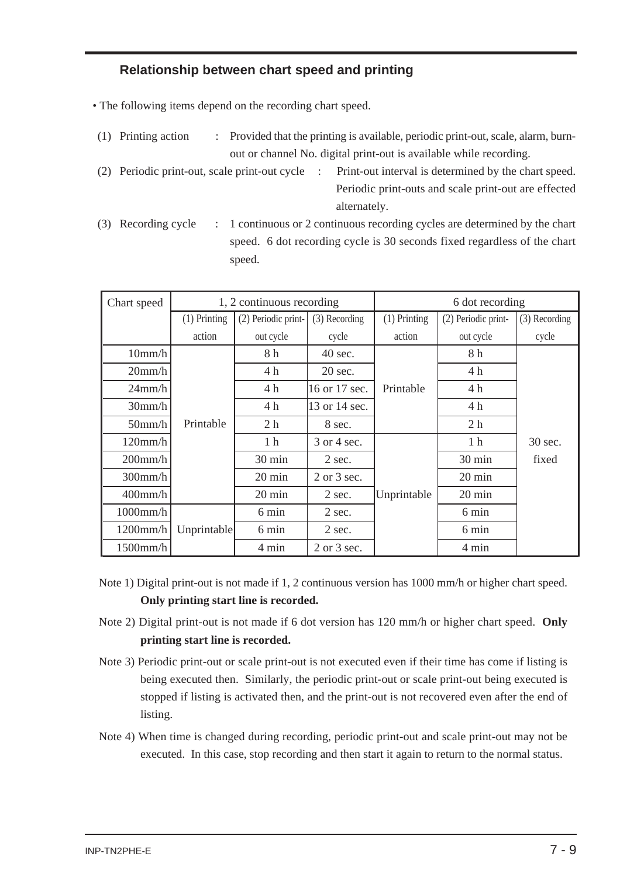## Relationship between chart speed and printing

- The following items depend on the recording chart speed.

(1) Printing action : Provided that the printing is available, periodic print-out, scale, alarm, burn-out or channel No. digital print-out is available while recording.

(2) Periodic print-out, scale print-out cycle : Print-out interval is determined by the chart speed. Periodic print-outs and scale print-out are effected alternately.

(3) Recording cycle : 1 continuous or 2 continuous recording cycles are determined by the chart speed. 6 dot recording cycle is 30 seconds fixed regardless of the chart speed.

| Chart speed | 1, 2 continuous recording | | | 6 dot recording | | |
|---|---|---|---|---|---|---|
| | (1) Printing action | (2) Periodic print-out cycle | (3) Recording cycle | (1) Printing action | (2) Periodic print-out cycle | (3) Recording cycle |
| 10mm/h | Printable | 8 h | 40 sec. | Printable | 8 h | 30 sec. fixed |
| 20mm/h | | 4 h | 20 sec. | | 4 h | |
| 24mm/h | | 4 h | 16 or 17 sec. | | 4 h | |
| 30mm/h | | 4 h | 13 or 14 sec. | | 4 h | |
| 50mm/h | | 2 h | 8 sec. | | 2 h | |
| 120mm/h | | 1 h | 3 or 4 sec. | Unprintable | 1 h | |
| 200mm/h | | 30 min | 2 sec. | | 30 min | |
| 300mm/h | | 20 min | 2 or 3 sec. | | 20 min | |
| 400mm/h | | 20 min | 2 sec. | | 20 min | |
| 1000mm/h | Unprintable | 6 min | 2 sec. | | 6 min | |
| 1200mm/h | | 6 min | 2 sec. | | 6 min | |
| 1500mm/h | | 4 min | 2 or 3 sec. | | 4 min | |

Note 1) Digital print-out is not made if 1, 2 continuous version has 1000 mm/h or higher chart speed. **Only printing start line is recorded.**

Note 2) Digital print-out is not made if 6 dot version has 120 mm/h or higher chart speed. **Only printing start line is recorded.**

Note 3) Periodic print-out or scale print-out is not executed even if their time has come if listing is being executed then. Similarly, the periodic print-out or scale print-out being executed is stopped if listing is activated then, and the print-out is not recovered even after the end of listing.

Note 4) When time is changed during recording, periodic print-out and scale print-out may not be executed. In this case, stop recording and then start it again to return to the normal status.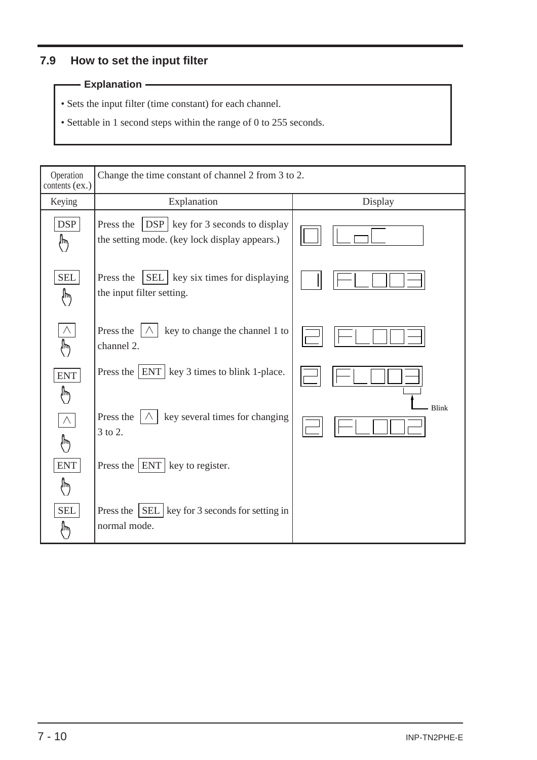## 7.9 How to set the input filter

**Explanation**

- Sets the input filter (time constant) for each channel.
- Settable in 1 second steps within the range of 0 to 255 seconds.

| Operation contents (ex.) | Change the time constant of channel 2 from 3 to 2. | |
|---|---|---|
| Keying | Explanation | Display |
| DSP | Press the DSP key for 3 seconds to display the setting mode. (key lock display appears.) | 0 LoC |
| SEL | Press the SEL key six times for displaying the input filter setting. | 1 FL003 |
| ∧ | Press the ∧ key to change the channel 1 to channel 2. | 2 FL003 |
| ENT | Press the ENT key 3 times to blink 1-place. | 2 FL003 (Blink) |
| ∧ | Press the ∧ key several times for changing 3 to 2. | 2 FL002 |
| ENT | Press the ENT key to register. | |
| SEL | Press the SEL key for 3 seconds for setting in normal mode. | |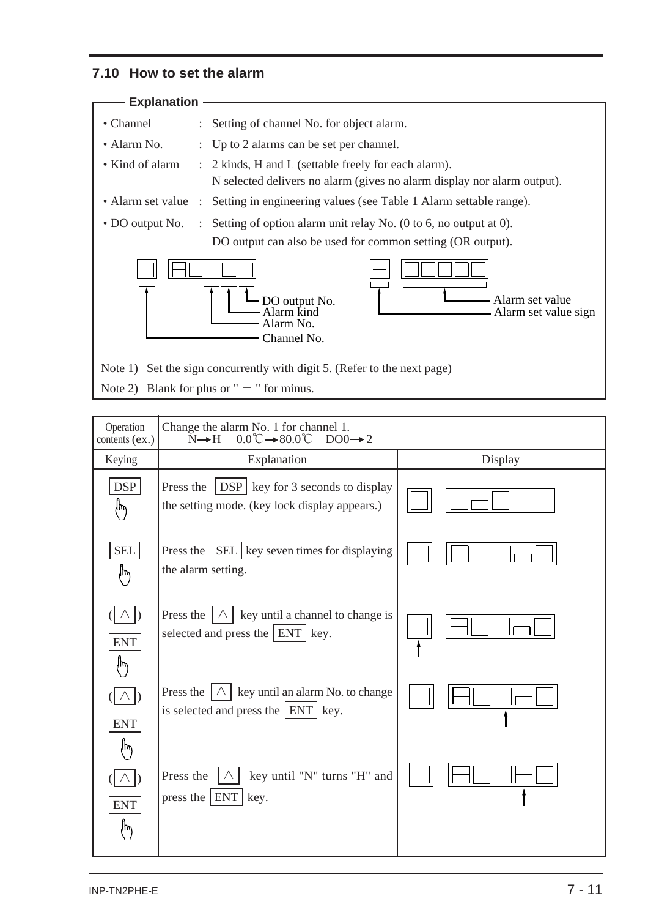## 7.10 How to set the alarm

**Explanation**

- Channel : Setting of channel No. for object alarm.
- Alarm No. : Up to 2 alarms can be set per channel.
- Kind of alarm : 2 kinds, H and L (settable freely for each alarm). N selected delivers no alarm (gives no alarm display nor alarm output).
- Alarm set value : Setting in engineering values (see Table 1 Alarm settable range).
- DO output No. : Setting of option alarm unit relay No. (0 to 6, no output at 0). DO output can also be used for common setting (OR output).

Display layout: `1` `AL 1L 1` — Channel No., Alarm No., Alarm kind, DO output No.; `-` `00000` — Alarm set value sign, Alarm set value.

Note 1) Set the sign concurrently with digit 5. (Refer to the next page)

Note 2) Blank for plus or " − " for minus.

| Operation contents (ex.) | Change the alarm No. 1 for channel 1. N→H 0.0℃→80.0℃ DO0→2 | |
|---|---|---|
| Keying | Explanation | Display |
| DSP | Press the DSP key for 3 seconds to display the setting mode. (key lock display appears.) | 0 LoC |
| SEL | Press the SEL key seven times for displaying the alarm setting. | 1 AL 1n0 |
| (∧) ENT | Press the ∧ key until a channel to change is selected and press the ENT key. | 1 AL 1n0 |
| (∧) ENT | Press the ∧ key until an alarm No. to change is selected and press the ENT key. | 1 AL 1n0 |
| (∧) ENT | Press the ∧ key until "N" turns "H" and press the ENT key. | 1 AL 1H0 |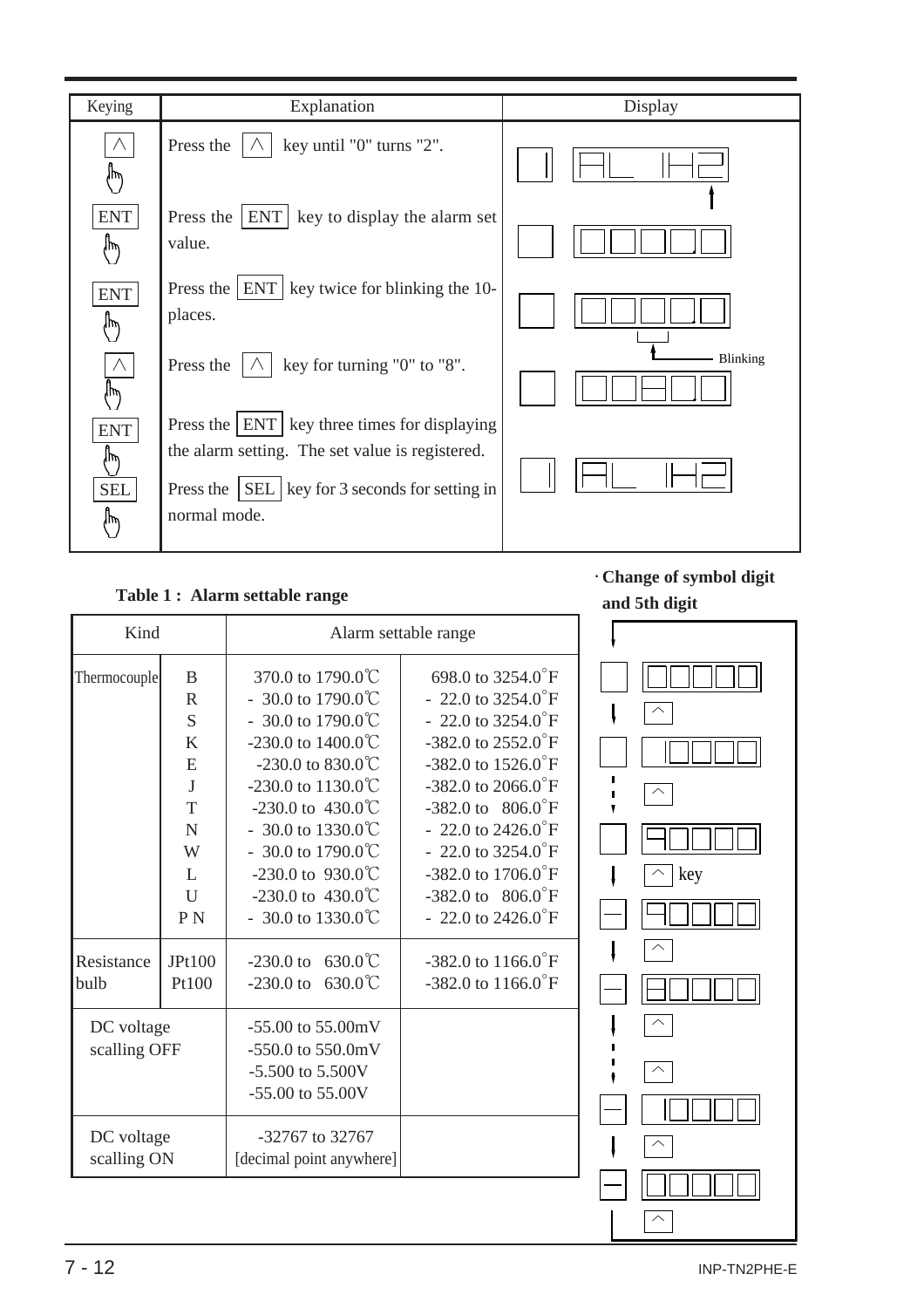| Keying | Explanation | Display |
|---|---|---|
| ∧ | Press the ∧ key until "0" turns "2". | 1 AL 1H2 |
| ENT | Press the ENT key to display the alarm set value. | 0000.0 |
| ENT | Press the ENT key twice for blinking the 10-places. | 0000.0 (Blinking) |
| ∧ | Press the ∧ key for turning "0" to "8". | 0080.0 |
| ENT | Press the ENT key three times for displaying the alarm setting. The set value is registered. | 1 AL 1H2 |
| SEL | Press the SEL key for 3 seconds for setting in normal mode. | |

**Table 1 : Alarm settable range**

| Kind | | Alarm settable range | |
|---|---|---|---|
| Thermocouple | B | 370.0 to 1790.0℃ | 698.0 to 3254.0°F |
| | R | - 30.0 to 1790.0℃ | - 22.0 to 3254.0°F |
| | S | - 30.0 to 1790.0℃ | - 22.0 to 3254.0°F |
| | K | -230.0 to 1400.0℃ | -382.0 to 2552.0°F |
| | E | -230.0 to 830.0℃ | -382.0 to 1526.0°F |
| | J | -230.0 to 1130.0℃ | -382.0 to 2066.0°F |
| | T | -230.0 to 430.0℃ | -382.0 to 806.0°F |
| | N | - 30.0 to 1330.0℃ | - 22.0 to 2426.0°F |
| | W | - 30.0 to 1790.0℃ | - 22.0 to 3254.0°F |
| | L | -230.0 to 930.0℃ | -382.0 to 1706.0°F |
| | U | -230.0 to 430.0℃ | -382.0 to 806.0°F |
| | P N | - 30.0 to 1330.0℃ | - 22.0 to 2426.0°F |
| Resistance bulb | JPt100 | -230.0 to 630.0℃ | -382.0 to 1166.0°F |
| | Pt100 | -230.0 to 630.0℃ | -382.0 to 1166.0°F |
| DC voltage scalling OFF | | -55.00 to 55.00mV<br>-550.0 to 550.0mV<br>-5.500 to 5.500V<br>-55.00 to 55.00V | |
| DC voltage scalling ON | | -32767 to 32767<br>[decimal point anywhere] | |

**· Change of symbol digit and 5th digit**

| Symbol | Display | Key |
|---|---|---|
| | 00000 | ∧ |
| | 10000 | ∧ |
| | 90000 | ∧ key |
| − | 90000 | ∧ |
| − | 80000 | ∧ ... ∧ |
| − | 10000 | ∧ |
| − | 00000 | ∧ |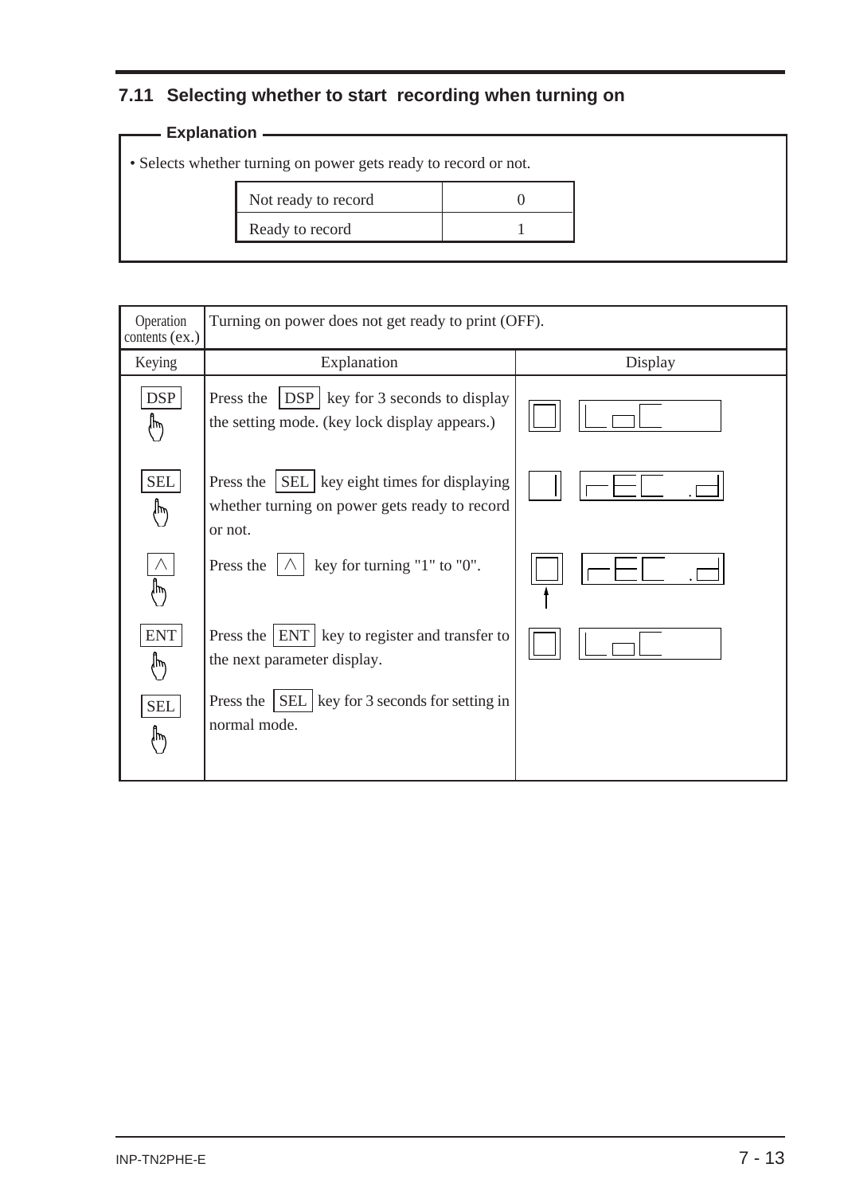## 7.11 Selecting whether to start recording when turning on

**Explanation**

• Selects whether turning on power gets ready to record or not.

| Not ready to record | 0 |
|---|---|
| Ready to record | 1 |

| Operation contents (ex.) | Turning on power does not get ready to print (OFF). | |
|---|---|---|
| Keying | Explanation | Display |
| DSP | Press the DSP key for 3 seconds to display the setting mode. (key lock display appears.) | LoC |
| SEL | Press the SEL key eight times for displaying whether turning on power gets ready to record or not. | 1 rEC.d |
| ∧ | Press the ∧ key for turning "1" to "0". | 0 rEC.d |
| ENT | Press the ENT key to register and transfer to the next parameter display. | LoC |
| SEL | Press the SEL key for 3 seconds for setting in normal mode. | |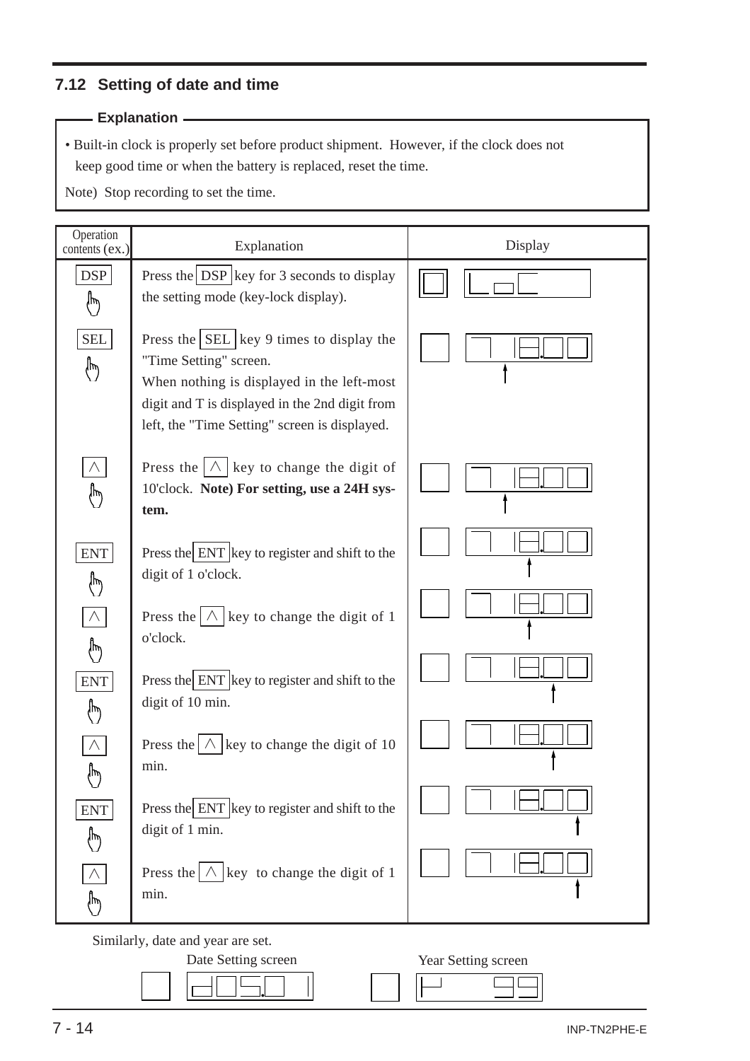## 7.12 Setting of date and time

**Explanation**

- Built-in clock is properly set before product shipment. However, if the clock does not keep good time or when the battery is replaced, reset the time.

Note) Stop recording to set the time.

| Operation contents (ex.) | Explanation | Display |
|---|---|---|
| DSP | Press the DSP key for 3 seconds to display the setting mode (key-lock display). | |
| SEL | Press the SEL key 9 times to display the "Time Setting" screen. When nothing is displayed in the left-most digit and T is displayed in the 2nd digit from left, the "Time Setting" screen is displayed. | |
| ∧ | Press the ∧ key to change the digit of 10'clock. **Note) For setting, use a 24H system.** | |
| ENT | Press the ENT key to register and shift to the digit of 1 o'clock. | |
| ∧ | Press the ∧ key to change the digit of 1 o'clock. | |
| ENT | Press the ENT key to register and shift to the digit of 10 min. | |
| ∧ | Press the ∧ key to change the digit of 10 min. | |
| ENT | Press the ENT key to register and shift to the digit of 1 min. | |
| ∧ | Press the ∧ key to change the digit of 1 min. | |

Similarly, date and year are set.

Date Setting screen

Year Setting screen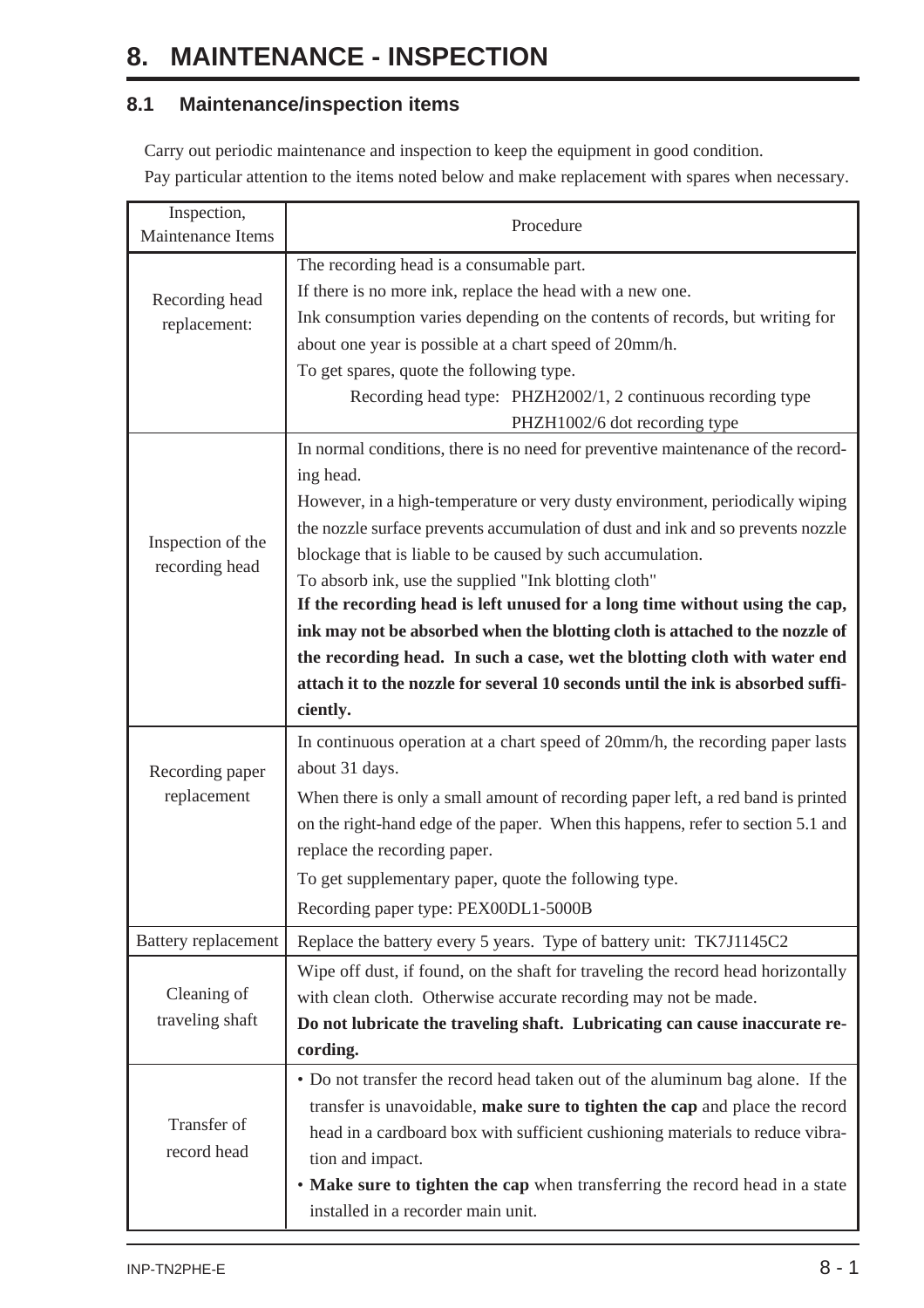# 8. MAINTENANCE - INSPECTION

## 8.1 Maintenance/inspection items

Carry out periodic maintenance and inspection to keep the equipment in good condition.
Pay particular attention to the items noted below and make replacement with spares when necessary.

| Inspection, Maintenance Items | Procedure |
|---|---|
| Recording head replacement: | The recording head is a consumable part.<br>If there is no more ink, replace the head with a new one.<br>Ink consumption varies depending on the contents of records, but writing for about one year is possible at a chart speed of 20mm/h.<br>To get spares, quote the following type.<br>Recording head type: PHZH2002/1, 2 continuous recording type<br>PHZH1002/6 dot recording type |
| Inspection of the recording head | In normal conditions, there is no need for preventive maintenance of the recording head.<br>However, in a high-temperature or very dusty environment, periodically wiping the nozzle surface prevents accumulation of dust and ink and so prevents nozzle blockage that is liable to be caused by such accumulation.<br>To absorb ink, use the supplied "Ink blotting cloth"<br>**If the recording head is left unused for a long time without using the cap, ink may not be absorbed when the blotting cloth is attached to the nozzle of the recording head. In such a case, wet the blotting cloth with water end attach it to the nozzle for several 10 seconds until the ink is absorbed sufficiently.** |
| Recording paper replacement | In continuous operation at a chart speed of 20mm/h, the recording paper lasts about 31 days.<br>When there is only a small amount of recording paper left, a red band is printed on the right-hand edge of the paper. When this happens, refer to section 5.1 and replace the recording paper.<br>To get supplementary paper, quote the following type.<br>Recording paper type: PEX00DL1-5000B |
| Battery replacement | Replace the battery every 5 years. Type of battery unit: TK7J1145C2 |
| Cleaning of traveling shaft | Wipe off dust, if found, on the shaft for traveling the record head horizontally with clean cloth. Otherwise accurate recording may not be made.<br>**Do not lubricate the traveling shaft. Lubricating can cause inaccurate recording.** |
| Transfer of record head | • Do not transfer the record head taken out of the aluminum bag alone. If the transfer is unavoidable, **make sure to tighten the cap** and place the record head in a cardboard box with sufficient cushioning materials to reduce vibration and impact.<br>• **Make sure to tighten the cap** when transferring the record head in a state installed in a recorder main unit. |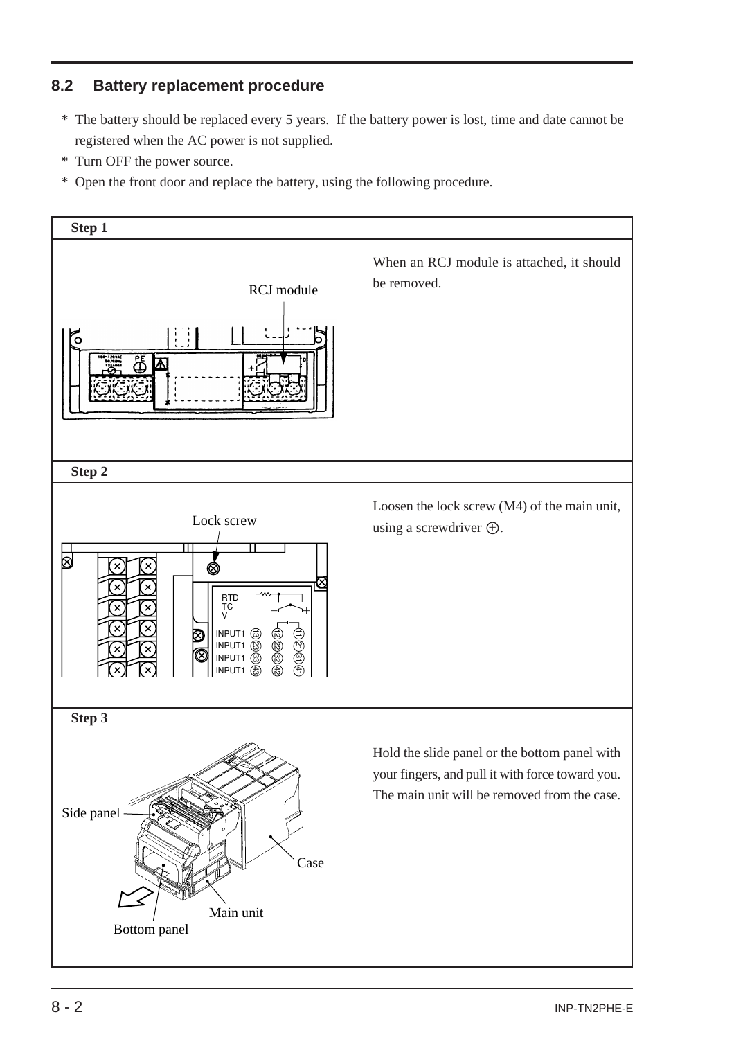## 8.2 Battery replacement procedure

* The battery should be replaced every 5 years.  If the battery power is lost, time and date cannot be registered when the AC power is not supplied.
* Turn OFF the power source.
* Open the front door and replace the battery, using the following procedure.

**Step 1**

RCJ module

When an RCJ module is attached, it should be removed.

**Step 2**

Lock screw

Loosen the lock screw (M4) of the main unit, using a screwdriver ⊕.

**Step 3**

Side panel

Case

Main unit

Bottom panel

Hold the slide panel or the bottom panel with your fingers, and pull it with force toward you. The main unit will be removed from the case.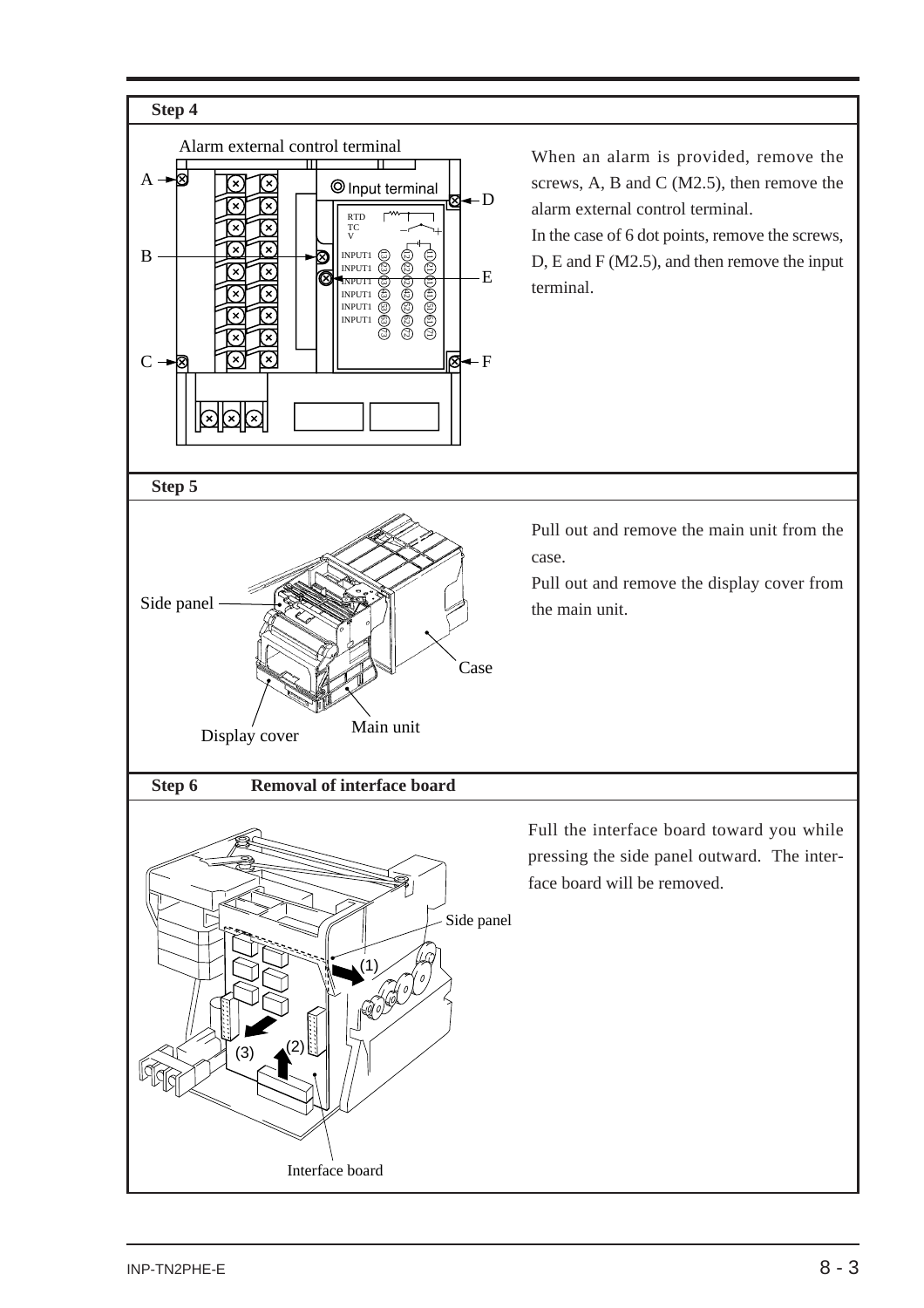**Step 4**

When an alarm is provided, remove the screws, A, B and C (M2.5), then remove the alarm external control terminal.
In the case of 6 dot points, remove the screws, D, E and F (M2.5), and then remove the input terminal.

**Step 5**

Pull out and remove the main unit from the case.
Pull out and remove the display cover from the main unit.

**Step 6 Removal of interface board**

Full the interface board toward you while pressing the side panel outward. The interface board will be removed.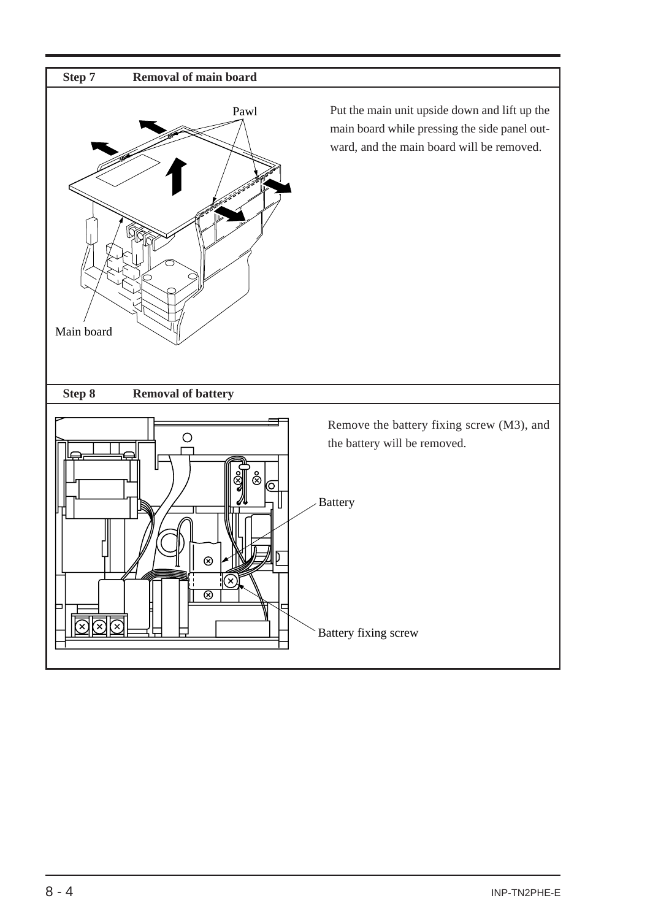| Step 7 | Removal of main board |
|---|---|

Put the main unit upside down and lift up the main board while pressing the side panel outward, and the main board will be removed.

Pawl

Main board

| Step 8 | Removal of battery |
|---|---|

Remove the battery fixing screw (M3), and the battery will be removed.

Battery

Battery fixing screw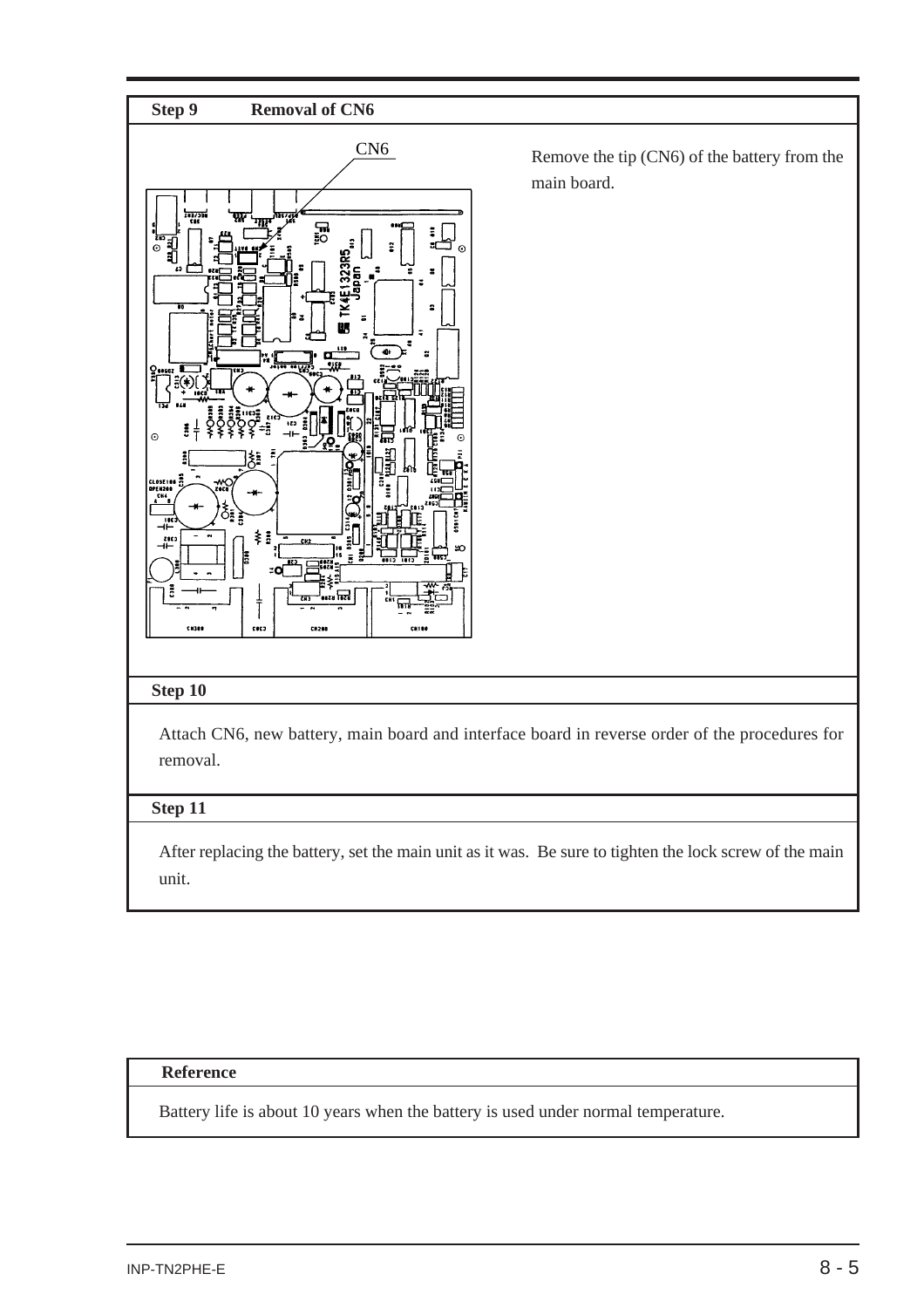**Step 9 Removal of CN6**

CN6

Remove the tip (CN6) of the battery from the main board.

**Step 10**

Attach CN6, new battery, main board and interface board in reverse order of the procedures for removal.

**Step 11**

After replacing the battery, set the main unit as it was. Be sure to tighten the lock screw of the main unit.

**Reference**

Battery life is about 10 years when the battery is used under normal temperature.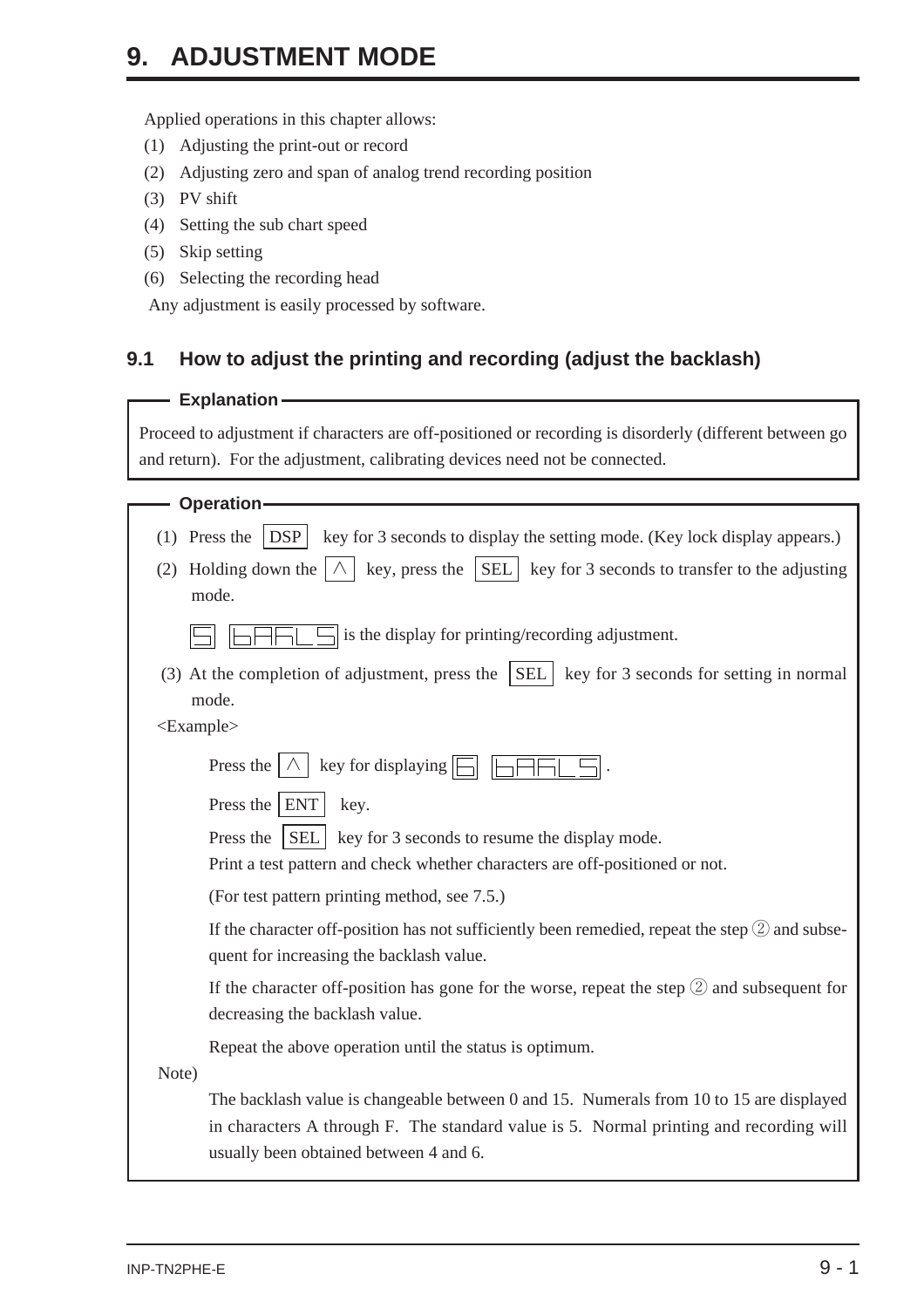# 9. ADJUSTMENT MODE

Applied operations in this chapter allows:

(1) Adjusting the print-out or record
(2) Adjusting zero and span of analog trend recording position
(3) PV shift
(4) Setting the sub chart speed
(5) Skip setting
(6) Selecting the recording head

Any adjustment is easily processed by software.

## 9.1 How to adjust the printing and recording (adjust the backlash)

**Explanation**

Proceed to adjustment if characters are off-positioned or recording is disorderly (different between go and return). For the adjustment, calibrating devices need not be connected.

**Operation**

(1) Press the [DSP] key for 3 seconds to display the setting mode. (Key lock display appears.)

(2) Holding down the [∧] key, press the [SEL] key for 3 seconds to transfer to the adjusting mode.

[5] [bAAL5] is the display for printing/recording adjustment.

(3) At the completion of adjustment, press the [SEL] key for 3 seconds for setting in normal mode.

<Example>

Press the [∧] key for displaying [6] [bAAL5].

Press the [ENT] key.

Press the [SEL] key for 3 seconds to resume the display mode.

Print a test pattern and check whether characters are off-positioned or not.

(For test pattern printing method, see 7.5.)

If the character off-position has not sufficiently been remedied, repeat the step ② and subsequent for increasing the backlash value.

If the character off-position has gone for the worse, repeat the step ② and subsequent for decreasing the backlash value.

Repeat the above operation until the status is optimum.

Note)

The backlash value is changeable between 0 and 15. Numerals from 10 to 15 are displayed in characters A through F. The standard value is 5. Normal printing and recording will usually been obtained between 4 and 6.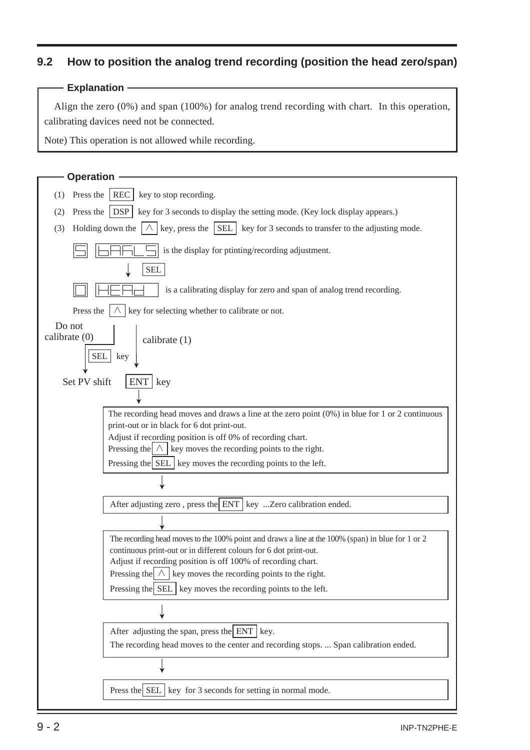## 9.2 How to position the analog trend recording (position the head zero/span)

**Explanation**

Align the zero (0%) and span (100%) for analog trend recording with chart. In this operation, calibrating davices need not be connected.

Note) This operation is not allowed while recording.

**Operation**

(1) Press the REC key to stop recording.

(2) Press the DSP key for 3 seconds to display the setting mode. (Key lock display appears.)

(3) Holding down the ∧ key, press the SEL key for 3 seconds to transfer to the adjusting mode.

5 bAAL5 is the display for ptinting/recording adjustment.

↓ SEL

0 HEAd is a calibrating display for zero and span of analog trend recording.

Press the ∧ key for selecting whether to calibrate or not.

- Do not calibrate (0) → SEL key → Set PV shift
- calibrate (1) → ENT key

↓

The recording head moves and draws a line at the zero point (0%) in blue for 1 or 2 continuous print-out or in black for 6 dot print-out.
Adjust if recording position is off 0% of recording chart.
Pressing the ∧ key moves the recording points to the right.
Pressing the SEL key moves the recording points to the left.

↓

After adjusting zero , press the ENT key ...Zero calibration ended.

↓

The recording head moves to the 100% point and draws a line at the 100% (span) in blue for 1 or 2 continuous print-out or in different colours for 6 dot print-out.
Adjust if recording position is off 100% of recording chart.
Pressing the ∧ key moves the recording points to the right.
Pressing the SEL key moves the recording points to the left.

↓

After adjusting the span, press the ENT key.
The recording head moves to the center and recording stops. ... Span calibration ended.

↓

Press the SEL key for 3 seconds for setting in normal mode.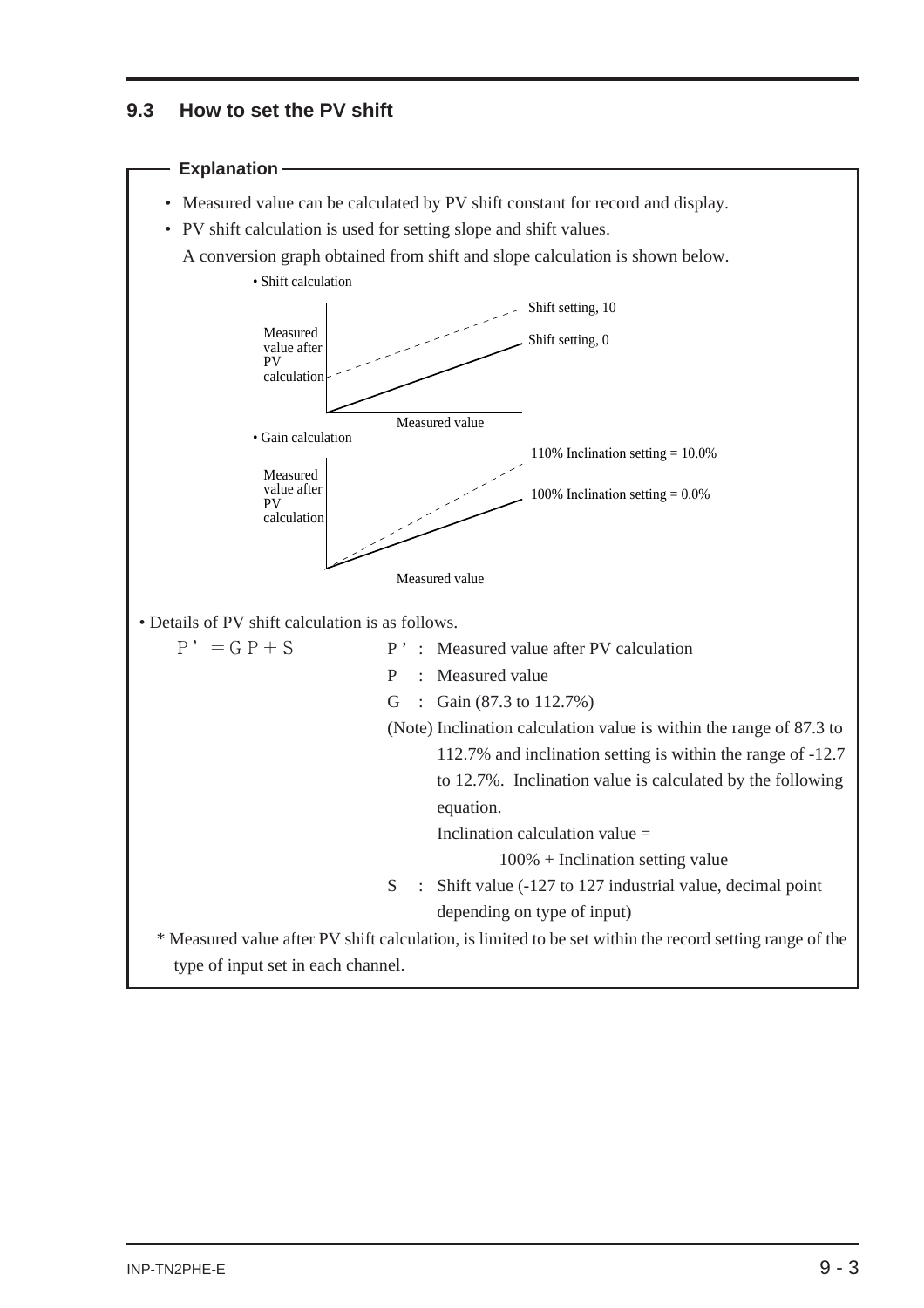## 9.3 How to set the PV shift

**Explanation**

- Measured value can be calculated by PV shift constant for record and display.
- PV shift calculation is used for setting slope and shift values.

  A conversion graph obtained from shift and slope calculation is shown below.

• Shift calculation

Measured value after PV calculation

Shift setting, 10

Shift setting, 0

Measured value

• Gain calculation

Measured value after PV calculation

110% Inclination setting = 10.0%

100% Inclination setting = 0.0%

Measured value

• Details of PV shift calculation is as follows.

$P' = GP + S$

- P' : Measured value after PV calculation
- P : Measured value
- G : Gain (87.3 to 112.7%)

  (Note) Inclination calculation value is within the range of 87.3 to 112.7% and inclination setting is within the range of -12.7 to 12.7%. Inclination value is calculated by the following equation.

  Inclination calculation value = 100% + Inclination setting value

- S : Shift value (-127 to 127 industrial value, decimal point depending on type of input)

\* Measured value after PV shift calculation, is limited to be set within the record setting range of the type of input set in each channel.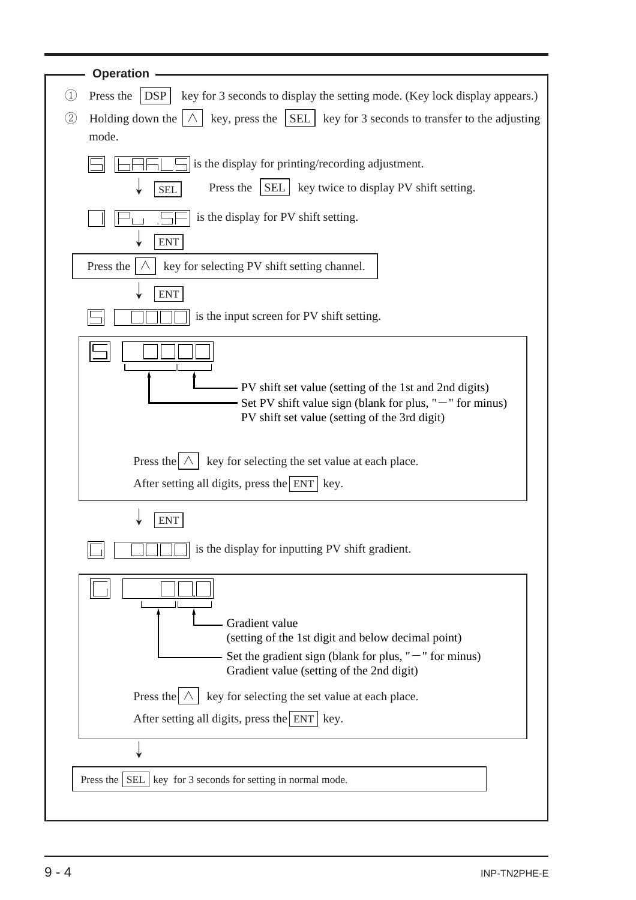**Operation**

① Press the [DSP] key for 3 seconds to display the setting mode. (Key lock display appears.)

② Holding down the [∧] key, press the [SEL] key for 3 seconds to transfer to the adjusting mode.

[5] [bAAL5] is the display for printing/recording adjustment.

↓ [SEL] Press the [SEL] key twice to display PV shift setting.

[1] [Pu .SF] is the display for PV shift setting.

↓ [ENT]

Press the [∧] key for selecting PV shift setting channel.

↓ [ENT]

[S] [□□□□] is the input screen for PV shift setting.

- PV shift set value (setting of the 1st and 2nd digits)
- Set PV shift value sign (blank for plus, "－" for minus)
  PV shift set value (setting of the 3rd digit)

Press the [∧] key for selecting the set value at each place.

After setting all digits, press the [ENT] key.

↓ [ENT]

[G] [□□□□] is the display for inputting PV shift gradient.

- Gradient value
  (setting of the 1st digit and below decimal point)
- Set the gradient sign (blank for plus, "－" for minus)
  Gradient value (setting of the 2nd digit)

Press the [∧] key for selecting the set value at each place.

After setting all digits, press the [ENT] key.

↓

Press the [SEL] key for 3 seconds for setting in normal mode.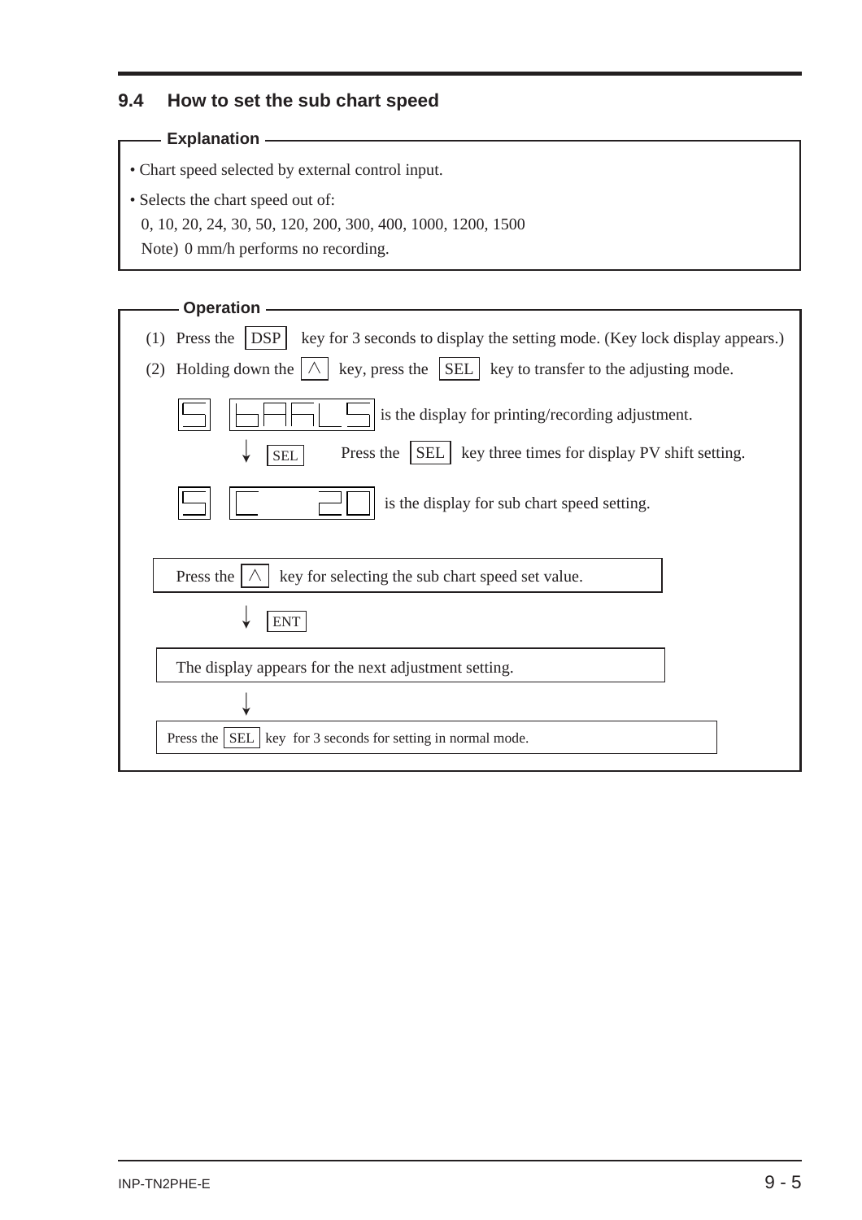## 9.4 How to set the sub chart speed

**Explanation**

- Chart speed selected by external control input.
- Selects the chart speed out of:
  0, 10, 20, 24, 30, 50, 120, 200, 300, 400, 1000, 1200, 1500
  Note) 0 mm/h performs no recording.

**Operation**

(1) Press the [DSP] key for 3 seconds to display the setting mode. (Key lock display appears.)

(2) Holding down the [∧] key, press the [SEL] key to transfer to the adjusting mode.

[5] [bAAL5] is the display for printing/recording adjustment.

↓ [SEL] Press the [SEL] key three times for display PV shift setting.

[5] [C 20] is the display for sub chart speed setting.

Press the [∧] key for selecting the sub chart speed set value.

↓ [ENT]

The display appears for the next adjustment setting.

↓

Press the [SEL] key for 3 seconds for setting in normal mode.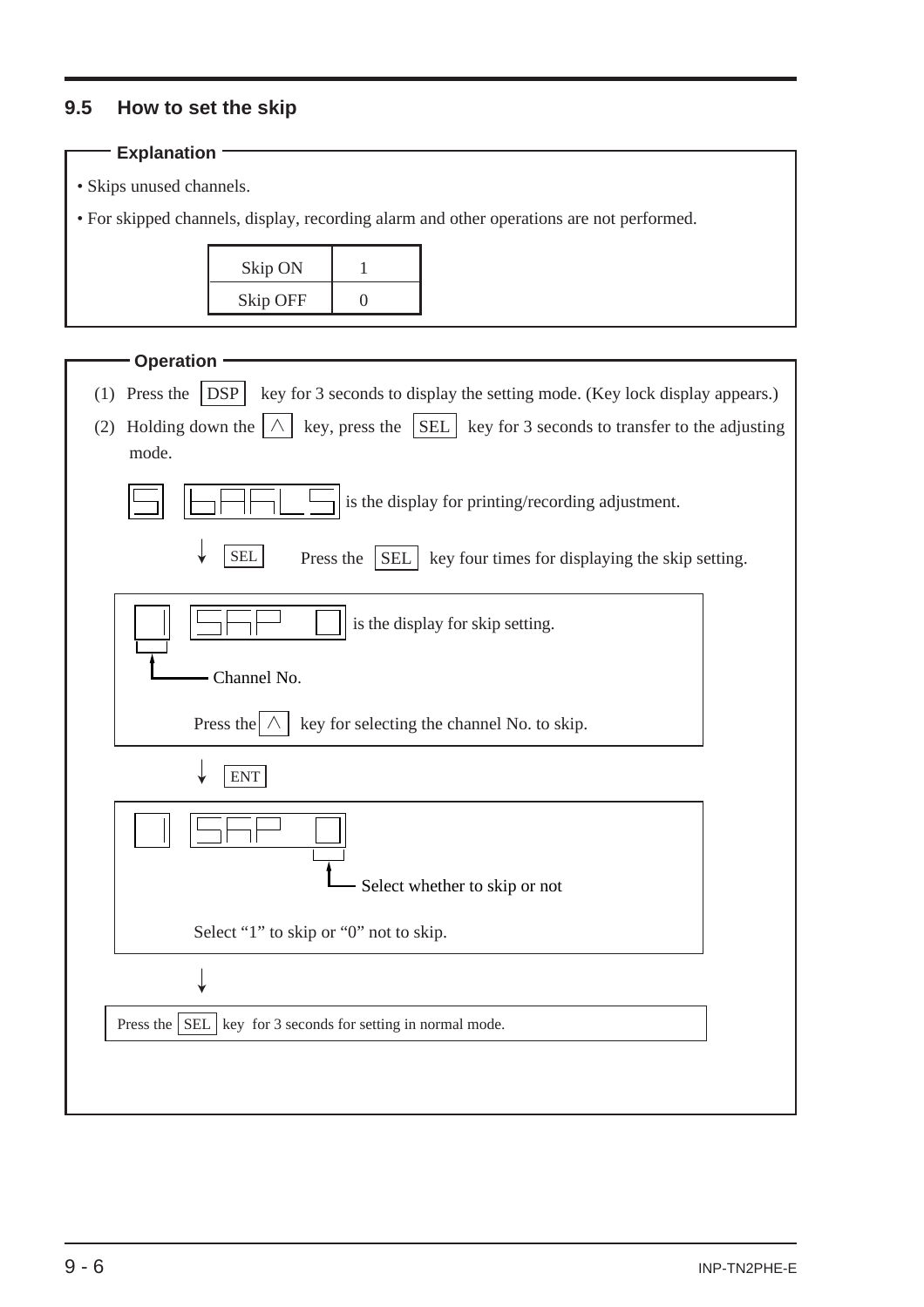## 9.5 How to set the skip

**Explanation**

- Skips unused channels.
- For skipped channels, display, recording alarm and other operations are not performed.

| Skip ON | 1 |
|---|---|
| Skip OFF | 0 |

**Operation**

(1) Press the DSP key for 3 seconds to display the setting mode. (Key lock display appears.)

(2) Holding down the ∧ key, press the SEL key for 3 seconds to transfer to the adjusting mode.

5 bAAL5 is the display for printing/recording adjustment.

↓ SEL  Press the SEL key four times for displaying the skip setting.

1 SkP 0 is the display for skip setting.

Channel No.

Press the ∧ key for selecting the channel No. to skip.

↓ ENT

1 SkP 0

Select whether to skip or not

Select “1” to skip or “0” not to skip.

↓

Press the SEL key for 3 seconds for setting in normal mode.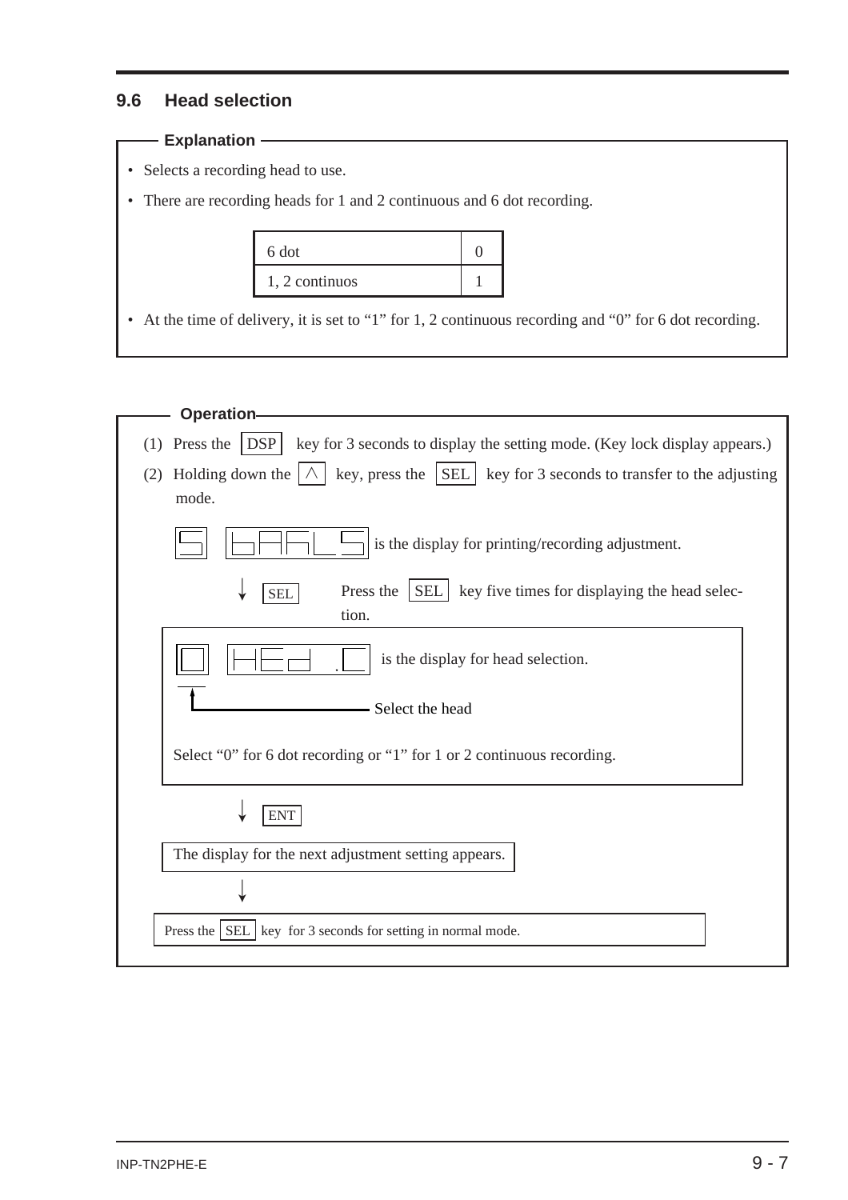## 9.6 Head selection

**Explanation**

- Selects a recording head to use.
- There are recording heads for 1 and 2 continuous and 6 dot recording.

| 6 dot | 0 |
|---|---|
| 1, 2 continuos | 1 |

- At the time of delivery, it is set to "1" for 1, 2 continuous recording and "0" for 6 dot recording.

**Operation**

(1) Press the [DSP] key for 3 seconds to display the setting mode. (Key lock display appears.)

(2) Holding down the [∧] key, press the [SEL] key for 3 seconds to transfer to the adjusting mode.

[5] [bAAL5] is the display for printing/recording adjustment.

↓ [SEL] Press the [SEL] key five times for displaying the head selection.

[0] [HEd .C] is the display for head selection.

Select the head

Select "0" for 6 dot recording or "1" for 1 or 2 continuous recording.

↓ [ENT]

The display for the next adjustment setting appears.

↓

Press the [SEL] key for 3 seconds for setting in normal mode.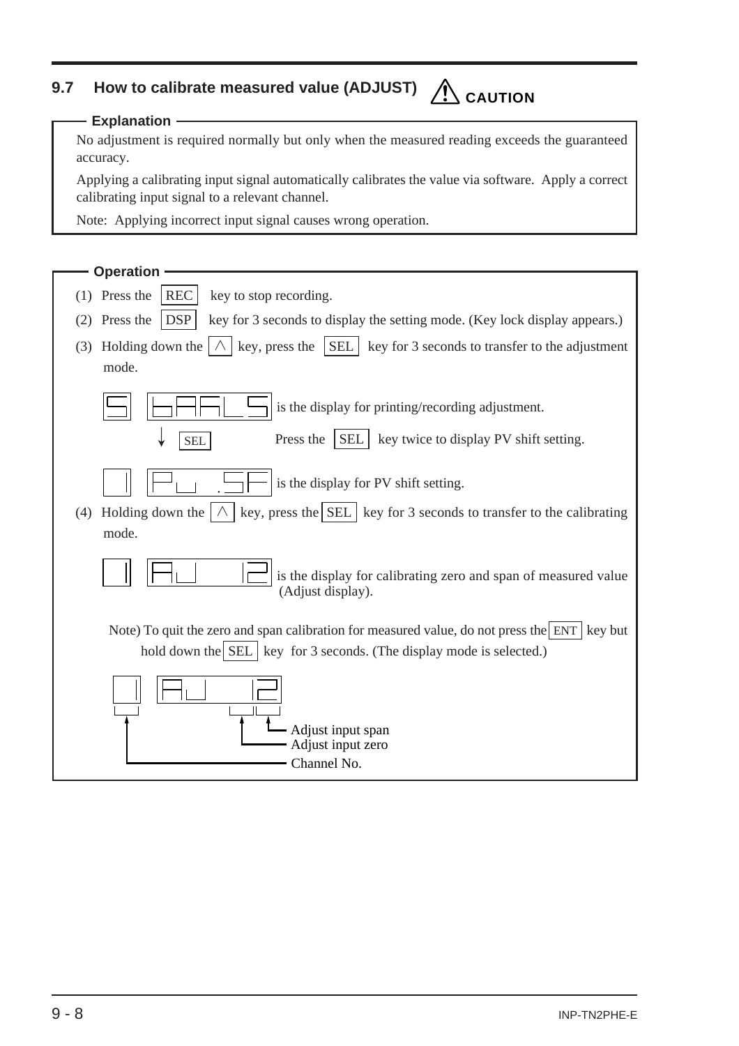## 9.7 How to calibrate measured value (ADJUST) ⚠ CAUTION

**Explanation**

No adjustment is required normally but only when the measured reading exceeds the guaranteed accuracy.

Applying a calibrating input signal automatically calibrates the value via software. Apply a correct calibrating input signal to a relevant channel.

Note: Applying incorrect input signal causes wrong operation.

**Operation**

(1) Press the REC key to stop recording.

(2) Press the DSP key for 3 seconds to display the setting mode. (Key lock display appears.)

(3) Holding down the ∧ key, press the SEL key for 3 seconds to transfer to the adjustment mode.

S bAAL5 is the display for printing/recording adjustment.

↓ SEL — Press the SEL key twice to display PV shift setting.

1 Pu .SF is the display for PV shift setting.

(4) Holding down the ∧ key, press the SEL key for 3 seconds to transfer to the calibrating mode.

1 AJ 12 is the display for calibrating zero and span of measured value (Adjust display).

Note) To quit the zero and span calibration for measured value, do not press the ENT key but hold down the SEL key for 3 seconds. (The display mode is selected.)

1 AJ 12

- Adjust input span
- Adjust input zero
- Channel No.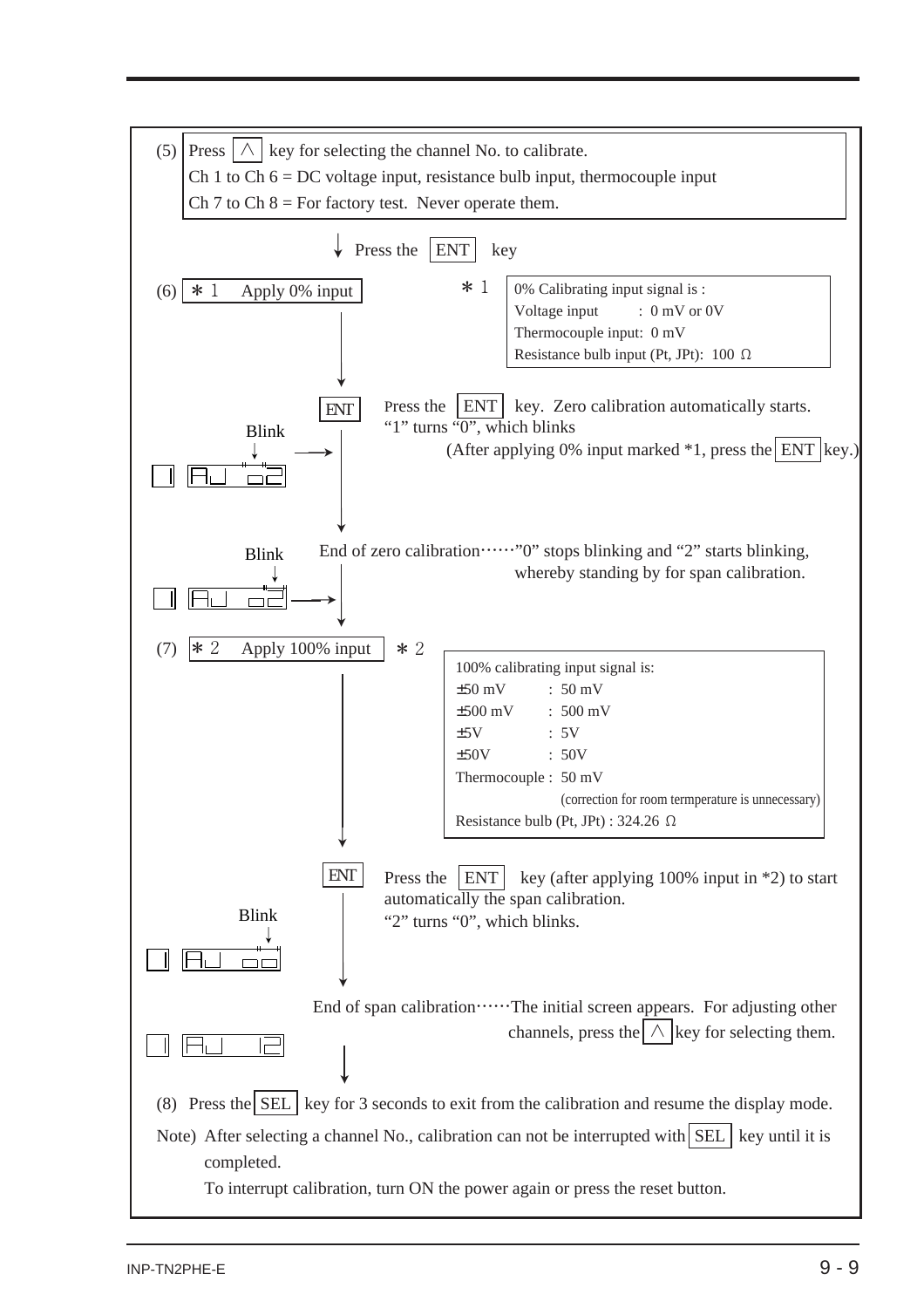(5) Press [∧] key for selecting the channel No. to calibrate.
Ch 1 to Ch 6 = DC voltage input, resistance bulb input, thermocouple input
Ch 7 to Ch 8 = For factory test. Never operate them.

↓ Press the [ENT] key

(6) [∗1 Apply 0% input]

∗1

| 0% Calibrating input signal is : | |
|---|---|
| Voltage input | : 0 mV or 0V |
| Thermocouple input: | 0 mV |
| Resistance bulb input (Pt, JPt): | 100 Ω |

[ENT] Press the [ENT] key. Zero calibration automatically starts.
"1" turns "0", which blinks
(After applying 0% input marked *1, press the [ENT] key.)

Display: 1 AJ o2 (Blink)

End of zero calibration……"0" stops blinking and "2" starts blinking, whereby standing by for span calibration.

Display: 1 AJ o2 (Blink)

(7) [∗2 Apply 100% input]

∗2

| 100% calibrating input signal is: | |
|---|---|
| ±50 mV | : 50 mV |
| ±500 mV | : 500 mV |
| ±5V | : 5V |
| ±50V | : 50V |
| Thermocouple : | 50 mV (correction for room termperature is unnecessary) |
| Resistance bulb (Pt, JPt) : | 324.26 Ω |

[ENT] Press the [ENT] key (after applying 100% input in *2) to start automatically the span calibration.
"2" turns "0", which blinks.

Display: 1 AJ oo (Blink)

End of span calibration……The initial screen appears. For adjusting other channels, press the [∧] key for selecting them.

Display: 1 AJ 12

(8) Press the [SEL] key for 3 seconds to exit from the calibration and resume the display mode.

Note) After selecting a channel No., calibration can not be interrupted with [SEL] key until it is completed.
To interrupt calibration, turn ON the power again or press the reset button.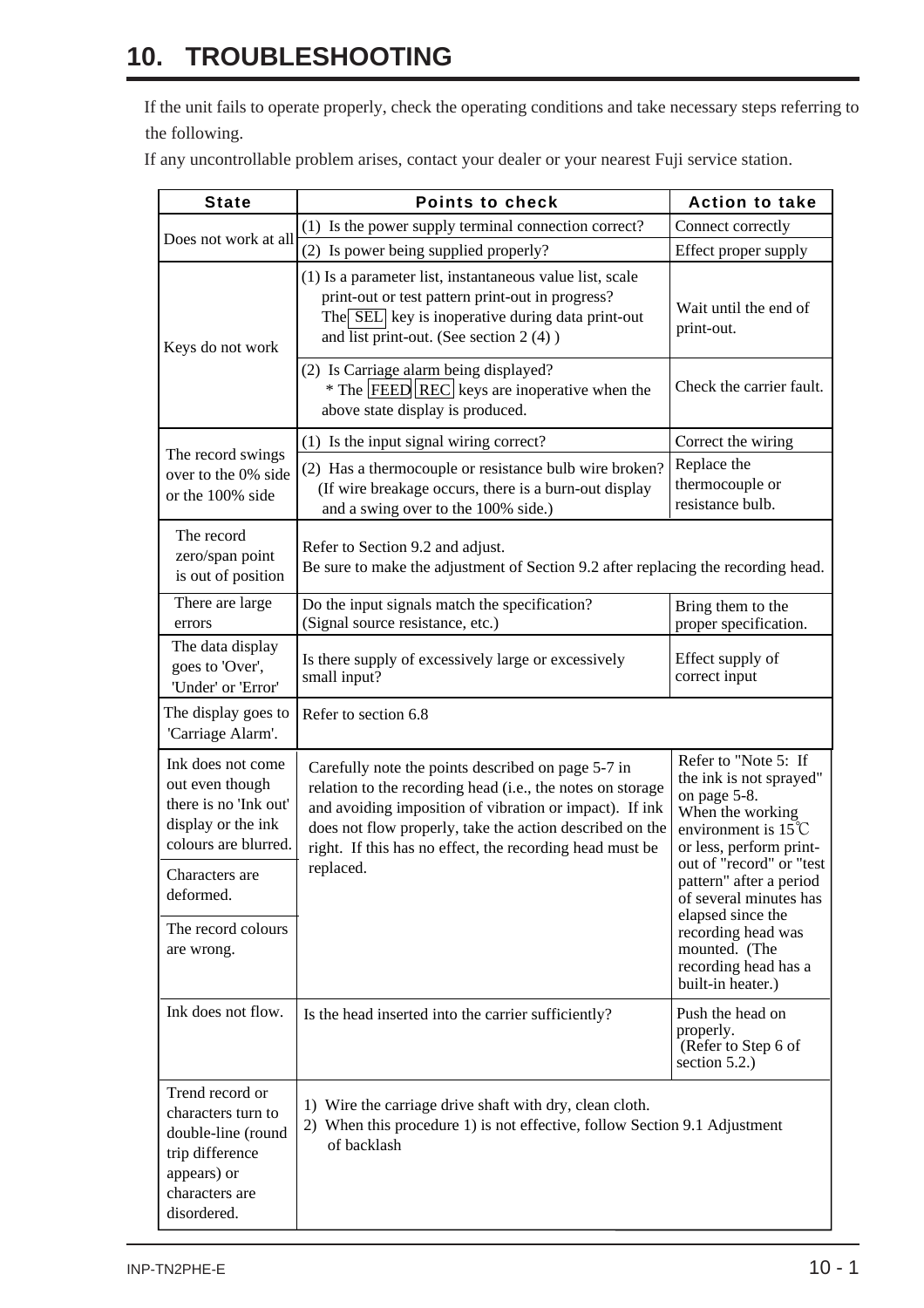# 10. TROUBLESHOOTING

If the unit fails to operate properly, check the operating conditions and take necessary steps referring to the following.

If any uncontrollable problem arises, contact your dealer or your nearest Fuji service station.

| State | Points to check | Action to take |
|---|---|---|
| Does not work at all | (1) Is the power supply terminal connection correct? | Connect correctly |
| | (2) Is power being supplied properly? | Effect proper supply |
| Keys do not work | (1) Is a parameter list, instantaneous value list, scale print-out or test pattern print-out in progress? The SEL key is inoperative during data print-out and list print-out. (See section 2 (4) ) | Wait until the end of print-out. |
| | (2) Is Carriage alarm being displayed? * The FEED REC keys are inoperative when the above state display is produced. | Check the carrier fault. |
| The record swings over to the 0% side or the 100% side | (1) Is the input signal wiring correct? | Correct the wiring |
| | (2) Has a thermocouple or resistance bulb wire broken? (If wire breakage occurs, there is a burn-out display and a swing over to the 100% side.) | Replace the thermocouple or resistance bulb. |
| The record zero/span point is out of position | Refer to Section 9.2 and adjust. Be sure to make the adjustment of Section 9.2 after replacing the recording head. | |
| There are large errors | Do the input signals match the specification? (Signal source resistance, etc.) | Bring them to the proper specification. |
| The data display goes to 'Over', 'Under' or 'Error' | Is there supply of excessively large or excessively small input? | Effect supply of correct input |
| The display goes to 'Carriage Alarm'. | Refer to section 6.8 | |
| Ink does not come out even though there is no 'Ink out' display or the ink colours are blurred. | Carefully note the points described on page 5-7 in relation to the recording head (i.e., the notes on storage and avoiding imposition of vibration or impact). If ink does not flow properly, take the action described on the right. If this has no effect, the recording head must be replaced. | Refer to "Note 5: If the ink is not sprayed" on page 5-8. When the working environment is 15℃ or less, perform print-out of "record" or "test pattern" after a period of several minutes has elapsed since the recording head was mounted. (The recording head has a built-in heater.) |
| Characters are deformed. | | |
| The record colours are wrong. | | |
| Ink does not flow. | Is the head inserted into the carrier sufficiently? | Push the head on properly. (Refer to Step 6 of section 5.2.) |
| Trend record or characters turn to double-line (round trip difference appears) or characters are disordered. | 1) Wire the carriage drive shaft with dry, clean cloth. 2) When this procedure 1) is not effective, follow Section 9.1 Adjustment of backlash | |

INP-TN2PHE-E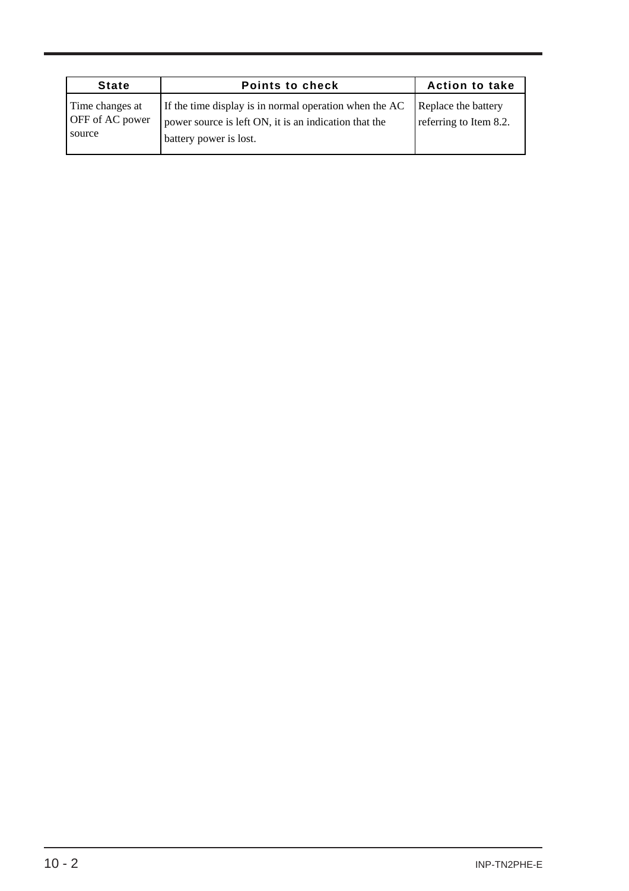| State | Points to check | Action to take |
|---|---|---|
| Time changes at OFF of AC power source | If the time display is in normal operation when the AC power source is left ON, it is an indication that the battery power is lost. | Replace the battery referring to Item 8.2. |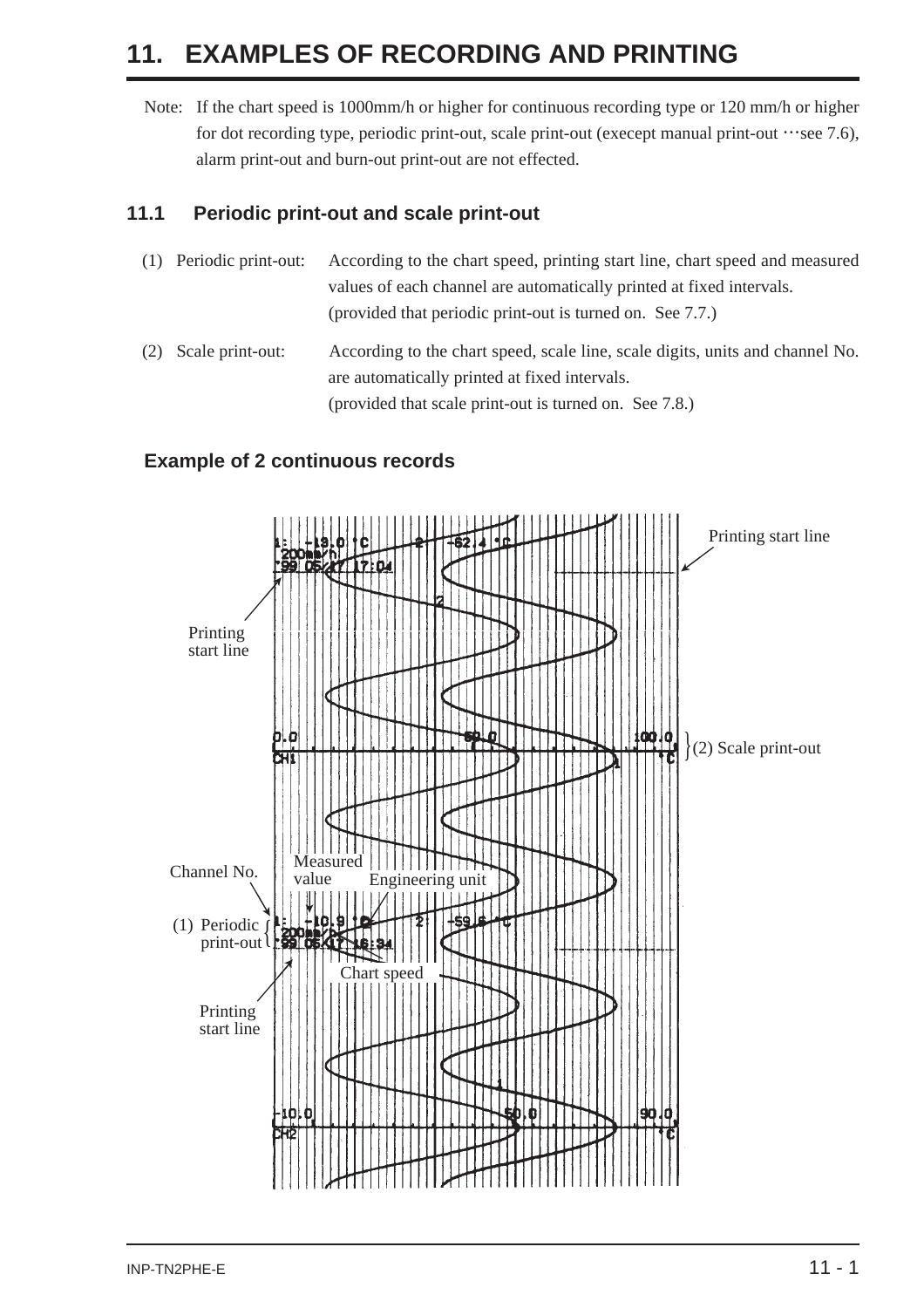# 11. EXAMPLES OF RECORDING AND PRINTING

Note: If the chart speed is 1000mm/h or higher for continuous recording type or 120 mm/h or higher for dot recording type, periodic print-out, scale print-out (execept manual print-out ···see 7.6), alarm print-out and burn-out print-out are not effected.

## 11.1 Periodic print-out and scale print-out

(1) Periodic print-out: According to the chart speed, printing start line, chart speed and measured values of each channel are automatically printed at fixed intervals. (provided that periodic print-out is turned on. See 7.7.)

(2) Scale print-out: According to the chart speed, scale line, scale digits, units and channel No. are automatically printed at fixed intervals. (provided that scale print-out is turned on. See 7.8.)

### Example of 2 continuous records

Printing start line

Printing start line

(2) Scale print-out

Channel No.

Measured value

Engineering unit

(1) Periodic print-out

Chart speed

Printing start line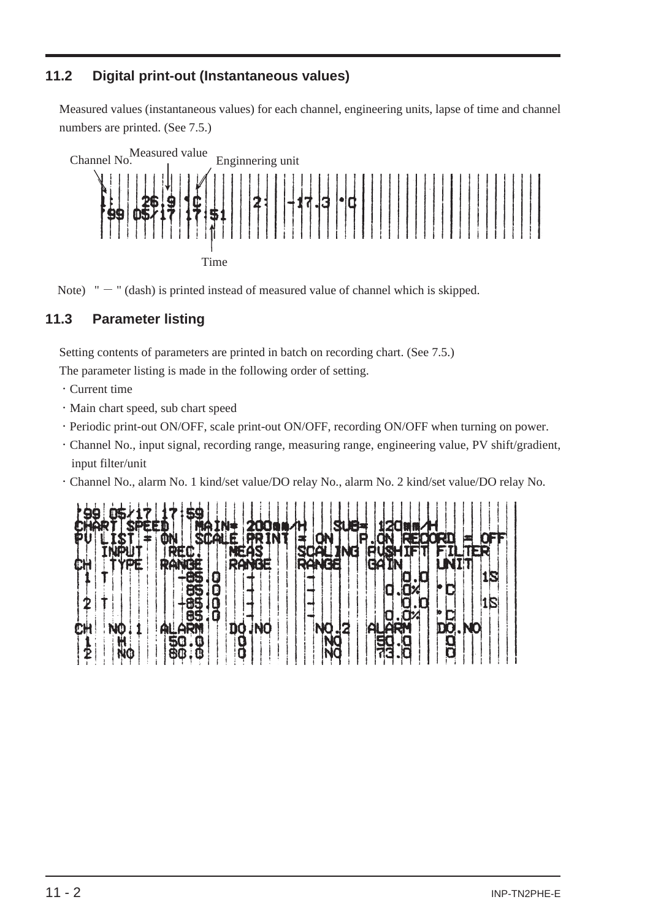## 11.2 Digital print-out (Instantaneous values)

Measured values (instantaneous values) for each channel, engineering units, lapse of time and channel numbers are printed. (See 7.5.)

Channel No. Measured value Enginnering unit

```
1:   26.9 °C          2:  -17.3 °C
'99 05/17 17:51
```

Time

Note) " − " (dash) is printed instead of measured value of channel which is skipped.

## 11.3 Parameter listing

Setting contents of parameters are printed in batch on recording chart. (See 7.5.)

The parameter listing is made in the following order of setting.

- Current time
- Main chart speed, sub chart speed
- Periodic print-out ON/OFF, scale print-out ON/OFF, recording ON/OFF when turning on power.
- Channel No., input signal, recording range, measuring range, engineering value, PV shift/gradient, input filter/unit
- Channel No., alarm No. 1 kind/set value/DO relay No., alarm No. 2 kind/set value/DO relay No.

```
'99 05/17 17:59
CHART SPEED    MAIN= 200mm/H    SUB= 120mm/H
PV LIST = ON  SCALE PRINT = ON   P.ON RECORD = OFF
   INPUT    REC.      MEAS      SCALING PVSHIFT FILTER
CH  TYPE   RANGE     RANGE     RANGE   GAIN      UNIT
 1  T        -85.0    -         -         0.0        1S
              85.0    -         -         0.0%   °C
 2  T        -85.0    -         -         0.0        1S
              85.0    -         -         0.0%   °C
CH  NO.1   ALARM     DO.NO      NO.2   ALARM     DO.NO
 1   H      50.0      0          NO     50.0      0
 2   NO     80.0      0          NO     73.0      0
```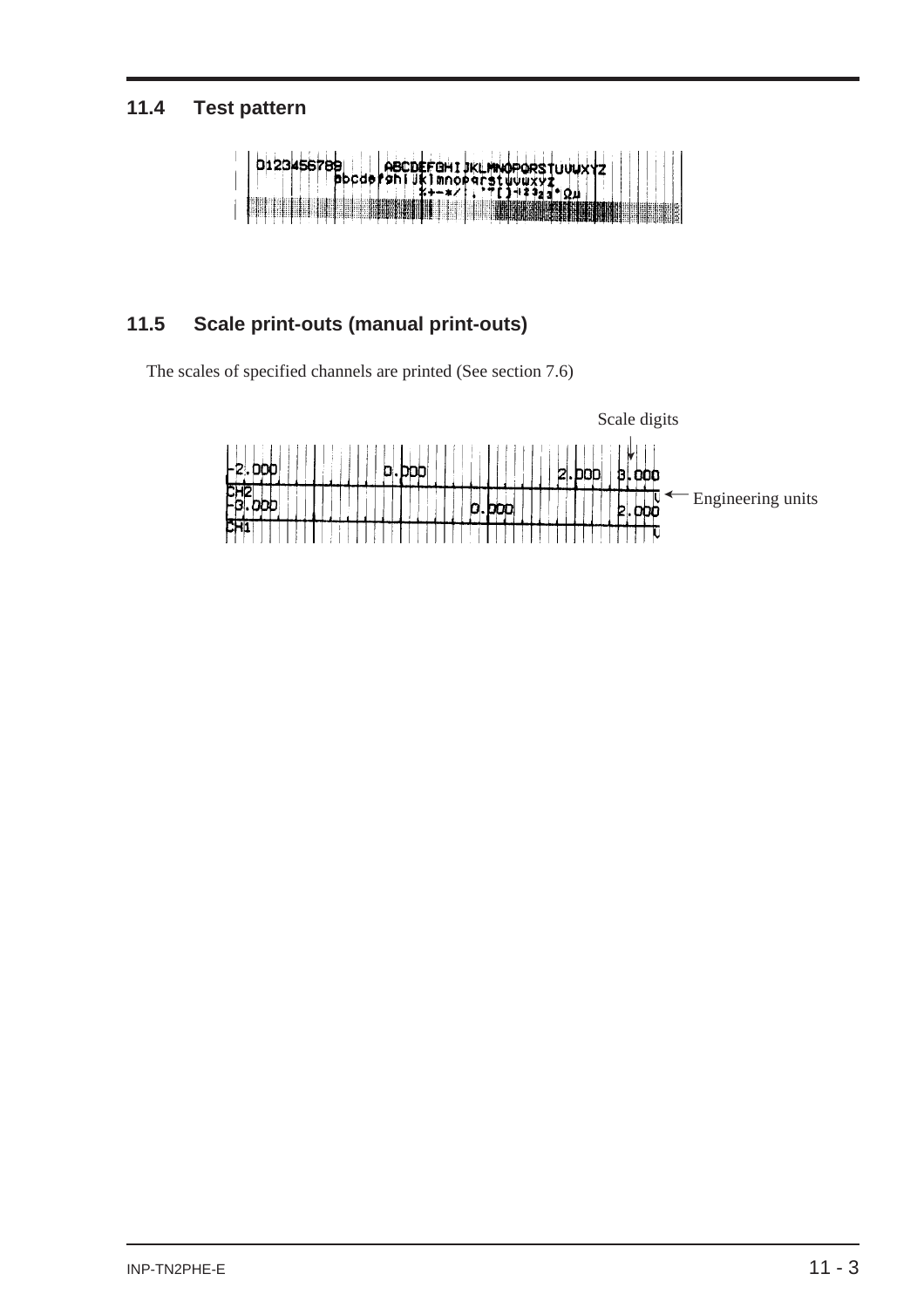## 11.4 Test pattern

## 11.5 Scale print-outs (manual print-outs)

The scales of specified channels are printed (See section 7.6)

Scale digits

Engineering units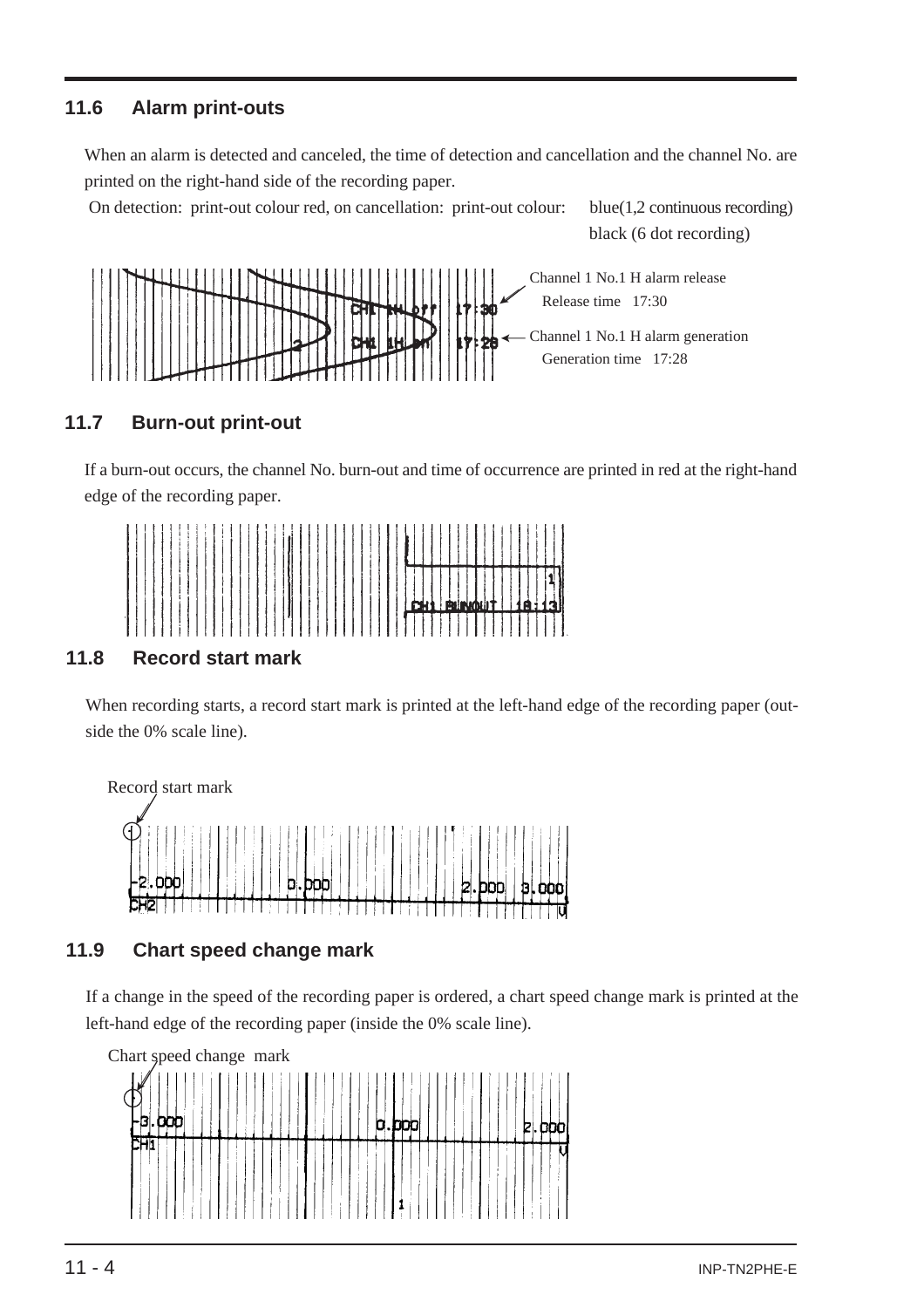## 11.6 Alarm print-outs

When an alarm is detected and canceled, the time of detection and cancellation and the channel No. are printed on the right-hand side of the recording paper.

On detection: print-out colour red, on cancellation: print-out colour: blue(1,2 continuous recording) black (6 dot recording)

Channel 1 No.1 H alarm release
Release time 17:30

Channel 1 No.1 H alarm generation
Generation time 17:28

## 11.7 Burn-out print-out

If a burn-out occurs, the channel No. burn-out and time of occurrence are printed in red at the right-hand edge of the recording paper.

## 11.8 Record start mark

When recording starts, a record start mark is printed at the left-hand edge of the recording paper (outside the 0% scale line).

Record start mark

## 11.9 Chart speed change mark

If a change in the speed of the recording paper is ordered, a chart speed change mark is printed at the left-hand edge of the recording paper (inside the 0% scale line).

Chart speed change mark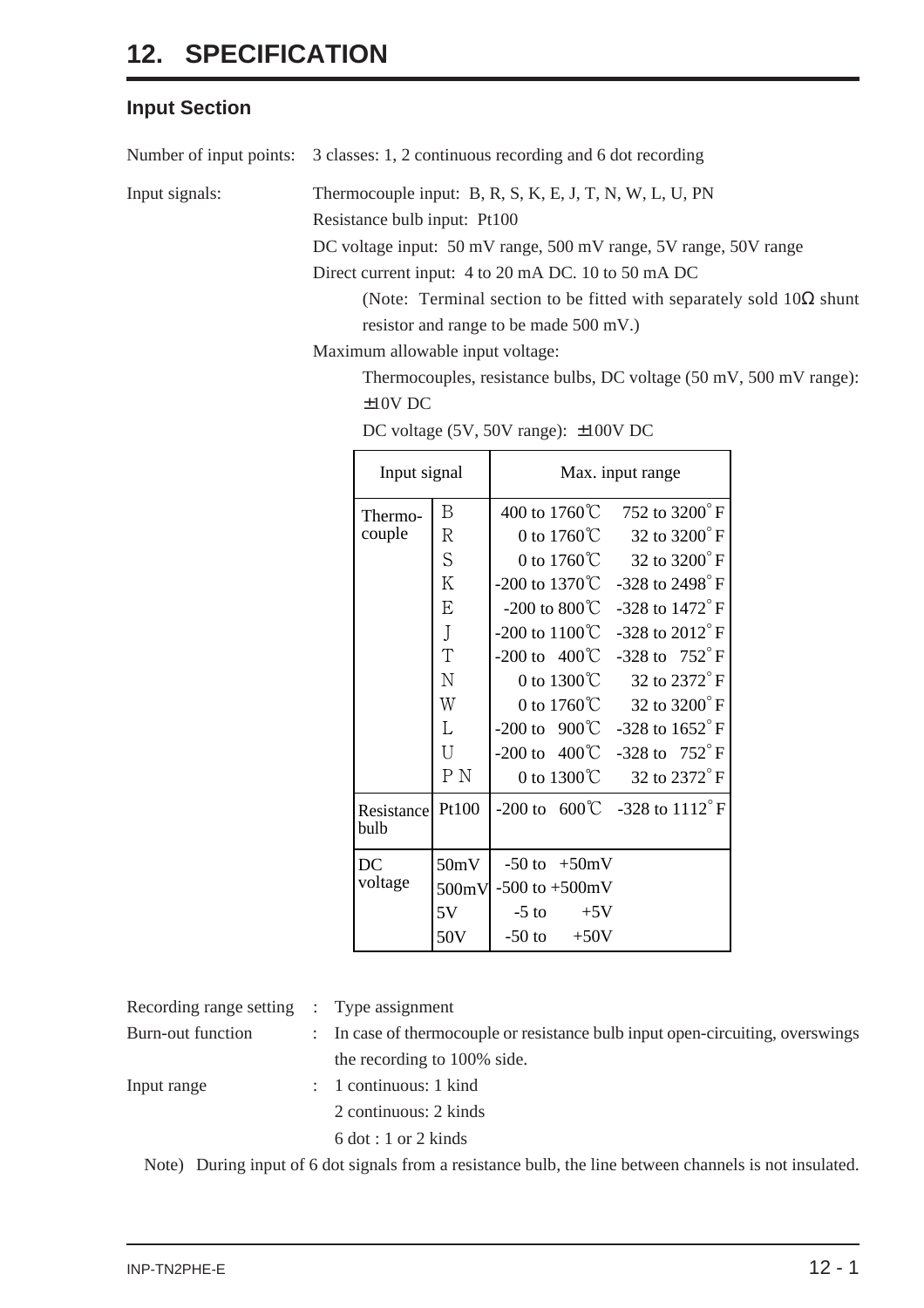# 12. SPECIFICATION

## Input Section

Number of input points: 3 classes: 1, 2 continuous recording and 6 dot recording

Input signals: Thermocouple input: B, R, S, K, E, J, T, N, W, L, U, PN

Resistance bulb input: Pt100

DC voltage input: 50 mV range, 500 mV range, 5V range, 50V range

Direct current input: 4 to 20 mA DC. 10 to 50 mA DC

(Note: Terminal section to be fitted with separately sold 10Ω shunt resistor and range to be made 500 mV.)

Maximum allowable input voltage:

Thermocouples, resistance bulbs, DC voltage (50 mV, 500 mV range): ±10V DC

DC voltage (5V, 50V range): ±100V DC

| Input signal | | Max. input range | |
|---|---|---|---|
| Thermo-couple | B | 400 to 1760℃ | 752 to 3200˚F |
| | R | 0 to 1760℃ | 32 to 3200˚F |
| | S | 0 to 1760℃ | 32 to 3200˚F |
| | K | -200 to 1370℃ | -328 to 2498˚F |
| | E | -200 to 800℃ | -328 to 1472˚F |
| | J | -200 to 1100℃ | -328 to 2012˚F |
| | T | -200 to 400℃ | -328 to 752˚F |
| | N | 0 to 1300℃ | 32 to 2372˚F |
| | W | 0 to 1760℃ | 32 to 3200˚F |
| | L | -200 to 900℃ | -328 to 1652˚F |
| | U | -200 to 400℃ | -328 to 752˚F |
| | PN | 0 to 1300℃ | 32 to 2372˚F |
| Resistance bulb | Pt100 | -200 to 600℃ | -328 to 1112˚F |
| DC voltage | 50mV | -50 to +50mV | |
| | 500mV | -500 to +500mV | |
| | 5V | -5 to +5V | |
| | 50V | -50 to +50V | |

Recording range setting : Type assignment

Burn-out function : In case of thermocouple or resistance bulb input open-circuiting, overswings the recording to 100% side.

Input range : 1 continuous: 1 kind

2 continuous: 2 kinds

6 dot : 1 or 2 kinds

Note) During input of 6 dot signals from a resistance bulb, the line between channels is not insulated.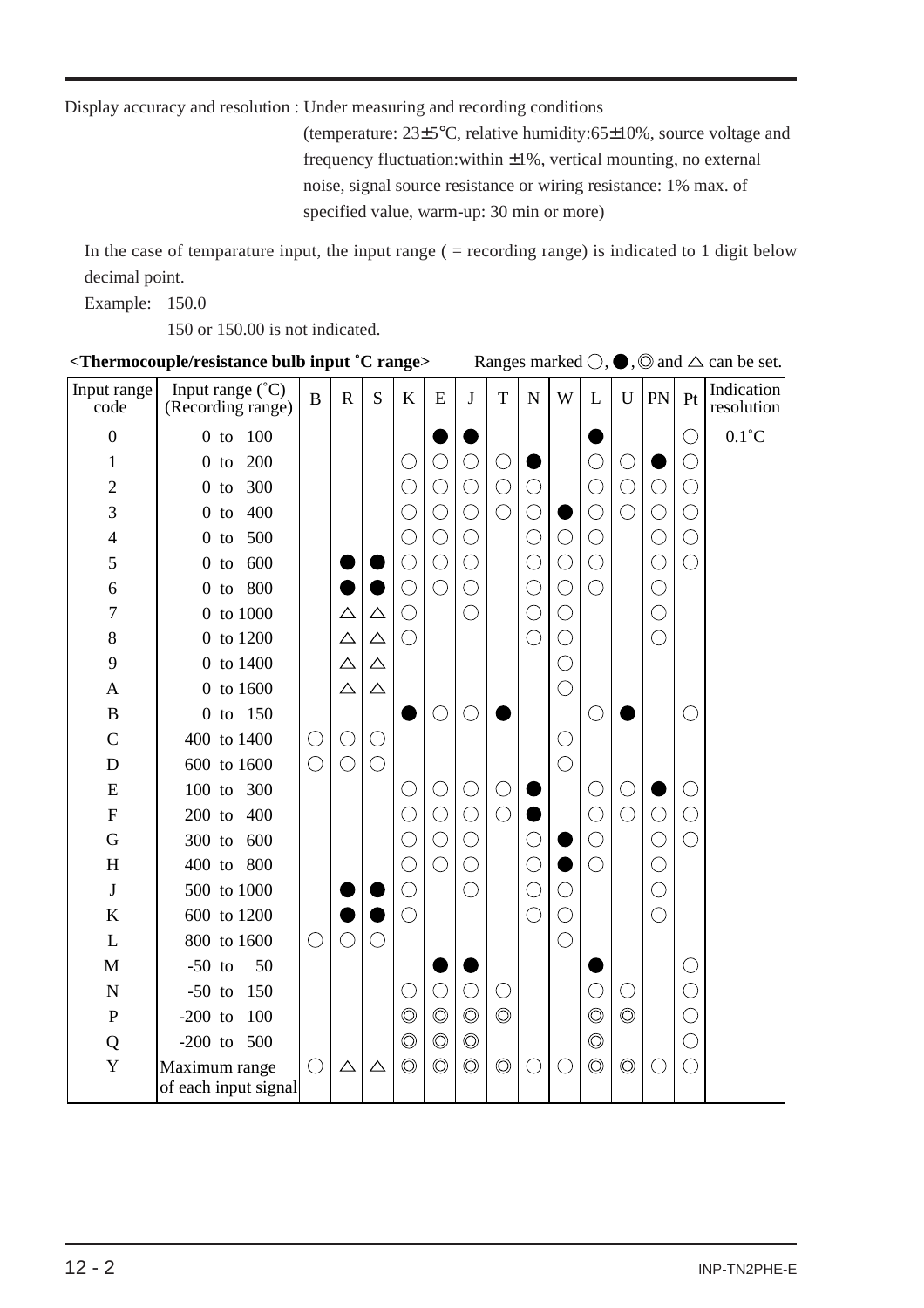Display accuracy and resolution : Under measuring and recording conditions (temperature: 23±5°C, relative humidity:65±10%, source voltage and frequency fluctuation:within ±1%, vertical mounting, no external noise, signal source resistance or wiring resistance: 1% max. of specified value, warm-up: 30 min or more)

In the case of temparature input, the input range ( = recording range) is indicated to 1 digit below decimal point.

Example: 150.0

150 or 150.00 is not indicated.

**<Thermocouple/resistance bulb input ˚C range>** Ranges marked ○, ●, ◎ and △ can be set.

| Input range code | Input range (˚C) (Recording range) | B | R | S | K | E | J | T | N | W | L | U | PN | Pt | Indication resolution |
|---|---|---|---|---|---|---|---|---|---|---|---|---|---|---|---|
| 0 | 0 to 100 | | | | | ● | ● | | | | ● | | | ○ | 0.1˚C |
| 1 | 0 to 200 | | | | ○ | ○ | ○ | ○ | ● | | ○ | ○ | ● | ○ | |
| 2 | 0 to 300 | | | | ○ | ○ | ○ | ○ | ○ | | ○ | ○ | ○ | ○ | |
| 3 | 0 to 400 | | | | ○ | ○ | ○ | ○ | ○ | ● | ○ | ○ | ○ | ○ | |
| 4 | 0 to 500 | | | | ○ | ○ | ○ | | ○ | ○ | ○ | | ○ | ○ | |
| 5 | 0 to 600 | | ● | ● | ○ | ○ | ○ | | ○ | ○ | ○ | | ○ | ○ | |
| 6 | 0 to 800 | | ● | ● | ○ | ○ | ○ | | ○ | ○ | ○ | | ○ | | |
| 7 | 0 to 1000 | | △ | △ | ○ | | ○ | | ○ | ○ | | | ○ | | |
| 8 | 0 to 1200 | | △ | △ | ○ | | | | ○ | ○ | | | ○ | | |
| 9 | 0 to 1400 | | △ | △ | | | | | | ○ | | | | | |
| A | 0 to 1600 | | △ | △ | | | | | | ○ | | | | | |
| B | 0 to 150 | | | | ● | ○ | ○ | ● | | | ○ | ● | | ○ | |
| C | 400 to 1400 | ○ | ○ | ○ | | | | | | ○ | | | | | |
| D | 600 to 1600 | ○ | ○ | ○ | | | | | | ○ | | | | | |
| E | 100 to 300 | | | | ○ | ○ | ○ | ○ | ● | | ○ | ○ | ● | ○ | |
| F | 200 to 400 | | | | ○ | ○ | ○ | ○ | ● | | ○ | ○ | ○ | ○ | |
| G | 300 to 600 | | | | ○ | ○ | ○ | | ○ | ● | ○ | | ○ | ○ | |
| H | 400 to 800 | | | | ○ | ○ | ○ | | ○ | ● | ○ | | ○ | | |
| J | 500 to 1000 | | ● | ● | ○ | | ○ | | ○ | ○ | | | ○ | | |
| K | 600 to 1200 | | ● | ● | ○ | | | | ○ | ○ | | | ○ | | |
| L | 800 to 1600 | ○ | ○ | ○ | | | | | | ○ | | | | | |
| M | -50 to 50 | | | | | ● | ● | | | | ● | | | ○ | |
| N | -50 to 150 | | | | ○ | ○ | ○ | ○ | | | ○ | ○ | | ○ | |
| P | -200 to 100 | | | | ◎ | ◎ | ◎ | ◎ | | | ◎ | ◎ | | ○ | |
| Q | -200 to 500 | | | | ◎ | ◎ | ◎ | | | | ◎ | | | ○ | |
| Y | Maximum range of each input signal | ○ | △ | △ | ◎ | ◎ | ◎ | ◎ | ○ | ○ | ◎ | ◎ | ○ | ○ | |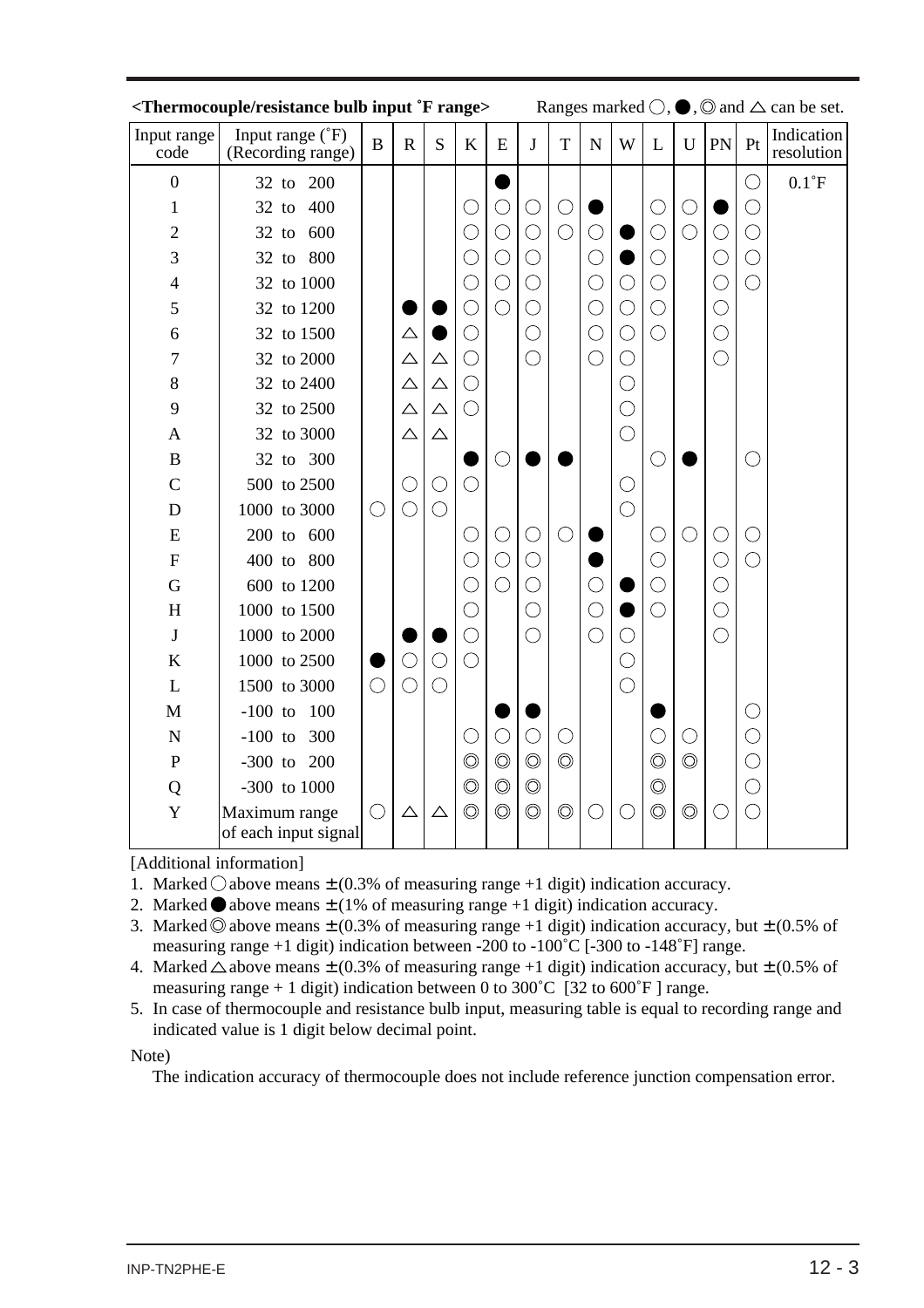**<Thermocouple/resistance bulb input ˚F range>** Ranges marked ○, ●, ◎ and △ can be set.

| Input range code | Input range (˚F) (Recording range) | B | R | S | K | E | J | T | N | W | L | U | PN | Pt | Indication resolution |
|---|---|---|---|---|---|---|---|---|---|---|---|---|---|---|---|
| 0 | 32 to 200 | | | | | ● | | | | | | | | ○ | 0.1˚F |
| 1 | 32 to 400 | | | | ○ | ○ | ○ | ○ | ● | | ○ | ○ | ● | ○ | |
| 2 | 32 to 600 | | | | ○ | ○ | ○ | ○ | ○ | ● | ○ | ○ | ○ | ○ | |
| 3 | 32 to 800 | | | | ○ | ○ | ○ | | ○ | ● | ○ | | ○ | ○ | |
| 4 | 32 to 1000 | | | | ○ | ○ | ○ | | ○ | ○ | ○ | | ○ | ○ | |
| 5 | 32 to 1200 | | ● | ● | ○ | ○ | ○ | | ○ | ○ | ○ | | ○ | | |
| 6 | 32 to 1500 | | △ | ● | ○ | | ○ | | ○ | ○ | ○ | | ○ | | |
| 7 | 32 to 2000 | | △ | △ | ○ | | ○ | | ○ | ○ | | | ○ | | |
| 8 | 32 to 2400 | | △ | △ | ○ | | | | | ○ | | | | | |
| 9 | 32 to 2500 | | △ | △ | ○ | | | | | ○ | | | | | |
| A | 32 to 3000 | | △ | △ | | | | | | ○ | | | | | |
| B | 32 to 300 | | | | ● | ○ | ● | ● | | | ○ | ● | | ○ | |
| C | 500 to 2500 | | ○ | ○ | ○ | | | | | ○ | | | | | |
| D | 1000 to 3000 | ○ | ○ | ○ | | | | | | ○ | | | | | |
| E | 200 to 600 | | | | ○ | ○ | ○ | ○ | ● | | ○ | ○ | ○ | ○ | |
| F | 400 to 800 | | | | ○ | ○ | ○ | | ● | | ○ | | ○ | ○ | |
| G | 600 to 1200 | | | | ○ | ○ | ○ | | ○ | ● | ○ | | ○ | | |
| H | 1000 to 1500 | | | | ○ | | ○ | | ○ | ● | ○ | | ○ | | |
| J | 1000 to 2000 | | ● | ● | ○ | | ○ | | ○ | ○ | | | ○ | | |
| K | 1000 to 2500 | ● | ○ | ○ | ○ | | | | | ○ | | | | | |
| L | 1500 to 3000 | ○ | ○ | ○ | | | | | | ○ | | | | | |
| M | -100 to 100 | | | | | ● | ● | | | | ● | | | ○ | |
| N | -100 to 300 | | | | ○ | ○ | ○ | ○ | | | ○ | ○ | | ○ | |
| P | -300 to 200 | | | | ◎ | ◎ | ◎ | ◎ | | | ◎ | ◎ | | ○ | |
| Q | -300 to 1000 | | | | ◎ | ◎ | ◎ | | | | ◎ | | | ○ | |
| Y | Maximum range of each input signal | ○ | △ | △ | ◎ | ◎ | ◎ | ◎ | ○ | ○ | ◎ | ◎ | ○ | ○ | |

[Additional information]

1. Marked ○ above means ± (0.3% of measuring range +1 digit) indication accuracy.
2. Marked ● above means ± (1% of measuring range +1 digit) indication accuracy.
3. Marked ◎ above means ± (0.3% of measuring range +1 digit) indication accuracy, but ± (0.5% of measuring range +1 digit) indication between -200 to -100˚C [-300 to -148˚F] range.
4. Marked △ above means ± (0.3% of measuring range +1 digit) indication accuracy, but ± (0.5% of measuring range + 1 digit) indication between 0 to 300˚C [32 to 600˚F ] range.
5. In case of thermocouple and resistance bulb input, measuring table is equal to recording range and indicated value is 1 digit below decimal point.

Note)

The indication accuracy of thermocouple does not include reference junction compensation error.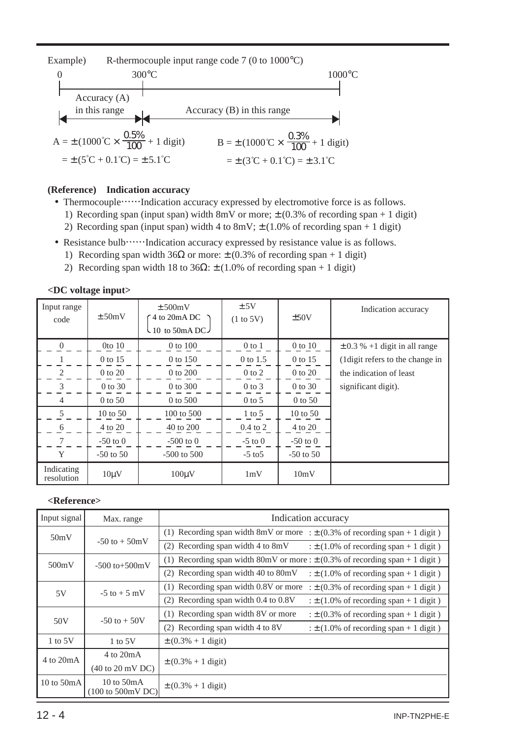Example) R-thermocouple input range code 7 (0 to 1000°C)

0 300°C 1000°C

Accuracy (A) in this range | Accuracy (B) in this range

$$A = \pm(1000^\circ C \times \frac{0.5\%}{100} + 1 \text{ digit}) = \pm(5^\circ C + 0.1^\circ C) = \pm 5.1^\circ C$$

$$B = \pm(1000^\circ C \times \frac{0.3\%}{100} + 1 \text{ digit}) = \pm(3^\circ C + 0.1^\circ C) = \pm 3.1^\circ C$$

**(Reference) Indication accuracy**

- Thermocouple……Indication accuracy expressed by electromotive force is as follows.
  1) Recording span (input span) width 8mV or more; ±(0.3% of recording span + 1 digit)
  2) Recording span (input span) width 4 to 8mV; ±(1.0% of recording span + 1 digit)
- Resistance bulb……Indication accuracy expressed by resistance value is as follows.
  1) Recording span width 36Ω or more: ±(0.3% of recording span + 1 digit)
  2) Recording span width 18 to 36Ω: ±(1.0% of recording span + 1 digit)

**<DC voltage input>**

| Input range code | ±50mV | ±500mV (4 to 20mA DC, 10 to 50mA DC) | ±5V (1 to 5V) | ±50V | Indication accuracy |
|---|---|---|---|---|---|
| 0 | 0to 10 | 0 to 100 | 0 to 1 | 0 to 10 | ±0.3 % +1 digit in all range (1digit refers to the change in the indication of least significant digit). |
| 1 | 0 to 15 | 0 to 150 | 0 to 1.5 | 0 to 15 | |
| 2 | 0 to 20 | 0 to 200 | 0 to 2 | 0 to 20 | |
| 3 | 0 to 30 | 0 to 300 | 0 to 3 | 0 to 30 | |
| 4 | 0 to 50 | 0 to 500 | 0 to 5 | 0 to 50 | |
| 5 | 10 to 50 | 100 to 500 | 1 to 5 | 10 to 50 | |
| 6 | 4 to 20 | 40 to 200 | 0.4 to 2 | 4 to 20 | |
| 7 | -50 to 0 | -500 to 0 | -5 to 0 | -50 to 0 | |
| Y | -50 to 50 | -500 to 500 | -5 to5 | -50 to 50 | |
| Indicating resolution | 10μV | 100μV | 1mV | 10mV | |

**<Reference>**

| Input signal | Max. range | Indication accuracy |
|---|---|---|
| 50mV | -50 to + 50mV | (1) Recording span width 8mV or more : ±(0.3% of recording span + 1 digit ) |
| | | (2) Recording span width 4 to 8mV : ±(1.0% of recording span + 1 digit ) |
| 500mV | -500 to+500mV | (1) Recording span width 80mV or more : ±(0.3% of recording span + 1 digit ) |
| | | (2) Recording span width 40 to 80mV : ±(1.0% of recording span + 1 digit ) |
| 5V | -5 to + 5 mV | (1) Recording span width 0.8V or more : ±(0.3% of recording span + 1 digit ) |
| | | (2) Recording span width 0.4 to 0.8V : ±(1.0% of recording span + 1 digit ) |
| 50V | -50 to + 50V | (1) Recording span width 8V or more : ±(0.3% of recording span + 1 digit ) |
| | | (2) Recording span width 4 to 8V : ±(1.0% of recording span + 1 digit ) |
| 1 to 5V | 1 to 5V | ±(0.3% + 1 digit) |
| 4 to 20mA | 4 to 20mA (40 to 20 mV DC) | ±(0.3% + 1 digit) |
| 10 to 50mA | 10 to 50mA (100 to 500mV DC) | ±(0.3% + 1 digit) |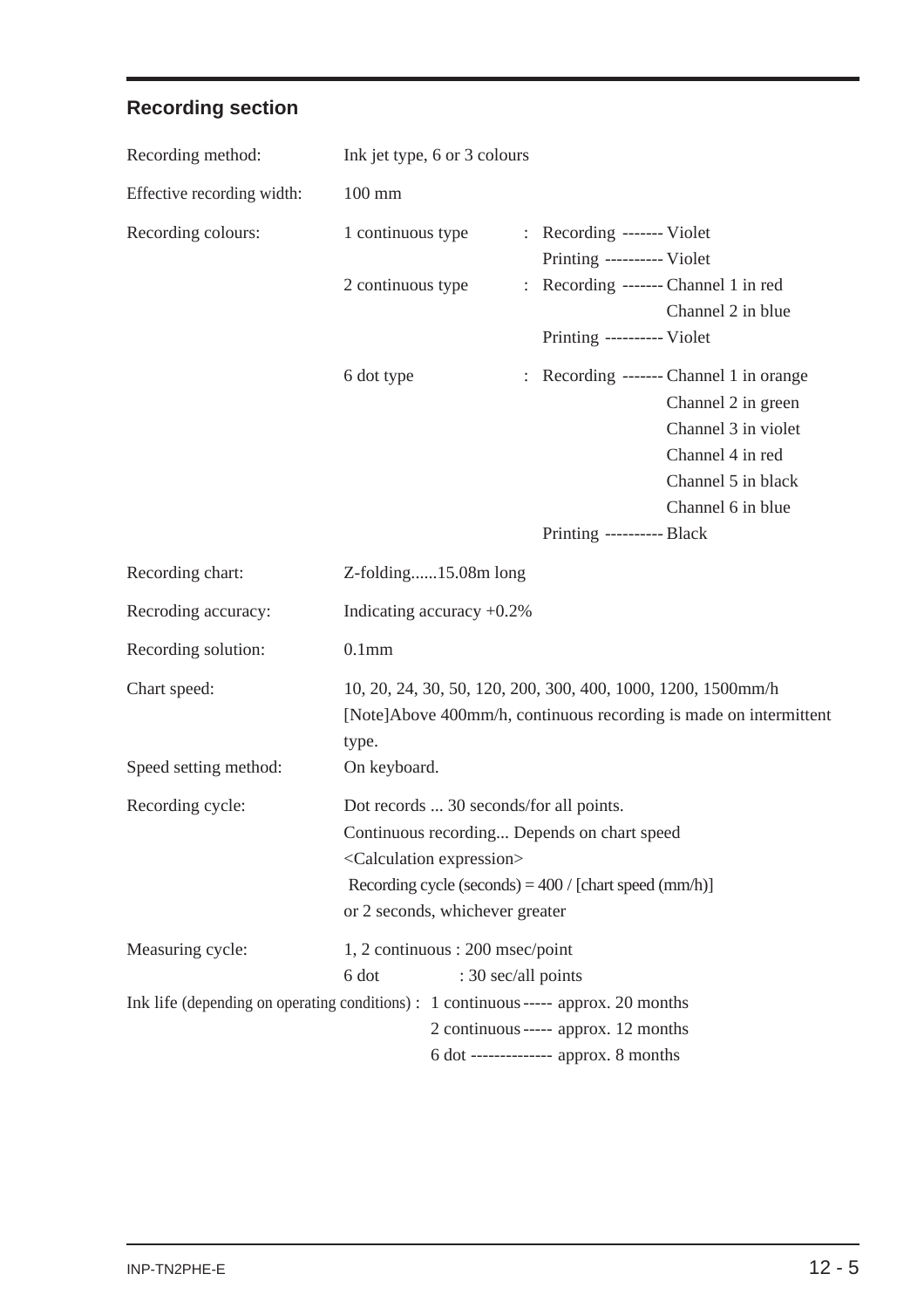## Recording section

| | | |
|---|---|---|
| Recording method: | Ink jet type, 6 or 3 colours | |
| Effective recording width: | 100 mm | |
| Recording colours: | 1 continuous type | : Recording ------- Violet<br>Printing ---------- Violet |
| | 2 continuous type | : Recording ------- Channel 1 in red<br>Channel 2 in blue<br>Printing ---------- Violet |
| | 6 dot type | : Recording ------- Channel 1 in orange<br>Channel 2 in green<br>Channel 3 in violet<br>Channel 4 in red<br>Channel 5 in black<br>Channel 6 in blue<br>Printing ---------- Black |
| Recording chart: | Z-folding......15.08m long | |
| Recroding accuracy: | Indicating accuracy +0.2% | |
| Recording solution: | 0.1mm | |
| Chart speed: | 10, 20, 24, 30, 50, 120, 200, 300, 400, 1000, 1200, 1500mm/h<br>[Note]Above 400mm/h, continuous recording is made on intermittent type. | |
| Speed setting method: | On keyboard. | |
| Recording cycle: | Dot records ... 30 seconds/for all points.<br>Continuous recording... Depends on chart speed<br><Calculation expression><br>Recording cycle (seconds) = 400 / [chart speed (mm/h)]<br>or 2 seconds, whichever greater | |
| Measuring cycle: | 1, 2 continuous : 200 msec/point<br>6 dot : 30 sec/all points | |

Ink life (depending on operating conditions) :
- 1 continuous ----- approx. 20 months
- 2 continuous ----- approx. 12 months
- 6 dot -------------- approx. 8 months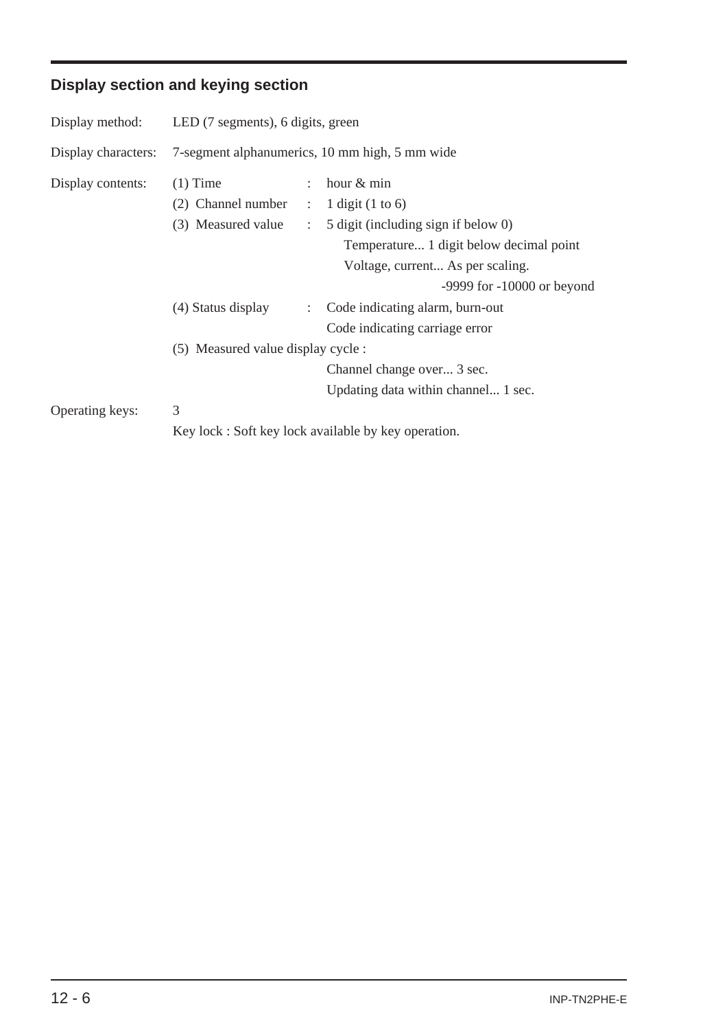## Display section and keying section

Display method: LED (7 segments), 6 digits, green

Display characters: 7-segment alphanumerics, 10 mm high, 5 mm wide

Display contents:

- (1) Time : hour & min
- (2) Channel number : 1 digit (1 to 6)
- (3) Measured value : 5 digit (including sign if below 0)
  - Temperature... 1 digit below decimal point
  - Voltage, current... As per scaling.
  - -9999 for -10000 or beyond
- (4) Status display : Code indicating alarm, burn-out
  - Code indicating carriage error
- (5) Measured value display cycle :
  - Channel change over... 3 sec.
  - Updating data within channel... 1 sec.

Operating keys: 3

Key lock : Soft key lock available by key operation.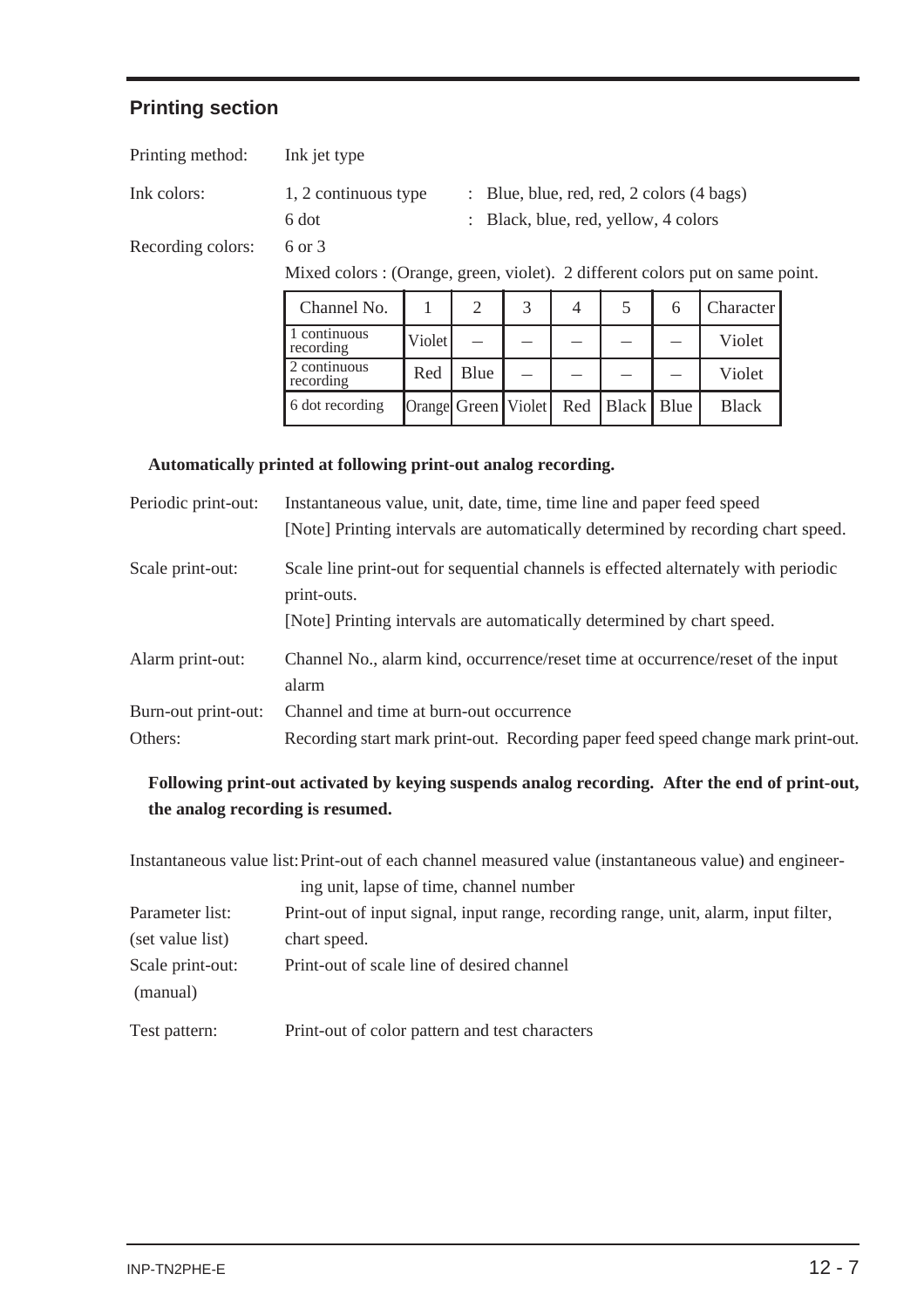## Printing section

Printing method: Ink jet type

Ink colors: 1, 2 continuous type : Blue, blue, red, red, 2 colors (4 bags)
6 dot : Black, blue, red, yellow, 4 colors

Recording colors: 6 or 3
Mixed colors : (Orange, green, violet). 2 different colors put on same point.

| Channel No. | 1 | 2 | 3 | 4 | 5 | 6 | Character |
|---|---|---|---|---|---|---|---|
| 1 continuous recording | Violet | – | – | – | – | – | Violet |
| 2 continuous recording | Red | Blue | – | – | – | – | Violet |
| 6 dot recording | Orange | Green | Violet | Red | Black | Blue | Black |

**Automatically printed at following print-out analog recording.**

Periodic print-out: Instantaneous value, unit, date, time, time line and paper feed speed
[Note] Printing intervals are automatically determined by recording chart speed.

Scale print-out: Scale line print-out for sequential channels is effected alternately with periodic print-outs.
[Note] Printing intervals are automatically determined by chart speed.

Alarm print-out: Channel No., alarm kind, occurrence/reset time at occurrence/reset of the input alarm

Burn-out print-out: Channel and time at burn-out occurrence

Others: Recording start mark print-out. Recording paper feed speed change mark print-out.

**Following print-out activated by keying suspends analog recording. After the end of print-out, the analog recording is resumed.**

Instantaneous value list: Print-out of each channel measured value (instantaneous value) and engineering unit, lapse of time, channel number

Parameter list: (set value list) Print-out of input signal, input range, recording range, unit, alarm, input filter, chart speed.

Scale print-out: (manual) Print-out of scale line of desired channel

Test pattern: Print-out of color pattern and test characters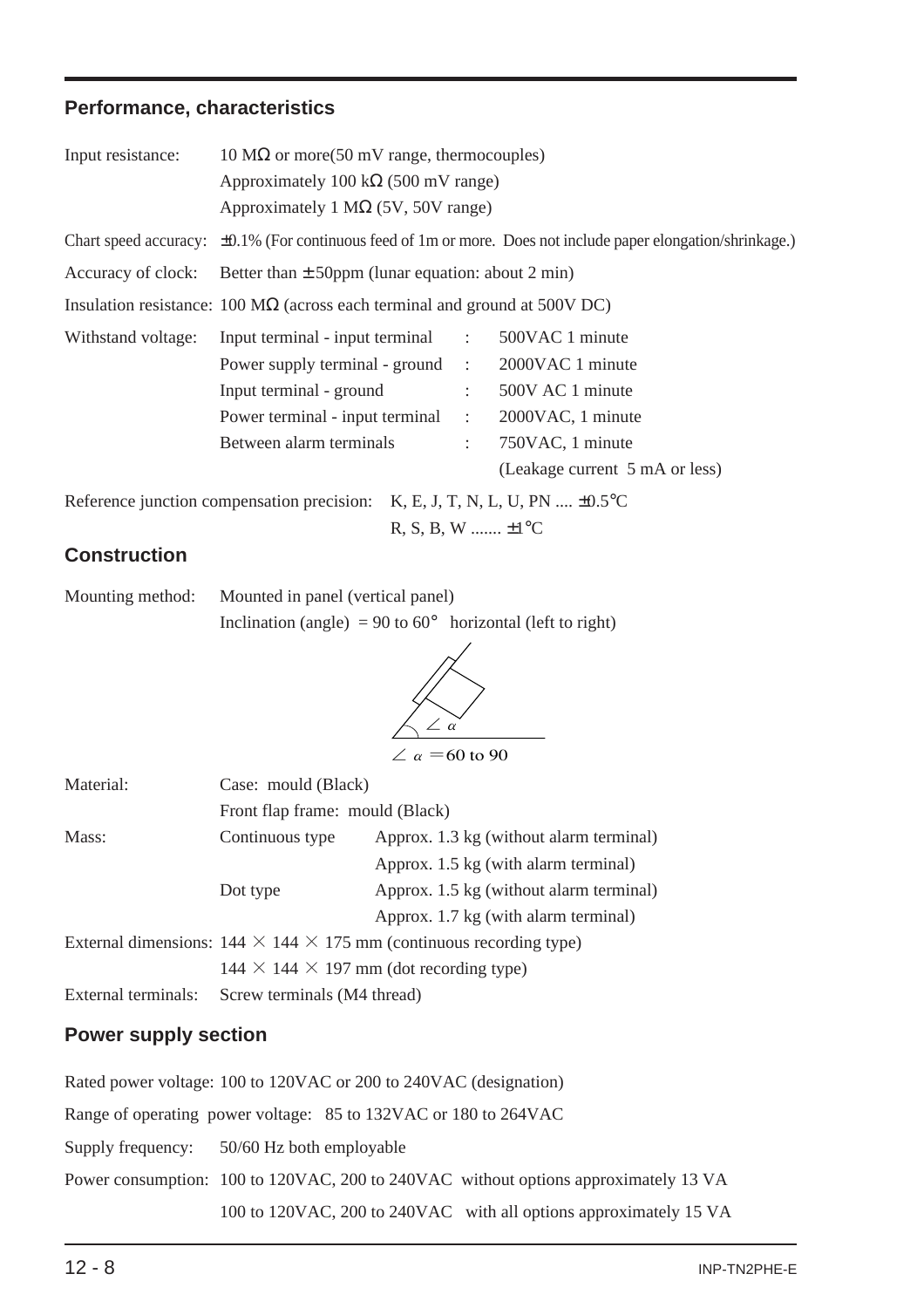## Performance, characteristics

Input resistance: 10 MΩ or more(50 mV range, thermocouples)
Approximately 100 kΩ (500 mV range)
Approximately 1 MΩ (5V, 50V range)

Chart speed accuracy: ±0.1% (For continuous feed of 1m or more. Does not include paper elongation/shrinkage.)

Accuracy of clock: Better than ± 50ppm (lunar equation: about 2 min)

Insulation resistance: 100 MΩ (across each terminal and ground at 500V DC)

Withstand voltage:

| | | |
|---|---|---|
| Input terminal - input terminal | : | 500VAC 1 minute |
| Power supply terminal - ground | : | 2000VAC 1 minute |
| Input terminal - ground | : | 500V AC 1 minute |
| Power terminal - input terminal | : | 2000VAC, 1 minute |
| Between alarm terminals | : | 750VAC, 1 minute |
| | | (Leakage current 5 mA or less) |

Reference junction compensation precision: K, E, J, T, N, L, U, PN .... ±0.5°C
R, S, B, W ....... ±1°C

## Construction

Mounting method: Mounted in panel (vertical panel)
Inclination (angle) = 90 to 60° horizontal (left to right)

$\angle \alpha$

$\angle \alpha = 60$ to 90

Material: Case: mould (Black)
Front flap frame: mould (Black)

| Mass: | | |
|---|---|---|
| | Continuous type | Approx. 1.3 kg (without alarm terminal) |
| | | Approx. 1.5 kg (with alarm terminal) |
| | Dot type | Approx. 1.5 kg (without alarm terminal) |
| | | Approx. 1.7 kg (with alarm terminal) |

External dimensions: 144 × 144 × 175 mm (continuous recording type)
144 × 144 × 197 mm (dot recording type)

External terminals: Screw terminals (M4 thread)

## Power supply section

Rated power voltage: 100 to 120VAC or 200 to 240VAC (designation)

Range of operating power voltage: 85 to 132VAC or 180 to 264VAC

Supply frequency: 50/60 Hz both employable

Power consumption: 100 to 120VAC, 200 to 240VAC without options approximately 13 VA
100 to 120VAC, 200 to 240VAC with all options approximately 15 VA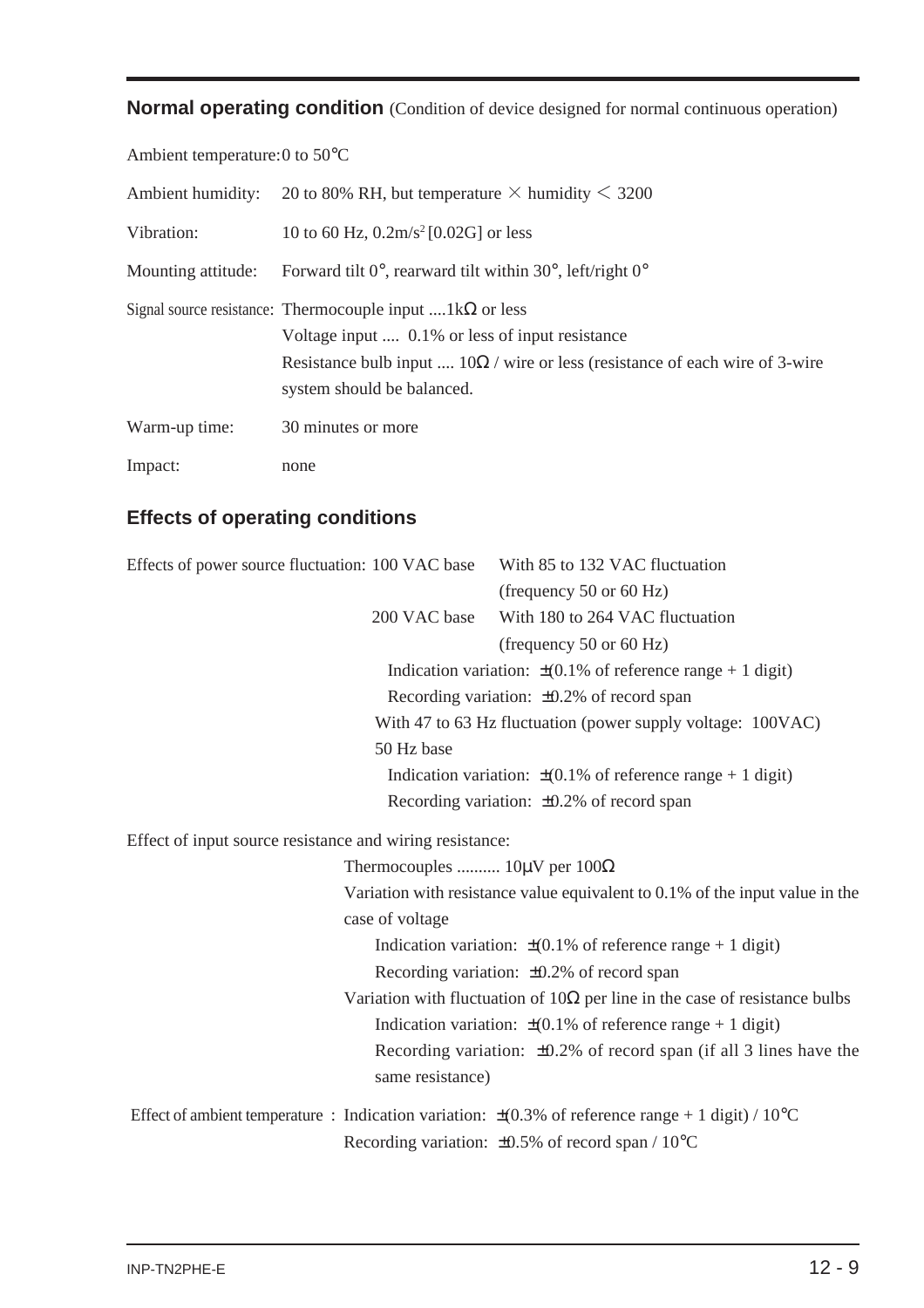## Normal operating condition (Condition of device designed for normal continuous operation)

Ambient temperature: 0 to 50°C

Ambient humidity: 20 to 80% RH, but temperature × humidity < 3200

Vibration: 10 to 60 Hz, $0.2m/s^2$ [0.02G] or less

Mounting attitude: Forward tilt 0°, rearward tilt within 30°, left/right 0°

Signal source resistance: Thermocouple input ....1kΩ or less
Voltage input .... 0.1% or less of input resistance
Resistance bulb input .... 10Ω / wire or less (resistance of each wire of 3-wire system should be balanced.

Warm-up time: 30 minutes or more

Impact: none

## Effects of operating conditions

Effects of power source fluctuation: 100 VAC base With 85 to 132 VAC fluctuation (frequency 50 or 60 Hz)
200 VAC base With 180 to 264 VAC fluctuation (frequency 50 or 60 Hz)
Indication variation: ±(0.1% of reference range + 1 digit)
Recording variation: ±0.2% of record span
With 47 to 63 Hz fluctuation (power supply voltage: 100VAC) 50 Hz base
Indication variation: ±(0.1% of reference range + 1 digit)
Recording variation: ±0.2% of record span

Effect of input source resistance and wiring resistance:
Thermocouples .......... 10μV per 100Ω
Variation with resistance value equivalent to 0.1% of the input value in the case of voltage
Indication variation: ±(0.1% of reference range + 1 digit)
Recording variation: ±0.2% of record span
Variation with fluctuation of 10Ω per line in the case of resistance bulbs
Indication variation: ±(0.1% of reference range + 1 digit)
Recording variation: ±0.2% of record span (if all 3 lines have the same resistance)

Effect of ambient temperature : Indication variation: ±(0.3% of reference range + 1 digit) / 10°C
Recording variation: ±0.5% of record span / 10°C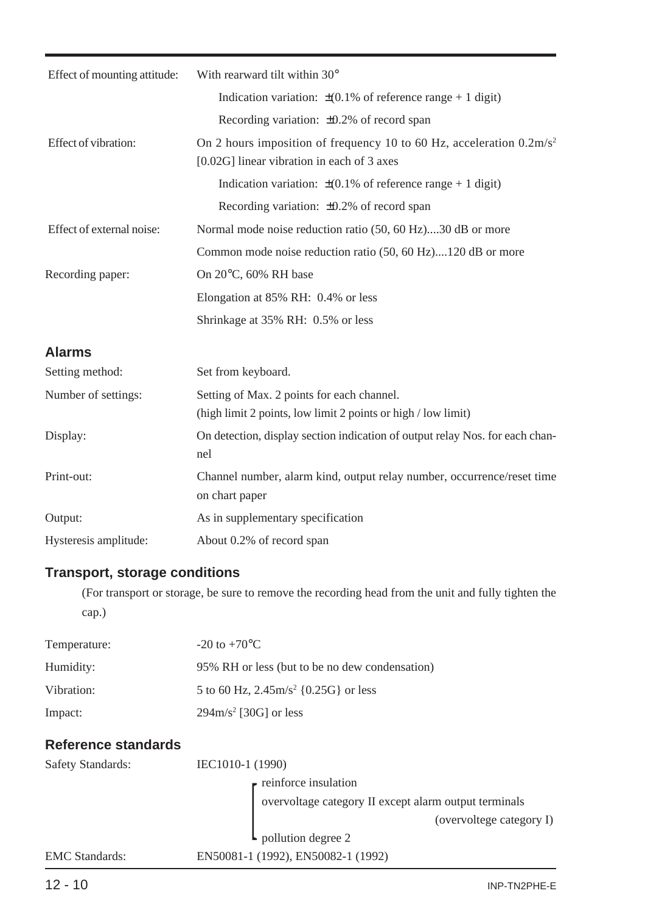| | |
|---|---|
| Effect of mounting attitude: | With rearward tilt within 30° |
| | Indication variation: ±(0.1% of reference range + 1 digit) |
| | Recording variation: ±0.2% of record span |
| Effect of vibration: | On 2 hours imposition of frequency 10 to 60 Hz, acceleration $0.2m/s^2$ [0.02G] linear vibration in each of 3 axes |
| | Indication variation: ±(0.1% of reference range + 1 digit) |
| | Recording variation: ±0.2% of record span |
| Effect of external noise: | Normal mode noise reduction ratio (50, 60 Hz)....30 dB or more |
| | Common mode noise reduction ratio (50, 60 Hz)....120 dB or more |
| Recording paper: | On 20°C, 60% RH base |
| | Elongation at 85% RH: 0.4% or less |
| | Shrinkage at 35% RH: 0.5% or less |

### Alarms

| | |
|---|---|
| Setting method: | Set from keyboard. |
| Number of settings: | Setting of Max. 2 points for each channel. (high limit 2 points, low limit 2 points or high / low limit) |
| Display: | On detection, display section indication of output relay Nos. for each channel |
| Print-out: | Channel number, alarm kind, output relay number, occurrence/reset time on chart paper |
| Output: | As in supplementary specification |
| Hysteresis amplitude: | About 0.2% of record span |

### Transport, storage conditions

(For transport or storage, be sure to remove the recording head from the unit and fully tighten the cap.)

| | |
|---|---|
| Temperature: | -20 to +70°C |
| Humidity: | 95% RH or less (but to be no dew condensation) |
| Vibration: | 5 to 60 Hz, $2.45m/s^2$ {0.25G} or less |
| Impact: | $294m/s^2$ [30G] or less |

### Reference standards

| | |
|---|---|
| Safety Standards: | IEC1010-1 (1990) |
| | reinforce insulation<br>overvoltage category II except alarm output terminals (overvoltege category I)<br>pollution degree 2 |
| EMC Standards: | EN50081-1 (1992), EN50082-1 (1992) |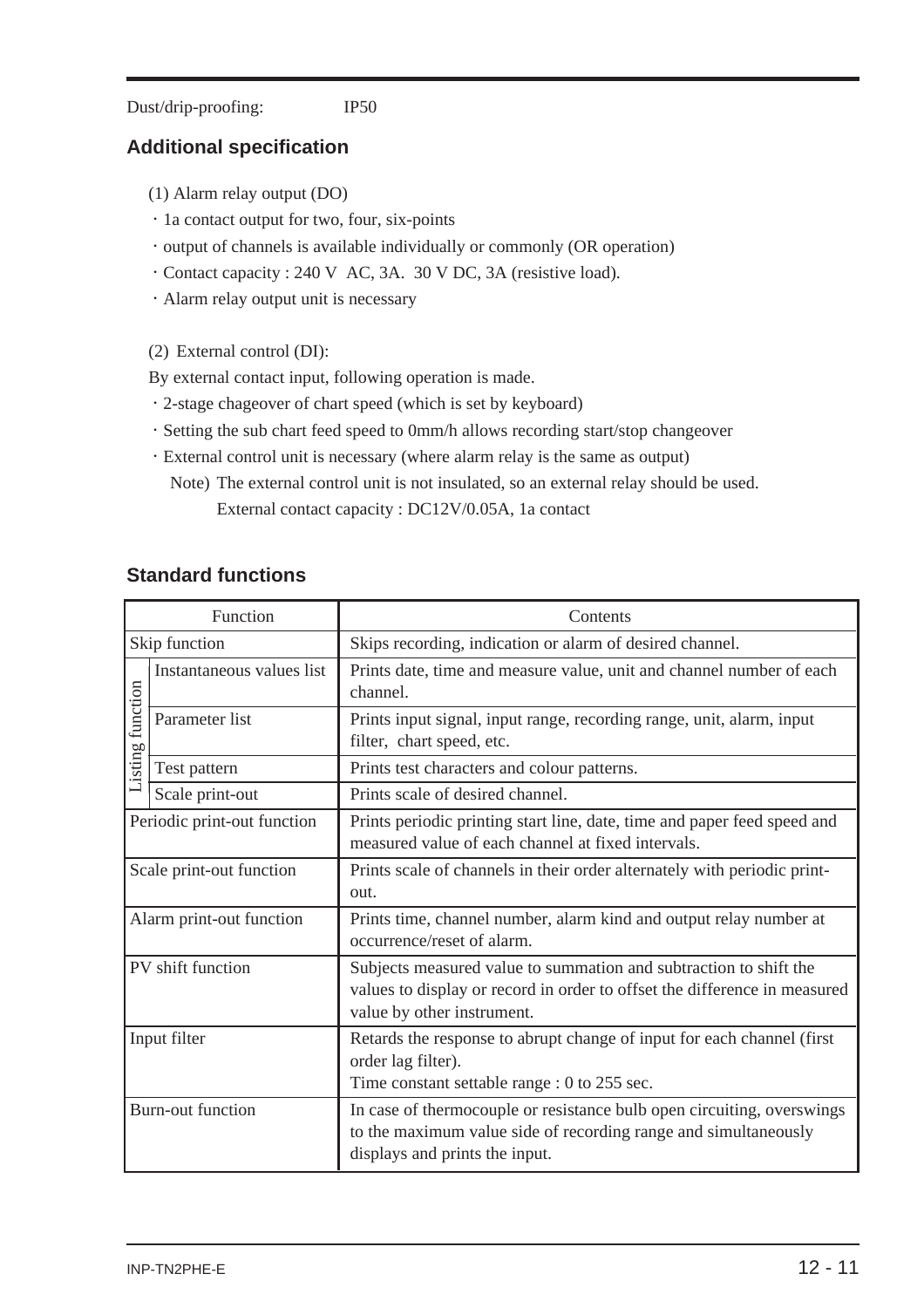Dust/drip-proofing: IP50

## Additional specification

(1) Alarm relay output (DO)

- 1a contact output for two, four, six-points
- output of channels is available individually or commonly (OR operation)
- Contact capacity : 240 V AC, 3A. 30 V DC, 3A (resistive load).
- Alarm relay output unit is necessary

(2) External control (DI):

By external contact input, following operation is made.

- 2-stage chageover of chart speed (which is set by keyboard)
- Setting the sub chart feed speed to 0mm/h allows recording start/stop changeover
- External control unit is necessary (where alarm relay is the same as output)

Note) The external control unit is not insulated, so an external relay should be used.
External contact capacity : DC12V/0.05A, 1a contact

## Standard functions

| Function | | Contents |
|---|---|---|
| Skip function | | Skips recording, indication or alarm of desired channel. |
| Listing function | Instantaneous values list | Prints date, time and measure value, unit and channel number of each channel. |
| | Parameter list | Prints input signal, input range, recording range, unit, alarm, input filter, chart speed, etc. |
| | Test pattern | Prints test characters and colour patterns. |
| | Scale print-out | Prints scale of desired channel. |
| Periodic print-out function | | Prints periodic printing start line, date, time and paper feed speed and measured value of each channel at fixed intervals. |
| Scale print-out function | | Prints scale of channels in their order alternately with periodic print-out. |
| Alarm print-out function | | Prints time, channel number, alarm kind and output relay number at occurrence/reset of alarm. |
| PV shift function | | Subjects measured value to summation and subtraction to shift the values to display or record in order to offset the difference in measured value by other instrument. |
| Input filter | | Retards the response to abrupt change of input for each channel (first order lag filter). Time constant settable range : 0 to 255 sec. |
| Burn-out function | | In case of thermocouple or resistance bulb open circuiting, overswings to the maximum value side of recording range and simultaneously displays and prints the input. |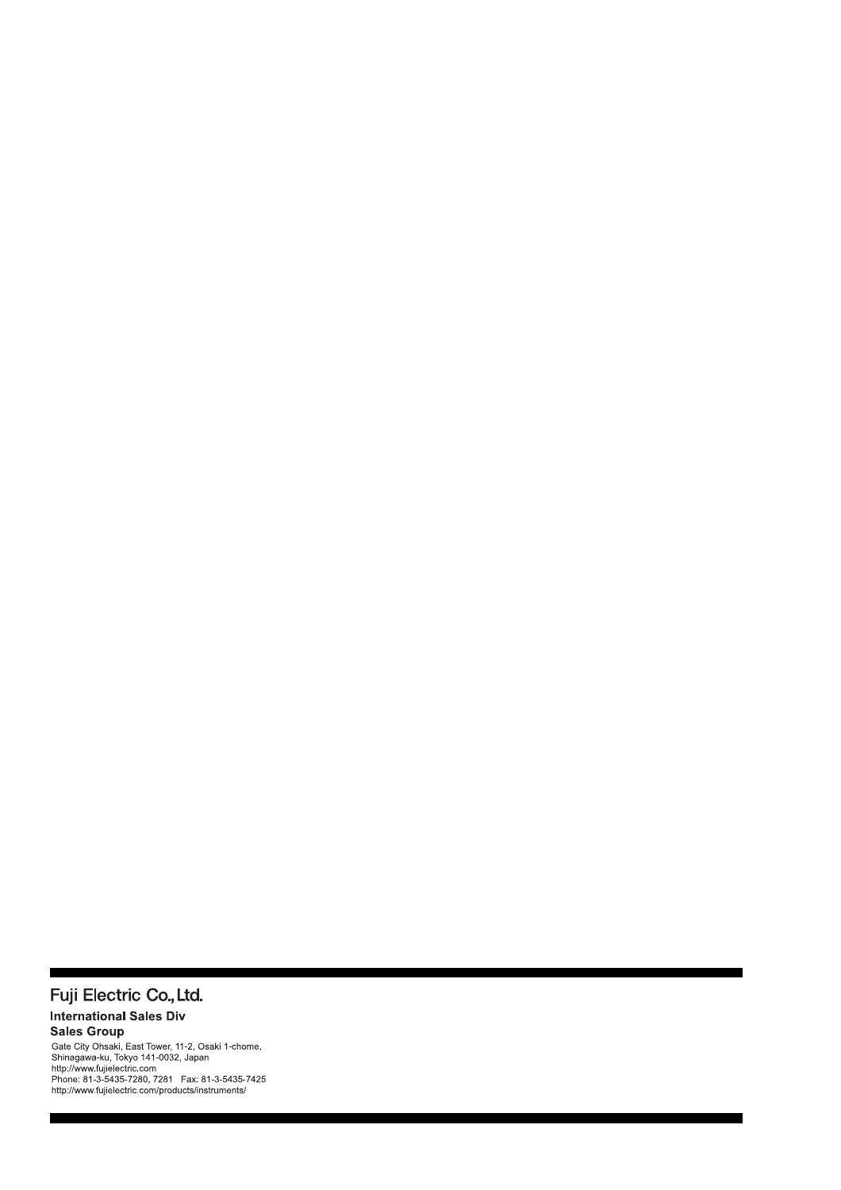# Fuji Electric Co., Ltd.

**International Sales Div**

**Sales Group**

Gate City Ohsaki, East Tower, 11-2, Osaki 1-chome,
Shinagawa-ku, Tokyo 141-0032, Japan
http://www.fujielectric.com
Phone: 81-3-5435-7280, 7281 Fax: 81-3-5435-7425
http://www.fujielectric.com/products/instruments/